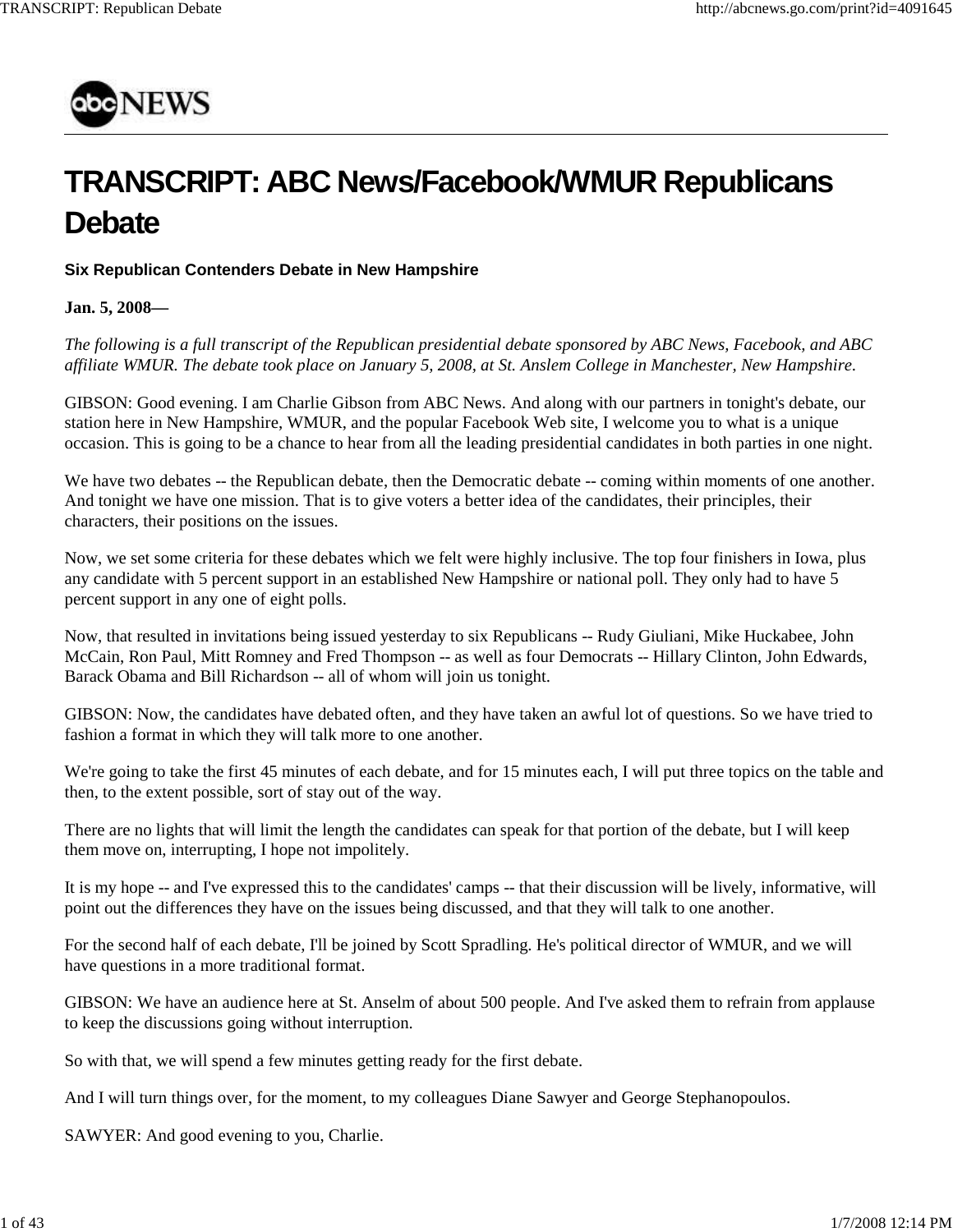# TRANSCRIPT: ABC News/Facebook/WMUR Republicans Debate

**Six Republican Contenders Debate in New Hampshire**

**Jan. 5, 2008—**

*The following is a full transcript of the Republican presidential debate sponsored by ABC News, Facebook, and ABC affiliate WMUR. The debate took place on January 5, 2008, at St. Anslem College in Manchester, New Hampshire.*

GIBSON: Good evening. I am Charlie Gibson from ABC News. And along with our partners in tonight's debate, our station here in New Hampshire, WMUR, and the popular Facebook Web site, I welcome you to what is a unique occasion. This is going to be a chance to hear from all the leading presidential candidates in both parties in one night.

We have two debates -- the Republican debate, then the Democratic debate -- coming within moments of one another. And tonight we have one mission. That is to give voters a better idea of the candidates, their principles, their characters, their positions on the issues.

Now, we set some criteria for these debates which we felt were highly inclusive. The top four finishers in Iowa, plus any candidate with 5 percent support in an established New Hampshire or national poll. They only had to have 5 percent support in any one of eight polls.

Now, that resulted in invitations being issued yesterday to six Republicans -- Rudy Giuliani, Mike Huckabee, John McCain, Ron Paul, Mitt Romney and Fred Thompson -- as well as four Democrats -- Hillary Clinton, John Edwards, Barack Obama and Bill Richardson -- all of whom will join us tonight.

GIBSON: Now, the candidates have debated often, and they have taken an awful lot of questions. So we have tried to fashion a format in which they will talk more to one another.

We're going to take the first 45 minutes of each debate, and for 15 minutes each, I will put three topics on the table and then, to the extent possible, sort of stay out of the way.

There are no lights that will limit the length the candidates can speak for that portion of the debate, but I will keep them move on, interrupting, I hope not impolitely.

It is my hope -- and I've expressed this to the candidates' camps -- that their discussion will be lively, informative, will point out the differences they have on the issues being discussed, and that they will talk to one another.

For the second half of each debate, I'll be joined by Scott Spradling. He's political director of WMUR, and we will have questions in a more traditional format.

GIBSON: We have an audience here at St. Anselm of about 500 people. And I've asked them to refrain from applause to keep the discussions going without interruption.

So with that, we will spend a few minutes getting ready for the first debate.

And I will turn things over, for the moment, to my colleagues Diane Sawyer and George Stephanopoulos.

SAWYER: And good evening to you, Charlie.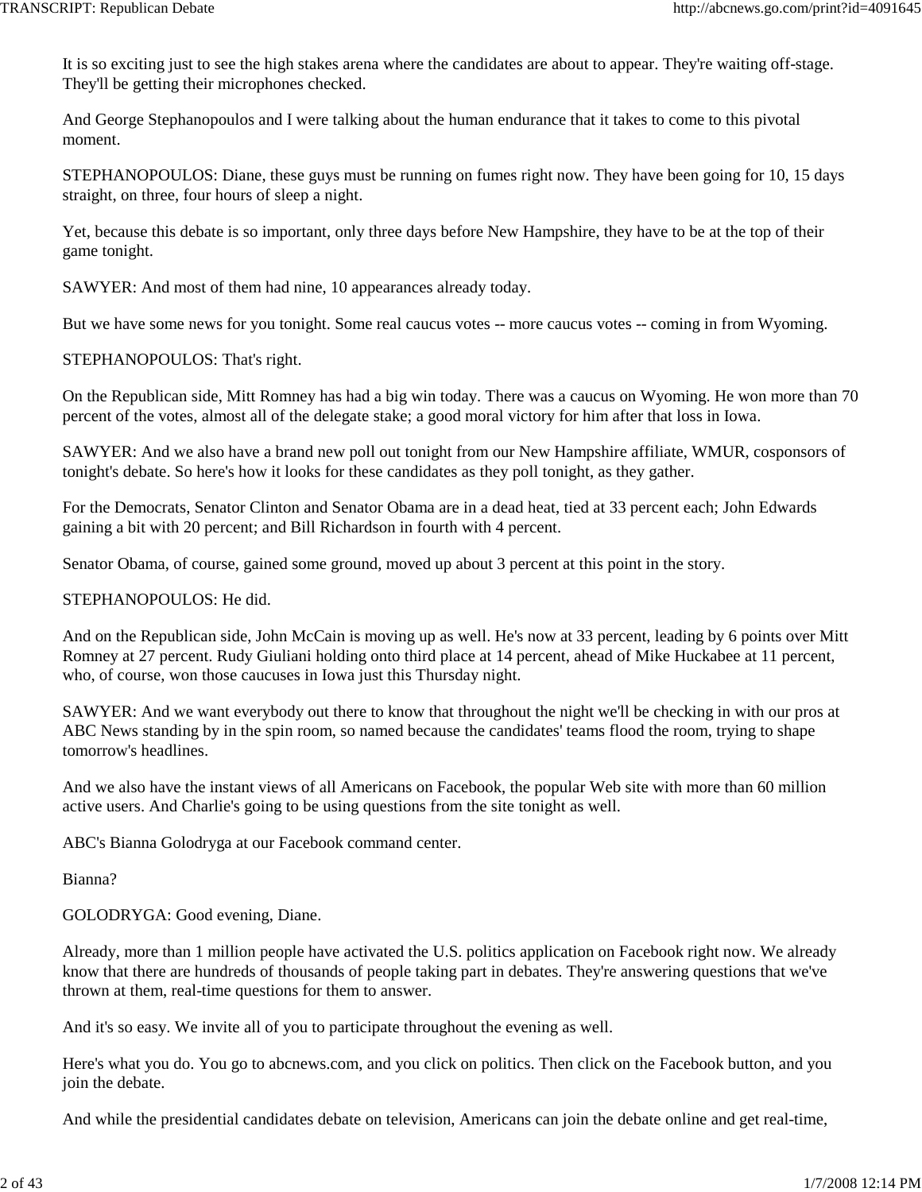It is so exciting just to see the high stakes arena where the candidates are about to appear. They're waiting off-stage. They'll be getting their microphones checked.

And George Stephanopoulos and I were talking about the human endurance that it takes to come to this pivotal moment.

STEPHANOPOULOS: Diane, these guys must be running on fumes right now. They have been going for 10, 15 days straight, on three, four hours of sleep a night.

Yet, because this debate is so important, only three days before New Hampshire, they have to be at the top of their game tonight.

SAWYER: And most of them had nine, 10 appearances already today.

But we have some news for you tonight. Some real caucus votes -- more caucus votes -- coming in from Wyoming.

STEPHANOPOULOS: That's right.

On the Republican side, Mitt Romney has had a big win today. There was a caucus on Wyoming. He won more than 70 percent of the votes, almost all of the delegate stake; a good moral victory for him after that loss in Iowa.

SAWYER: And we also have a brand new poll out tonight from our New Hampshire affiliate, WMUR, cosponsors of tonight's debate. So here's how it looks for these candidates as they poll tonight, as they gather.

For the Democrats, Senator Clinton and Senator Obama are in a dead heat, tied at 33 percent each; John Edwards gaining a bit with 20 percent; and Bill Richardson in fourth with 4 percent.

Senator Obama, of course, gained some ground, moved up about 3 percent at this point in the story.

STEPHANOPOULOS: He did.

And on the Republican side, John McCain is moving up as well. He's now at 33 percent, leading by 6 points over Mitt Romney at 27 percent. Rudy Giuliani holding onto third place at 14 percent, ahead of Mike Huckabee at 11 percent, who, of course, won those caucuses in Iowa just this Thursday night.

SAWYER: And we want everybody out there to know that throughout the night we'll be checking in with our pros at ABC News standing by in the spin room, so named because the candidates' teams flood the room, trying to shape tomorrow's headlines.

And we also have the instant views of all Americans on Facebook, the popular Web site with more than 60 million active users. And Charlie's going to be using questions from the site tonight as well.

ABC's Bianna Golodryga at our Facebook command center.

Bianna?

GOLODRYGA: Good evening, Diane.

Already, more than 1 million people have activated the U.S. politics application on Facebook right now. We already know that there are hundreds of thousands of people taking part in debates. They're answering questions that we've thrown at them, real-time questions for them to answer.

And it's so easy. We invite all of you to participate throughout the evening as well.

Here's what you do. You go to abcnews.com, and you click on politics. Then click on the Facebook button, and you join the debate.

And while the presidential candidates debate on television, Americans can join the debate online and get real-time,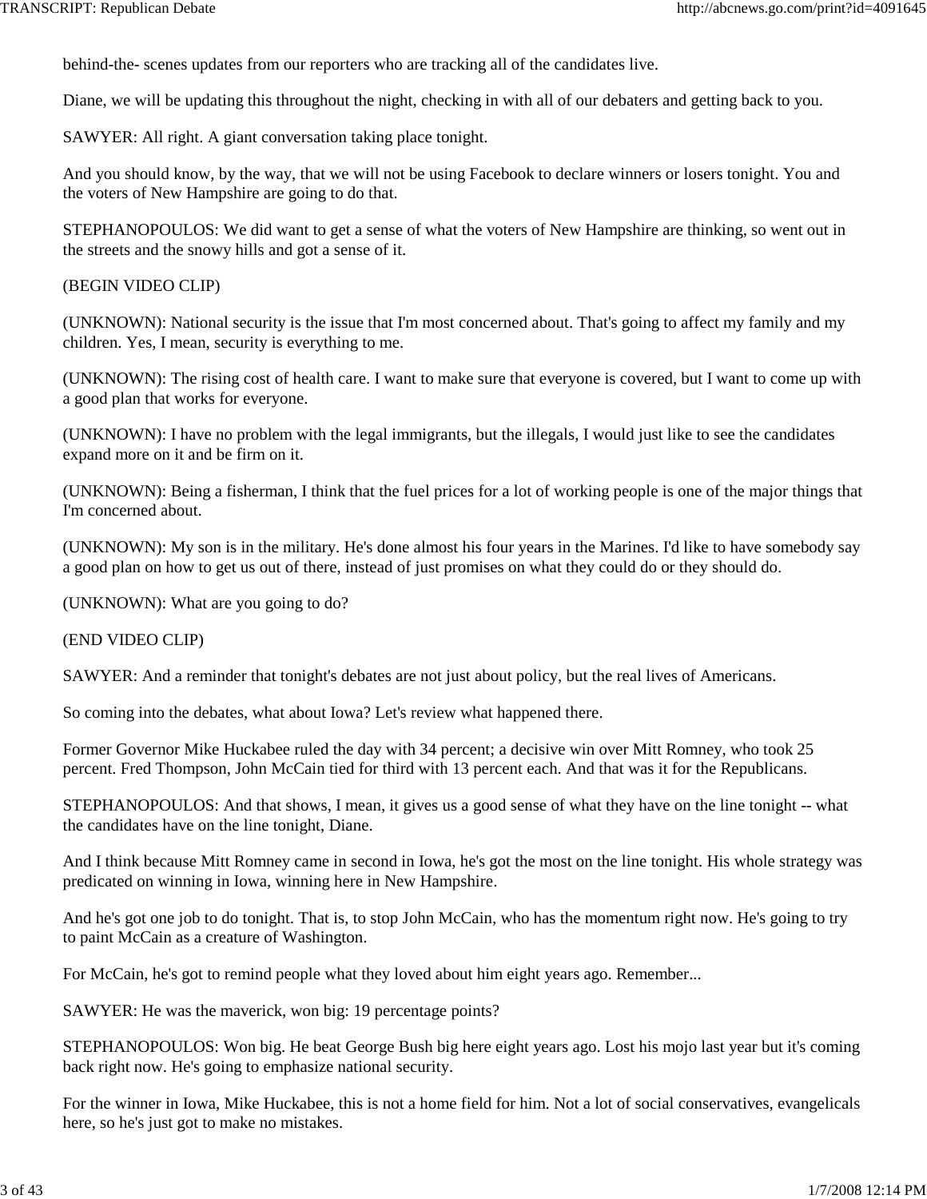behind-the- scenes updates from our reporters who are tracking all of the candidates live.

Diane, we will be updating this throughout the night, checking in with all of our debaters and getting back to you.

SAWYER: All right. A giant conversation taking place tonight.

And you should know, by the way, that we will not be using Facebook to declare winners or losers tonight. You and the voters of New Hampshire are going to do that.

STEPHANOPOULOS: We did want to get a sense of what the voters of New Hampshire are thinking, so went out in the streets and the snowy hills and got a sense of it.

(BEGIN VIDEO CLIP)

(UNKNOWN): National security is the issue that I'm most concerned about. That's going to affect my family and my children. Yes, I mean, security is everything to me.

(UNKNOWN): The rising cost of health care. I want to make sure that everyone is covered, but I want to come up with a good plan that works for everyone.

(UNKNOWN): I have no problem with the legal immigrants, but the illegals, I would just like to see the candidates expand more on it and be firm on it.

(UNKNOWN): Being a fisherman, I think that the fuel prices for a lot of working people is one of the major things that I'm concerned about.

(UNKNOWN): My son is in the military. He's done almost his four years in the Marines. I'd like to have somebody say a good plan on how to get us out of there, instead of just promises on what they could do or they should do.

(UNKNOWN): What are you going to do?

(END VIDEO CLIP)

SAWYER: And a reminder that tonight's debates are not just about policy, but the real lives of Americans.

So coming into the debates, what about Iowa? Let's review what happened there.

Former Governor Mike Huckabee ruled the day with 34 percent; a decisive win over Mitt Romney, who took 25 percent. Fred Thompson, John McCain tied for third with 13 percent each. And that was it for the Republicans.

STEPHANOPOULOS: And that shows, I mean, it gives us a good sense of what they have on the line tonight -- what the candidates have on the line tonight, Diane.

And I think because Mitt Romney came in second in Iowa, he's got the most on the line tonight. His whole strategy was predicated on winning in Iowa, winning here in New Hampshire.

And he's got one job to do tonight. That is, to stop John McCain, who has the momentum right now. He's going to try to paint McCain as a creature of Washington.

For McCain, he's got to remind people what they loved about him eight years ago. Remember...

SAWYER: He was the maverick, won big: 19 percentage points?

STEPHANOPOULOS: Won big. He beat George Bush big here eight years ago. Lost his mojo last year but it's coming back right now. He's going to emphasize national security.

For the winner in Iowa, Mike Huckabee, this is not a home field for him. Not a lot of social conservatives, evangelicals here, so he's just got to make no mistakes.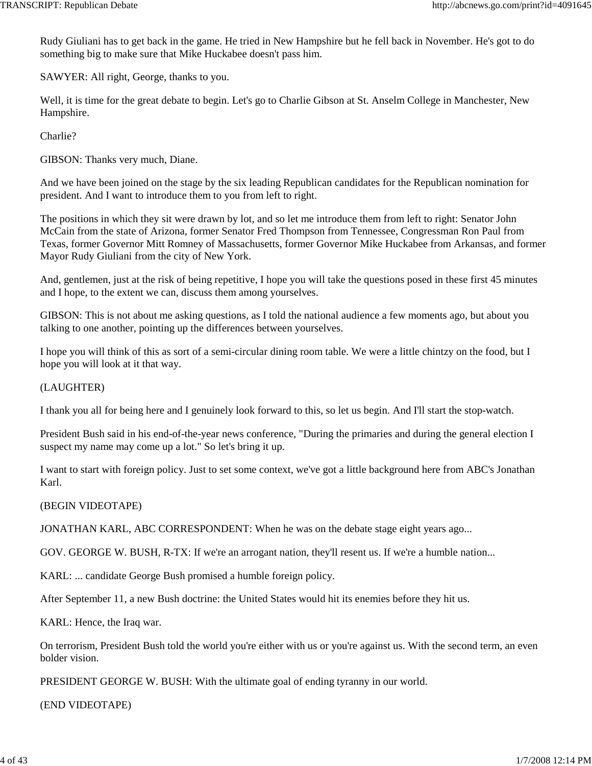Rudy Giuliani has to get back in the game. He tried in New Hampshire but he fell back in November. He's got to do something big to make sure that Mike Huckabee doesn't pass him.

SAWYER: All right, George, thanks to you.

Well, it is time for the great debate to begin. Let's go to Charlie Gibson at St. Anselm College in Manchester, New Hampshire.

Charlie?

GIBSON: Thanks very much, Diane.

And we have been joined on the stage by the six leading Republican candidates for the Republican nomination for president. And I want to introduce them to you from left to right.

The positions in which they sit were drawn by lot, and so let me introduce them from left to right: Senator John McCain from the state of Arizona, former Senator Fred Thompson from Tennessee, Congressman Ron Paul from Texas, former Governor Mitt Romney of Massachusetts, former Governor Mike Huckabee from Arkansas, and former Mayor Rudy Giuliani from the city of New York.

And, gentlemen, just at the risk of being repetitive, I hope you will take the questions posed in these first 45 minutes and I hope, to the extent we can, discuss them among yourselves.

GIBSON: This is not about me asking questions, as I told the national audience a few moments ago, but about you talking to one another, pointing up the differences between yourselves.

I hope you will think of this as sort of a semi-circular dining room table. We were a little chintzy on the food, but I hope you will look at it that way.

(LAUGHTER)

I thank you all for being here and I genuinely look forward to this, so let us begin. And I'll start the stop-watch.

President Bush said in his end-of-the-year news conference, "During the primaries and during the general election I suspect my name may come up a lot." So let's bring it up.

I want to start with foreign policy. Just to set some context, we've got a little background here from ABC's Jonathan Karl.

(BEGIN VIDEOTAPE)

JONATHAN KARL, ABC CORRESPONDENT: When he was on the debate stage eight years ago...

GOV. GEORGE W. BUSH, R-TX: If we're an arrogant nation, they'll resent us. If we're a humble nation...

KARL: ... candidate George Bush promised a humble foreign policy.

After September 11, a new Bush doctrine: the United States would hit its enemies before they hit us.

KARL: Hence, the Iraq war.

On terrorism, President Bush told the world you're either with us or you're against us. With the second term, an even bolder vision.

PRESIDENT GEORGE W. BUSH: With the ultimate goal of ending tyranny in our world.

(END VIDEOTAPE)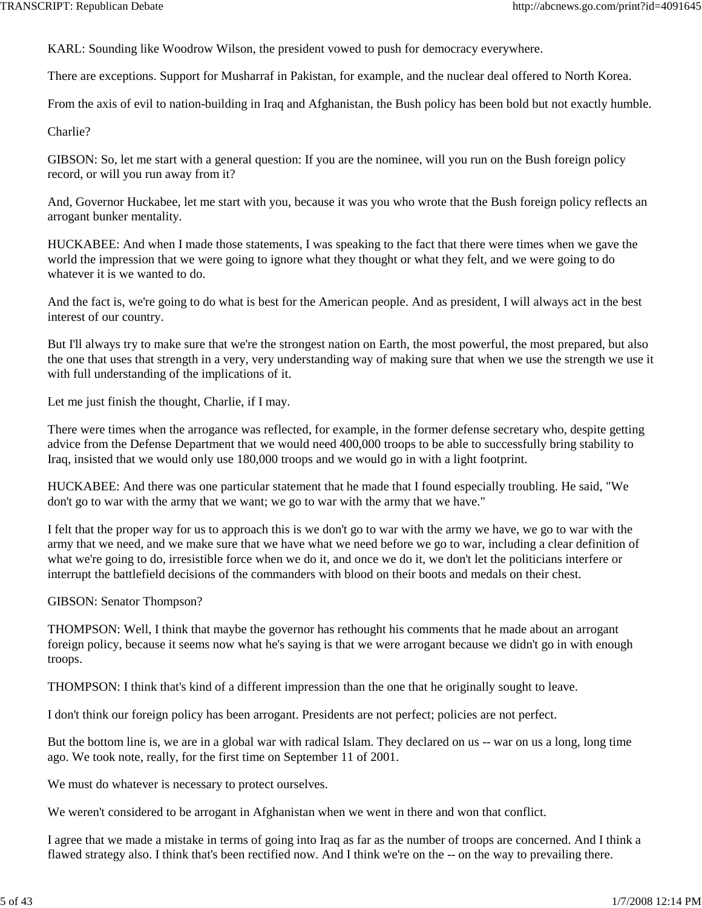KARL: Sounding like Woodrow Wilson, the president vowed to push for democracy everywhere.

There are exceptions. Support for Musharraf in Pakistan, for example, and the nuclear deal offered to North Korea.

From the axis of evil to nation-building in Iraq and Afghanistan, the Bush policy has been bold but not exactly humble.

Charlie?

GIBSON: So, let me start with a general question: If you are the nominee, will you run on the Bush foreign policy record, or will you run away from it?

And, Governor Huckabee, let me start with you, because it was you who wrote that the Bush foreign policy reflects an arrogant bunker mentality.

HUCKABEE: And when I made those statements, I was speaking to the fact that there were times when we gave the world the impression that we were going to ignore what they thought or what they felt, and we were going to do whatever it is we wanted to do.

And the fact is, we're going to do what is best for the American people. And as president, I will always act in the best interest of our country.

But I'll always try to make sure that we're the strongest nation on Earth, the most powerful, the most prepared, but also the one that uses that strength in a very, very understanding way of making sure that when we use the strength we use it with full understanding of the implications of it.

Let me just finish the thought, Charlie, if I may.

There were times when the arrogance was reflected, for example, in the former defense secretary who, despite getting advice from the Defense Department that we would need 400,000 troops to be able to successfully bring stability to Iraq, insisted that we would only use 180,000 troops and we would go in with a light footprint.

HUCKABEE: And there was one particular statement that he made that I found especially troubling. He said, "We don't go to war with the army that we want; we go to war with the army that we have."

I felt that the proper way for us to approach this is we don't go to war with the army we have, we go to war with the army that we need, and we make sure that we have what we need before we go to war, including a clear definition of what we're going to do, irresistible force when we do it, and once we do it, we don't let the politicians interfere or interrupt the battlefield decisions of the commanders with blood on their boots and medals on their chest.

GIBSON: Senator Thompson?

THOMPSON: Well, I think that maybe the governor has rethought his comments that he made about an arrogant foreign policy, because it seems now what he's saying is that we were arrogant because we didn't go in with enough troops.

THOMPSON: I think that's kind of a different impression than the one that he originally sought to leave.

I don't think our foreign policy has been arrogant. Presidents are not perfect; policies are not perfect.

But the bottom line is, we are in a global war with radical Islam. They declared on us -- war on us a long, long time ago. We took note, really, for the first time on September 11 of 2001.

We must do whatever is necessary to protect ourselves.

We weren't considered to be arrogant in Afghanistan when we went in there and won that conflict.

I agree that we made a mistake in terms of going into Iraq as far as the number of troops are concerned. And I think a flawed strategy also. I think that's been rectified now. And I think we're on the -- on the way to prevailing there.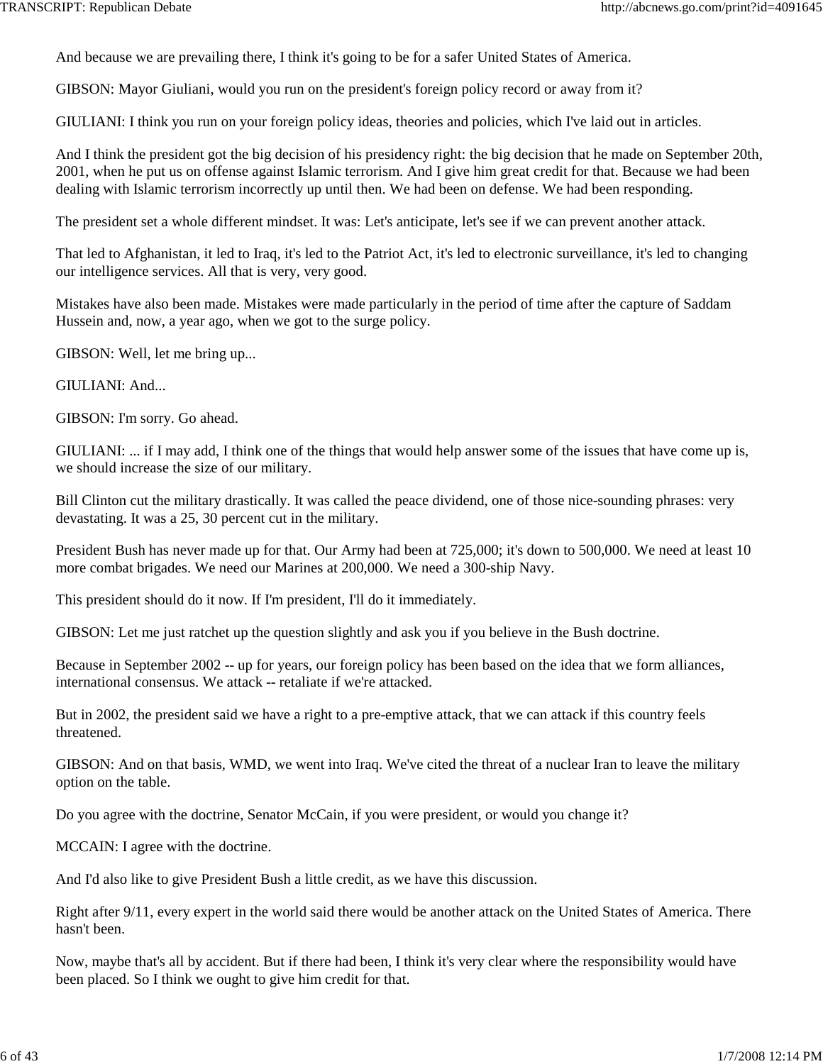And because we are prevailing there, I think it's going to be for a safer United States of America.

GIBSON: Mayor Giuliani, would you run on the president's foreign policy record or away from it?

GIULIANI: I think you run on your foreign policy ideas, theories and policies, which I've laid out in articles.

And I think the president got the big decision of his presidency right: the big decision that he made on September 20th, 2001, when he put us on offense against Islamic terrorism. And I give him great credit for that. Because we had been dealing with Islamic terrorism incorrectly up until then. We had been on defense. We had been responding.

The president set a whole different mindset. It was: Let's anticipate, let's see if we can prevent another attack.

That led to Afghanistan, it led to Iraq, it's led to the Patriot Act, it's led to electronic surveillance, it's led to changing our intelligence services. All that is very, very good.

Mistakes have also been made. Mistakes were made particularly in the period of time after the capture of Saddam Hussein and, now, a year ago, when we got to the surge policy.

GIBSON: Well, let me bring up...

GIULIANI: And...

GIBSON: I'm sorry. Go ahead.

GIULIANI: ... if I may add, I think one of the things that would help answer some of the issues that have come up is, we should increase the size of our military.

Bill Clinton cut the military drastically. It was called the peace dividend, one of those nice-sounding phrases: very devastating. It was a 25, 30 percent cut in the military.

President Bush has never made up for that. Our Army had been at 725,000; it's down to 500,000. We need at least 10 more combat brigades. We need our Marines at 200,000. We need a 300-ship Navy.

This president should do it now. If I'm president, I'll do it immediately.

GIBSON: Let me just ratchet up the question slightly and ask you if you believe in the Bush doctrine.

Because in September 2002 -- up for years, our foreign policy has been based on the idea that we form alliances, international consensus. We attack -- retaliate if we're attacked.

But in 2002, the president said we have a right to a pre-emptive attack, that we can attack if this country feels threatened.

GIBSON: And on that basis, WMD, we went into Iraq. We've cited the threat of a nuclear Iran to leave the military option on the table.

Do you agree with the doctrine, Senator McCain, if you were president, or would you change it?

MCCAIN: I agree with the doctrine.

And I'd also like to give President Bush a little credit, as we have this discussion.

Right after 9/11, every expert in the world said there would be another attack on the United States of America. There hasn't been.

Now, maybe that's all by accident. But if there had been, I think it's very clear where the responsibility would have been placed. So I think we ought to give him credit for that.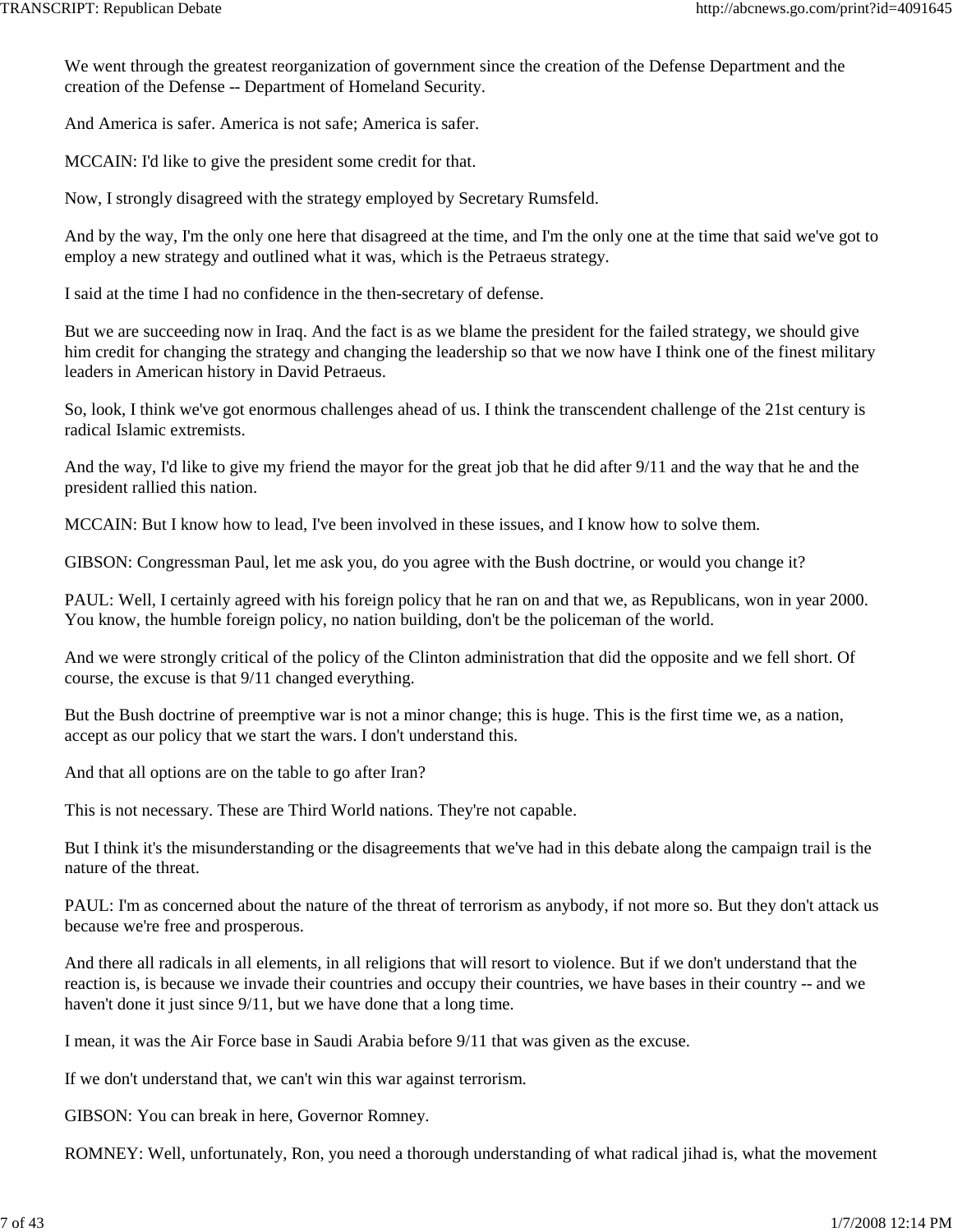We went through the greatest reorganization of government since the creation of the Defense Department and the creation of the Defense -- Department of Homeland Security.

And America is safer. America is not safe; America is safer.

MCCAIN: I'd like to give the president some credit for that.

Now, I strongly disagreed with the strategy employed by Secretary Rumsfeld.

And by the way, I'm the only one here that disagreed at the time, and I'm the only one at the time that said we've got to employ a new strategy and outlined what it was, which is the Petraeus strategy.

I said at the time I had no confidence in the then-secretary of defense.

But we are succeeding now in Iraq. And the fact is as we blame the president for the failed strategy, we should give him credit for changing the strategy and changing the leadership so that we now have I think one of the finest military leaders in American history in David Petraeus.

So, look, I think we've got enormous challenges ahead of us. I think the transcendent challenge of the 21st century is radical Islamic extremists.

And the way, I'd like to give my friend the mayor for the great job that he did after 9/11 and the way that he and the president rallied this nation.

MCCAIN: But I know how to lead, I've been involved in these issues, and I know how to solve them.

GIBSON: Congressman Paul, let me ask you, do you agree with the Bush doctrine, or would you change it?

PAUL: Well, I certainly agreed with his foreign policy that he ran on and that we, as Republicans, won in year 2000. You know, the humble foreign policy, no nation building, don't be the policeman of the world.

And we were strongly critical of the policy of the Clinton administration that did the opposite and we fell short. Of course, the excuse is that 9/11 changed everything.

But the Bush doctrine of preemptive war is not a minor change; this is huge. This is the first time we, as a nation, accept as our policy that we start the wars. I don't understand this.

And that all options are on the table to go after Iran?

This is not necessary. These are Third World nations. They're not capable.

But I think it's the misunderstanding or the disagreements that we've had in this debate along the campaign trail is the nature of the threat.

PAUL: I'm as concerned about the nature of the threat of terrorism as anybody, if not more so. But they don't attack us because we're free and prosperous.

And there all radicals in all elements, in all religions that will resort to violence. But if we don't understand that the reaction is, is because we invade their countries and occupy their countries, we have bases in their country -- and we haven't done it just since 9/11, but we have done that a long time.

I mean, it was the Air Force base in Saudi Arabia before 9/11 that was given as the excuse.

If we don't understand that, we can't win this war against terrorism.

GIBSON: You can break in here, Governor Romney.

ROMNEY: Well, unfortunately, Ron, you need a thorough understanding of what radical jihad is, what the movement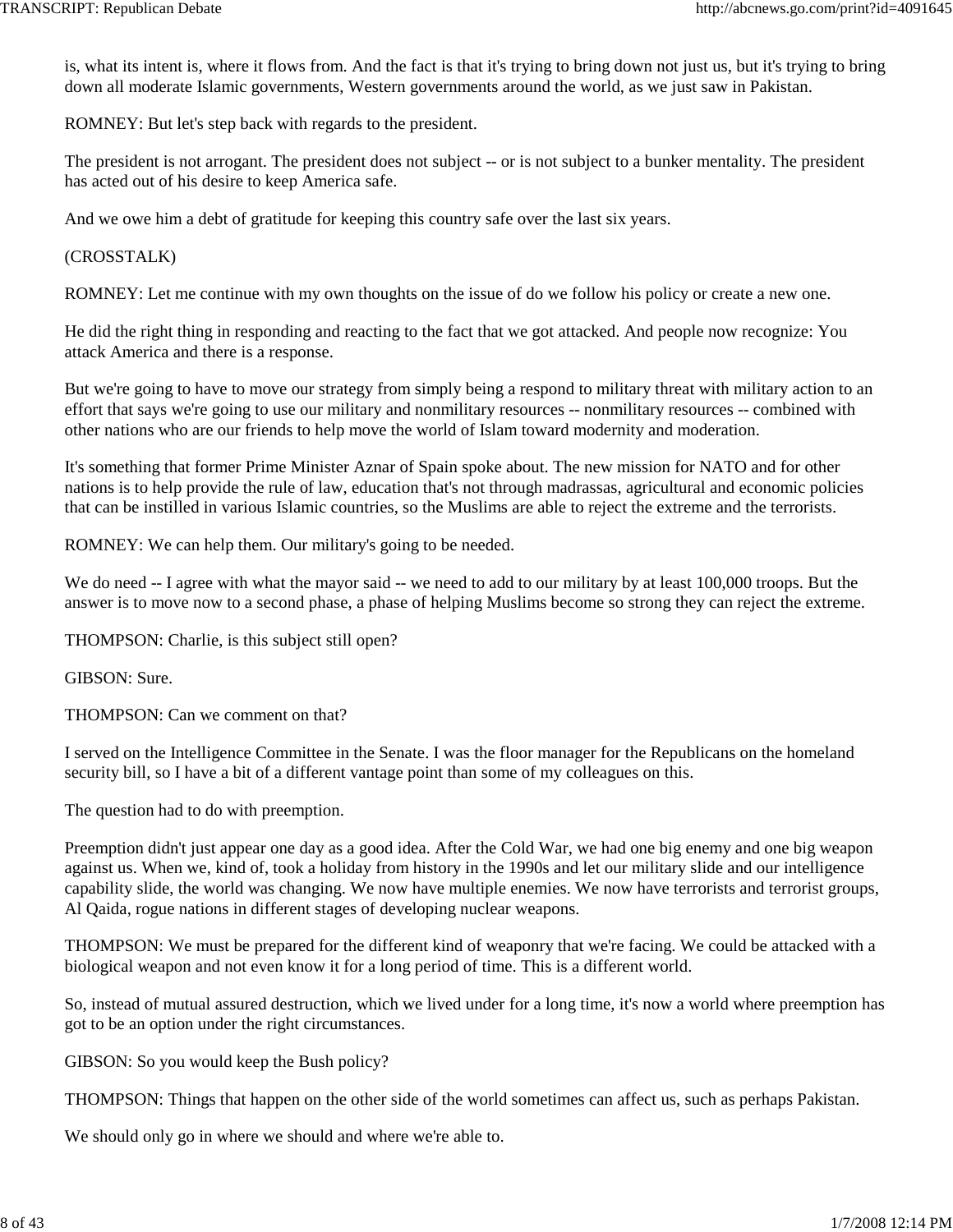is, what its intent is, where it flows from. And the fact is that it's trying to bring down not just us, but it's trying to bring down all moderate Islamic governments, Western governments around the world, as we just saw in Pakistan.

ROMNEY: But let's step back with regards to the president.

The president is not arrogant. The president does not subject -- or is not subject to a bunker mentality. The president has acted out of his desire to keep America safe.

And we owe him a debt of gratitude for keeping this country safe over the last six years.

(CROSSTALK)

ROMNEY: Let me continue with my own thoughts on the issue of do we follow his policy or create a new one.

He did the right thing in responding and reacting to the fact that we got attacked. And people now recognize: You attack America and there is a response.

But we're going to have to move our strategy from simply being a respond to military threat with military action to an effort that says we're going to use our military and nonmilitary resources -- nonmilitary resources -- combined with other nations who are our friends to help move the world of Islam toward modernity and moderation.

It's something that former Prime Minister Aznar of Spain spoke about. The new mission for NATO and for other nations is to help provide the rule of law, education that's not through madrassas, agricultural and economic policies that can be instilled in various Islamic countries, so the Muslims are able to reject the extreme and the terrorists.

ROMNEY: We can help them. Our military's going to be needed.

We do need -- I agree with what the mayor said -- we need to add to our military by at least 100,000 troops. But the answer is to move now to a second phase, a phase of helping Muslims become so strong they can reject the extreme.

THOMPSON: Charlie, is this subject still open?

GIBSON: Sure.

THOMPSON: Can we comment on that?

I served on the Intelligence Committee in the Senate. I was the floor manager for the Republicans on the homeland security bill, so I have a bit of a different vantage point than some of my colleagues on this.

The question had to do with preemption.

Preemption didn't just appear one day as a good idea. After the Cold War, we had one big enemy and one big weapon against us. When we, kind of, took a holiday from history in the 1990s and let our military slide and our intelligence capability slide, the world was changing. We now have multiple enemies. We now have terrorists and terrorist groups, Al Qaida, rogue nations in different stages of developing nuclear weapons.

THOMPSON: We must be prepared for the different kind of weaponry that we're facing. We could be attacked with a biological weapon and not even know it for a long period of time. This is a different world.

So, instead of mutual assured destruction, which we lived under for a long time, it's now a world where preemption has got to be an option under the right circumstances.

GIBSON: So you would keep the Bush policy?

THOMPSON: Things that happen on the other side of the world sometimes can affect us, such as perhaps Pakistan.

We should only go in where we should and where we're able to.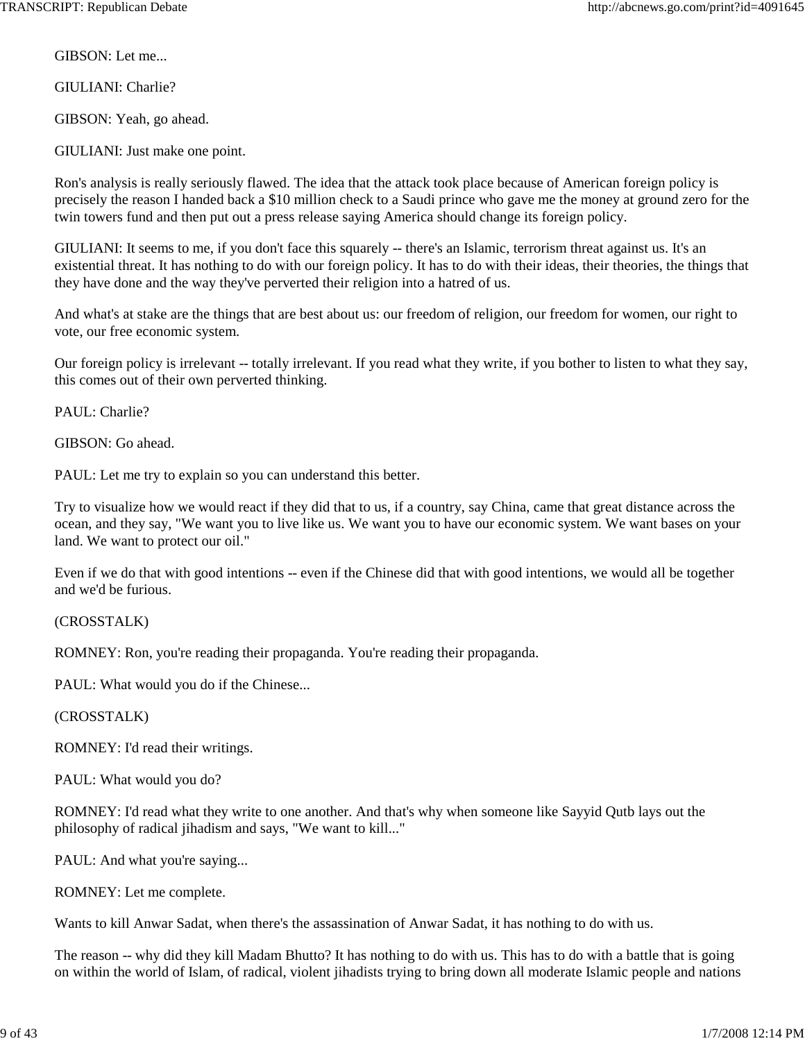GIBSON: Let me...

GIULIANI: Charlie?

GIBSON: Yeah, go ahead.

GIULIANI: Just make one point.

Ron's analysis is really seriously flawed. The idea that the attack took place because of American foreign policy is precisely the reason I handed back a $10 million check to a Saudi prince who gave me the money at ground zero for the twin towers fund and then put out a press release saying America should change its foreign policy.

GIULIANI: It seems to me, if you don't face this squarely -- there's an Islamic, terrorism threat against us. It's an existential threat. It has nothing to do with our foreign policy. It has to do with their ideas, their theories, the things that they have done and the way they've perverted their religion into a hatred of us.

And what's at stake are the things that are best about us: our freedom of religion, our freedom for women, our right to vote, our free economic system.

Our foreign policy is irrelevant -- totally irrelevant. If you read what they write, if you bother to listen to what they say, this comes out of their own perverted thinking.

PAUL: Charlie?

GIBSON: Go ahead.

PAUL: Let me try to explain so you can understand this better.

Try to visualize how we would react if they did that to us, if a country, say China, came that great distance across the ocean, and they say, "We want you to live like us. We want you to have our economic system. We want bases on your land. We want to protect our oil."

Even if we do that with good intentions -- even if the Chinese did that with good intentions, we would all be together and we'd be furious.

(CROSSTALK)

ROMNEY: Ron, you're reading their propaganda. You're reading their propaganda.

PAUL: What would you do if the Chinese...

(CROSSTALK)

ROMNEY: I'd read their writings.

PAUL: What would you do?

ROMNEY: I'd read what they write to one another. And that's why when someone like Sayyid Qutb lays out the philosophy of radical jihadism and says, "We want to kill..."

PAUL: And what you're saying...

ROMNEY: Let me complete.

Wants to kill Anwar Sadat, when there's the assassination of Anwar Sadat, it has nothing to do with us.

The reason -- why did they kill Madam Bhutto? It has nothing to do with us. This has to do with a battle that is going on within the world of Islam, of radical, violent jihadists trying to bring down all moderate Islamic people and nations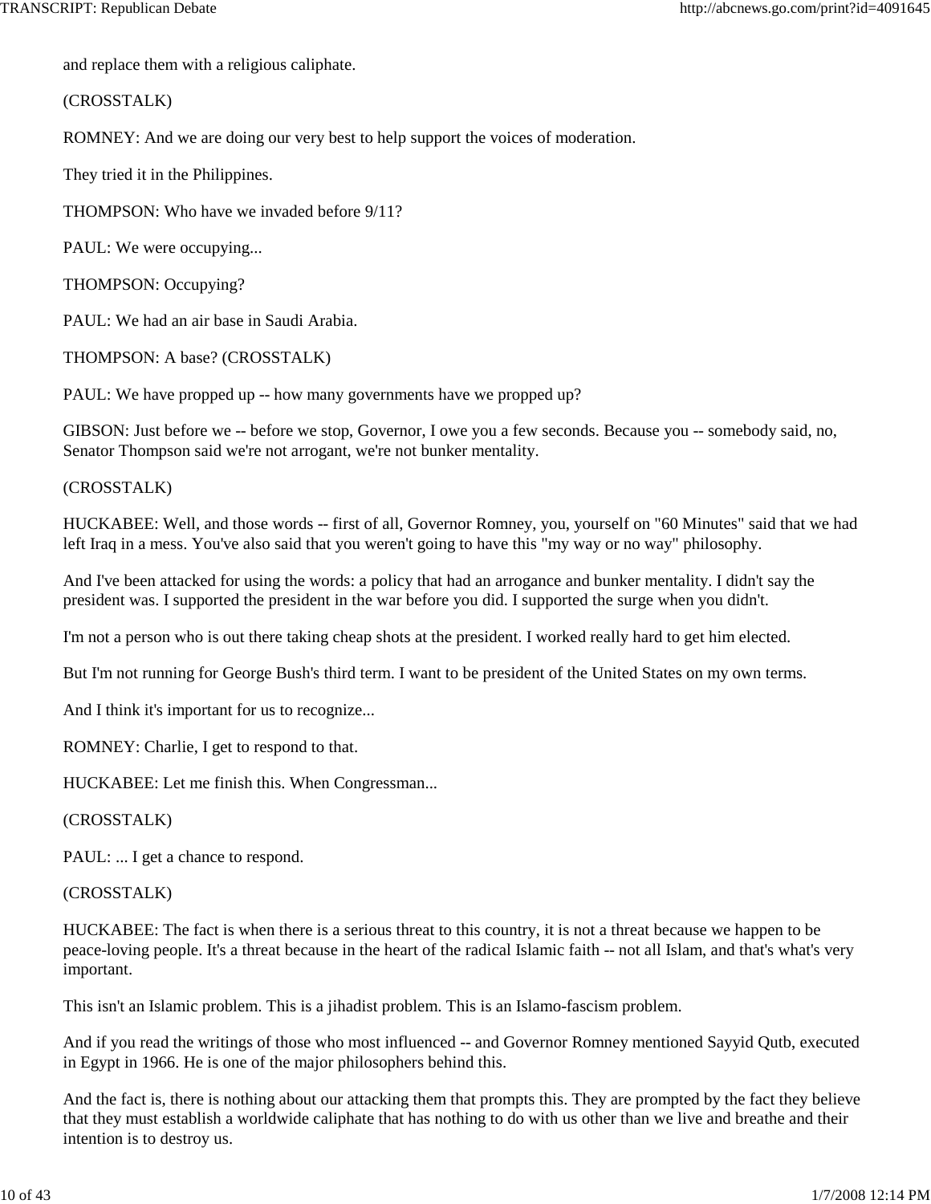and replace them with a religious caliphate.

(CROSSTALK)

ROMNEY: And we are doing our very best to help support the voices of moderation.

They tried it in the Philippines.

THOMPSON: Who have we invaded before 9/11?

PAUL: We were occupying...

THOMPSON: Occupying?

PAUL: We had an air base in Saudi Arabia.

THOMPSON: A base? (CROSSTALK)

PAUL: We have propped up -- how many governments have we propped up?

GIBSON: Just before we -- before we stop, Governor, I owe you a few seconds. Because you -- somebody said, no, Senator Thompson said we're not arrogant, we're not bunker mentality.

(CROSSTALK)

HUCKABEE: Well, and those words -- first of all, Governor Romney, you, yourself on "60 Minutes" said that we had left Iraq in a mess. You've also said that you weren't going to have this "my way or no way" philosophy.

And I've been attacked for using the words: a policy that had an arrogance and bunker mentality. I didn't say the president was. I supported the president in the war before you did. I supported the surge when you didn't.

I'm not a person who is out there taking cheap shots at the president. I worked really hard to get him elected.

But I'm not running for George Bush's third term. I want to be president of the United States on my own terms.

And I think it's important for us to recognize...

ROMNEY: Charlie, I get to respond to that.

HUCKABEE: Let me finish this. When Congressman...

(CROSSTALK)

PAUL: ... I get a chance to respond.

(CROSSTALK)

HUCKABEE: The fact is when there is a serious threat to this country, it is not a threat because we happen to be peace-loving people. It's a threat because in the heart of the radical Islamic faith -- not all Islam, and that's what's very important.

This isn't an Islamic problem. This is a jihadist problem. This is an Islamo-fascism problem.

And if you read the writings of those who most influenced -- and Governor Romney mentioned Sayyid Qutb, executed in Egypt in 1966. He is one of the major philosophers behind this.

And the fact is, there is nothing about our attacking them that prompts this. They are prompted by the fact they believe that they must establish a worldwide caliphate that has nothing to do with us other than we live and breathe and their intention is to destroy us.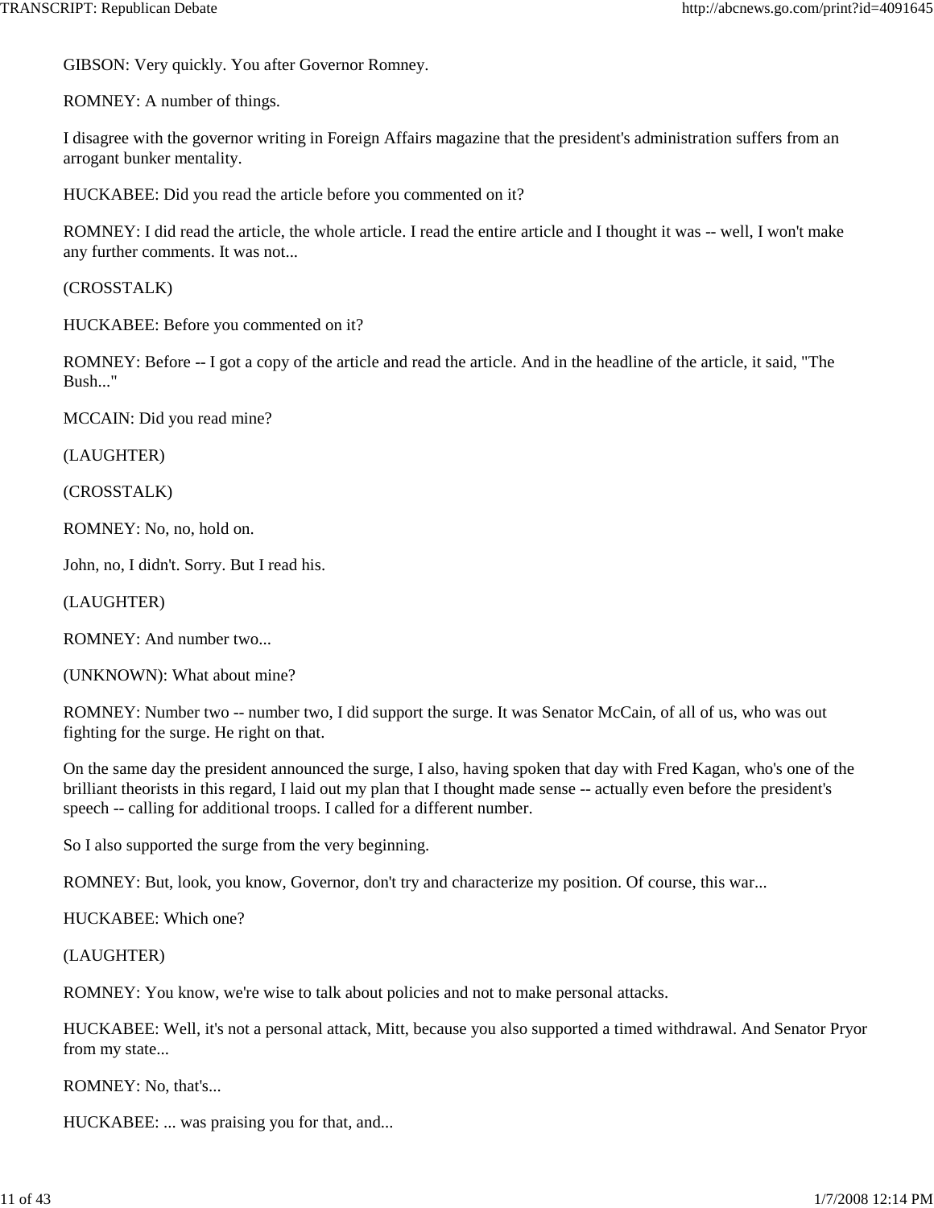GIBSON: Very quickly. You after Governor Romney.

ROMNEY: A number of things.

I disagree with the governor writing in Foreign Affairs magazine that the president's administration suffers from an arrogant bunker mentality.

HUCKABEE: Did you read the article before you commented on it?

ROMNEY: I did read the article, the whole article. I read the entire article and I thought it was -- well, I won't make any further comments. It was not...

(CROSSTALK)

HUCKABEE: Before you commented on it?

ROMNEY: Before -- I got a copy of the article and read the article. And in the headline of the article, it said, "The Bush..."

MCCAIN: Did you read mine?

(LAUGHTER)

(CROSSTALK)

ROMNEY: No, no, hold on.

John, no, I didn't. Sorry. But I read his.

(LAUGHTER)

ROMNEY: And number two...

(UNKNOWN): What about mine?

ROMNEY: Number two -- number two, I did support the surge. It was Senator McCain, of all of us, who was out fighting for the surge. He right on that.

On the same day the president announced the surge, I also, having spoken that day with Fred Kagan, who's one of the brilliant theorists in this regard, I laid out my plan that I thought made sense -- actually even before the president's speech -- calling for additional troops. I called for a different number.

So I also supported the surge from the very beginning.

ROMNEY: But, look, you know, Governor, don't try and characterize my position. Of course, this war...

HUCKABEE: Which one?

(LAUGHTER)

ROMNEY: You know, we're wise to talk about policies and not to make personal attacks.

HUCKABEE: Well, it's not a personal attack, Mitt, because you also supported a timed withdrawal. And Senator Pryor from my state...

ROMNEY: No, that's...

HUCKABEE: ... was praising you for that, and...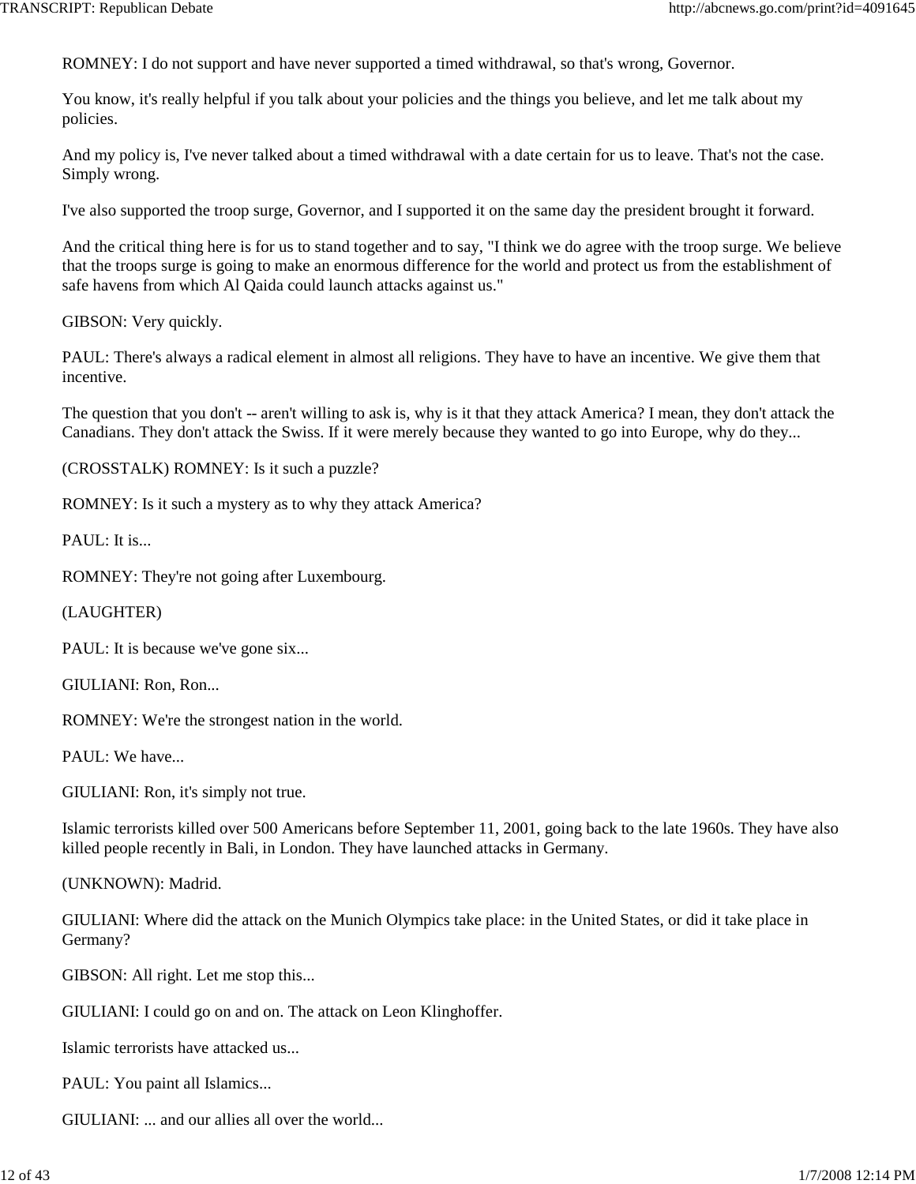ROMNEY: I do not support and have never supported a timed withdrawal, so that's wrong, Governor.

You know, it's really helpful if you talk about your policies and the things you believe, and let me talk about my policies.

And my policy is, I've never talked about a timed withdrawal with a date certain for us to leave. That's not the case. Simply wrong.

I've also supported the troop surge, Governor, and I supported it on the same day the president brought it forward.

And the critical thing here is for us to stand together and to say, "I think we do agree with the troop surge. We believe that the troops surge is going to make an enormous difference for the world and protect us from the establishment of safe havens from which Al Qaida could launch attacks against us."

GIBSON: Very quickly.

PAUL: There's always a radical element in almost all religions. They have to have an incentive. We give them that incentive.

The question that you don't -- aren't willing to ask is, why is it that they attack America? I mean, they don't attack the Canadians. They don't attack the Swiss. If it were merely because they wanted to go into Europe, why do they...

(CROSSTALK) ROMNEY: Is it such a puzzle?

ROMNEY: Is it such a mystery as to why they attack America?

PAUL: It is...

ROMNEY: They're not going after Luxembourg.

(LAUGHTER)

PAUL: It is because we've gone six...

GIULIANI: Ron, Ron...

ROMNEY: We're the strongest nation in the world.

PAUL: We have...

GIULIANI: Ron, it's simply not true.

Islamic terrorists killed over 500 Americans before September 11, 2001, going back to the late 1960s. They have also killed people recently in Bali, in London. They have launched attacks in Germany.

(UNKNOWN): Madrid.

GIULIANI: Where did the attack on the Munich Olympics take place: in the United States, or did it take place in Germany?

GIBSON: All right. Let me stop this...

GIULIANI: I could go on and on. The attack on Leon Klinghoffer.

Islamic terrorists have attacked us...

PAUL: You paint all Islamics...

GIULIANI: ... and our allies all over the world...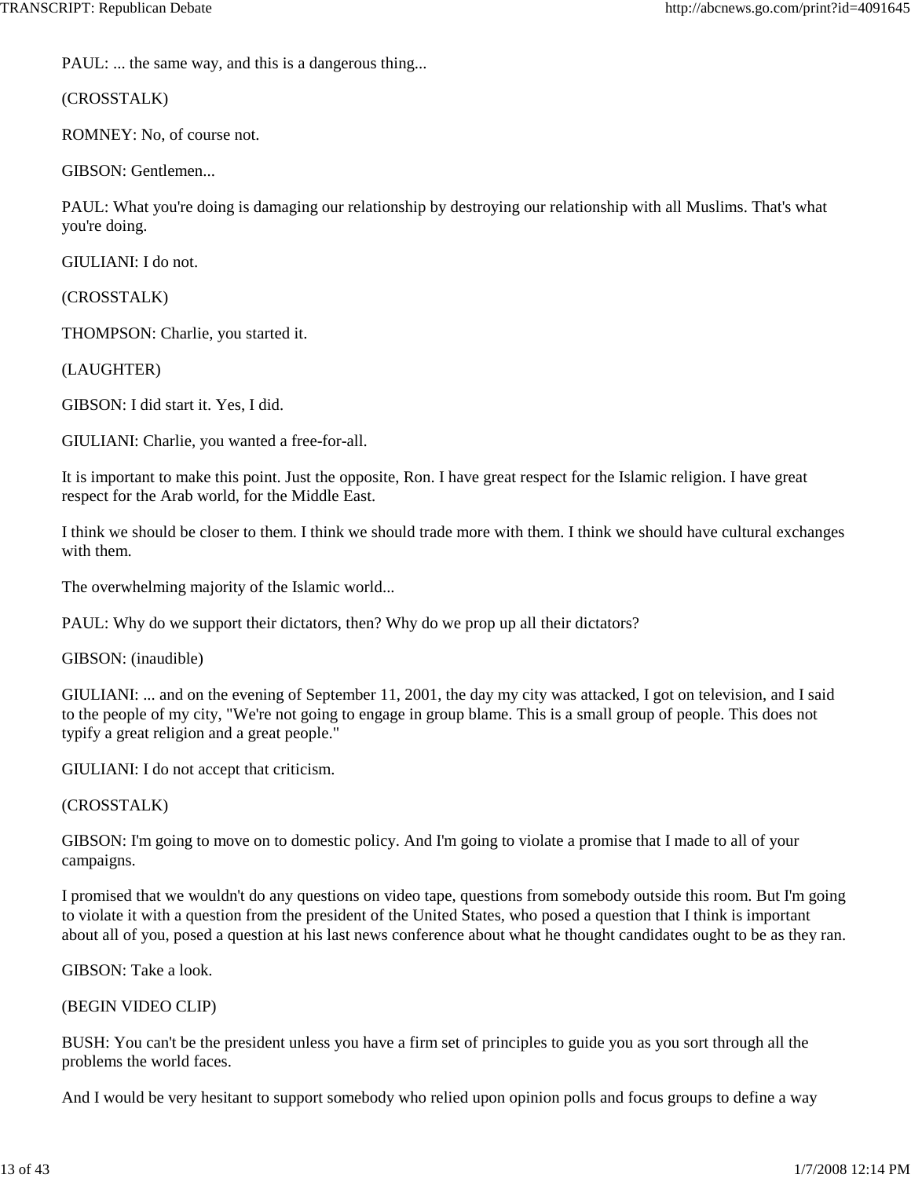PAUL: ... the same way, and this is a dangerous thing...

(CROSSTALK)

ROMNEY: No, of course not.

GIBSON: Gentlemen...

PAUL: What you're doing is damaging our relationship by destroying our relationship with all Muslims. That's what you're doing.

GIULIANI: I do not.

(CROSSTALK)

THOMPSON: Charlie, you started it.

(LAUGHTER)

GIBSON: I did start it. Yes, I did.

GIULIANI: Charlie, you wanted a free-for-all.

It is important to make this point. Just the opposite, Ron. I have great respect for the Islamic religion. I have great respect for the Arab world, for the Middle East.

I think we should be closer to them. I think we should trade more with them. I think we should have cultural exchanges with them.

The overwhelming majority of the Islamic world...

PAUL: Why do we support their dictators, then? Why do we prop up all their dictators?

GIBSON: (inaudible)

GIULIANI: ... and on the evening of September 11, 2001, the day my city was attacked, I got on television, and I said to the people of my city, "We're not going to engage in group blame. This is a small group of people. This does not typify a great religion and a great people."

GIULIANI: I do not accept that criticism.

(CROSSTALK)

GIBSON: I'm going to move on to domestic policy. And I'm going to violate a promise that I made to all of your campaigns.

I promised that we wouldn't do any questions on video tape, questions from somebody outside this room. But I'm going to violate it with a question from the president of the United States, who posed a question that I think is important about all of you, posed a question at his last news conference about what he thought candidates ought to be as they ran.

GIBSON: Take a look.

(BEGIN VIDEO CLIP)

BUSH: You can't be the president unless you have a firm set of principles to guide you as you sort through all the problems the world faces.

And I would be very hesitant to support somebody who relied upon opinion polls and focus groups to define a way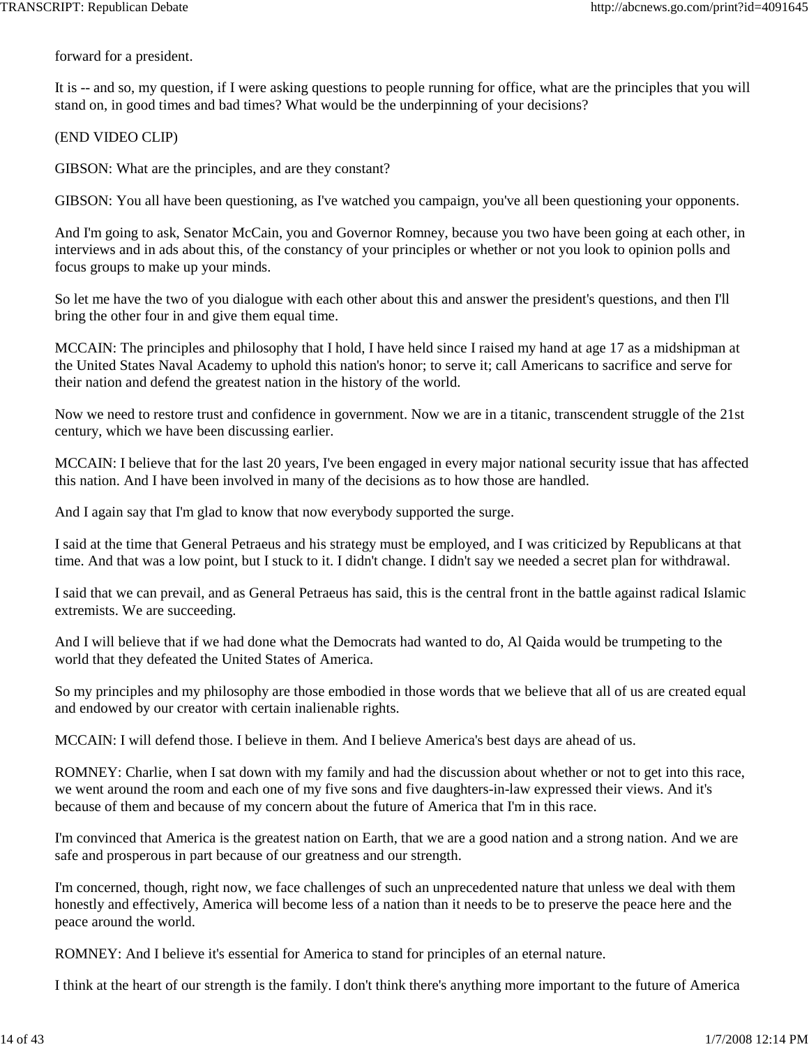forward for a president.

It is -- and so, my question, if I were asking questions to people running for office, what are the principles that you will stand on, in good times and bad times? What would be the underpinning of your decisions?

(END VIDEO CLIP)

GIBSON: What are the principles, and are they constant?

GIBSON: You all have been questioning, as I've watched you campaign, you've all been questioning your opponents.

And I'm going to ask, Senator McCain, you and Governor Romney, because you two have been going at each other, in interviews and in ads about this, of the constancy of your principles or whether or not you look to opinion polls and focus groups to make up your minds.

So let me have the two of you dialogue with each other about this and answer the president's questions, and then I'll bring the other four in and give them equal time.

MCCAIN: The principles and philosophy that I hold, I have held since I raised my hand at age 17 as a midshipman at the United States Naval Academy to uphold this nation's honor; to serve it; call Americans to sacrifice and serve for their nation and defend the greatest nation in the history of the world.

Now we need to restore trust and confidence in government. Now we are in a titanic, transcendent struggle of the 21st century, which we have been discussing earlier.

MCCAIN: I believe that for the last 20 years, I've been engaged in every major national security issue that has affected this nation. And I have been involved in many of the decisions as to how those are handled.

And I again say that I'm glad to know that now everybody supported the surge.

I said at the time that General Petraeus and his strategy must be employed, and I was criticized by Republicans at that time. And that was a low point, but I stuck to it. I didn't change. I didn't say we needed a secret plan for withdrawal.

I said that we can prevail, and as General Petraeus has said, this is the central front in the battle against radical Islamic extremists. We are succeeding.

And I will believe that if we had done what the Democrats had wanted to do, Al Qaida would be trumpeting to the world that they defeated the United States of America.

So my principles and my philosophy are those embodied in those words that we believe that all of us are created equal and endowed by our creator with certain inalienable rights.

MCCAIN: I will defend those. I believe in them. And I believe America's best days are ahead of us.

ROMNEY: Charlie, when I sat down with my family and had the discussion about whether or not to get into this race, we went around the room and each one of my five sons and five daughters-in-law expressed their views. And it's because of them and because of my concern about the future of America that I'm in this race.

I'm convinced that America is the greatest nation on Earth, that we are a good nation and a strong nation. And we are safe and prosperous in part because of our greatness and our strength.

I'm concerned, though, right now, we face challenges of such an unprecedented nature that unless we deal with them honestly and effectively, America will become less of a nation than it needs to be to preserve the peace here and the peace around the world.

ROMNEY: And I believe it's essential for America to stand for principles of an eternal nature.

I think at the heart of our strength is the family. I don't think there's anything more important to the future of America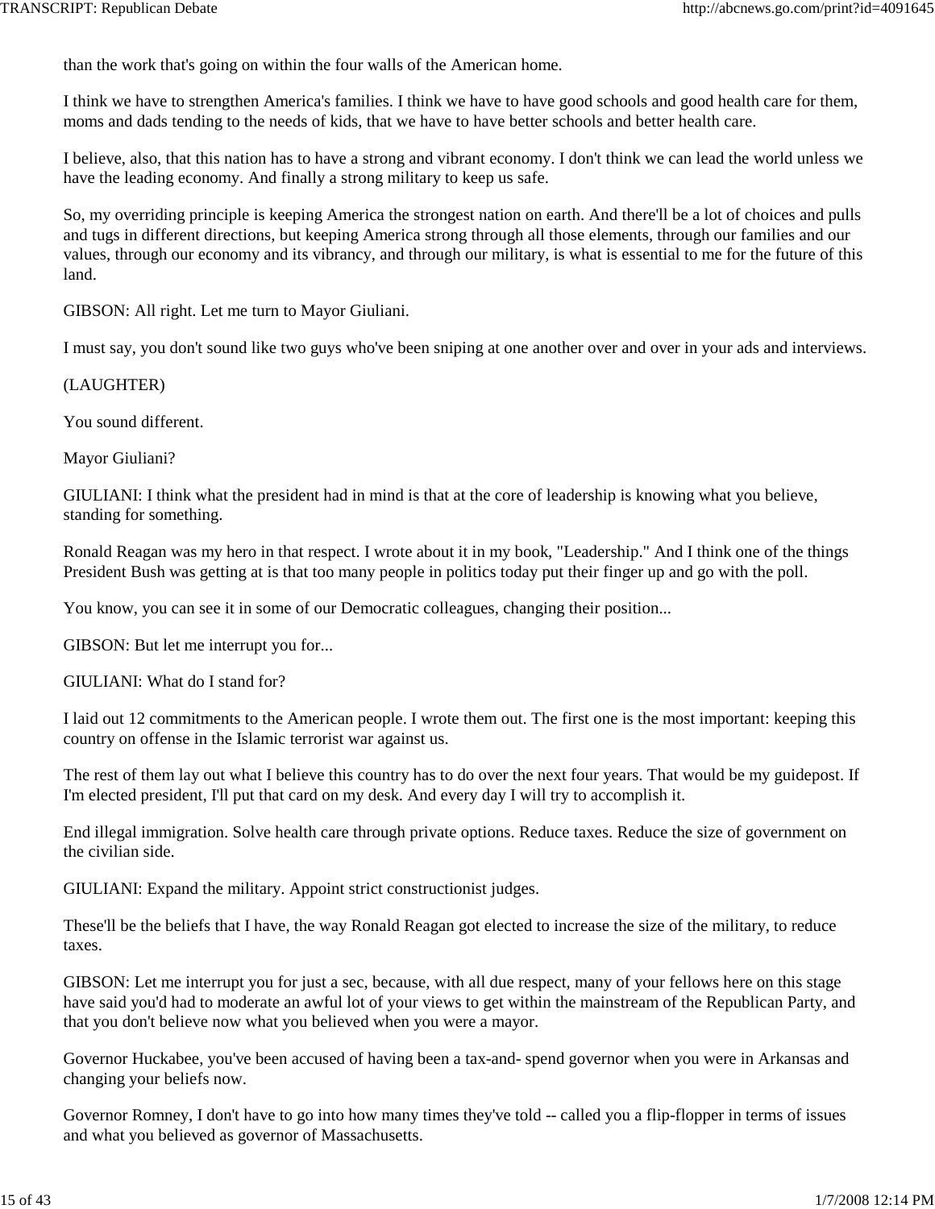than the work that's going on within the four walls of the American home.

I think we have to strengthen America's families. I think we have to have good schools and good health care for them, moms and dads tending to the needs of kids, that we have to have better schools and better health care.

I believe, also, that this nation has to have a strong and vibrant economy. I don't think we can lead the world unless we have the leading economy. And finally a strong military to keep us safe.

So, my overriding principle is keeping America the strongest nation on earth. And there'll be a lot of choices and pulls and tugs in different directions, but keeping America strong through all those elements, through our families and our values, through our economy and its vibrancy, and through our military, is what is essential to me for the future of this land.

GIBSON: All right. Let me turn to Mayor Giuliani.

I must say, you don't sound like two guys who've been sniping at one another over and over in your ads and interviews.

(LAUGHTER)

You sound different.

Mayor Giuliani?

GIULIANI: I think what the president had in mind is that at the core of leadership is knowing what you believe, standing for something.

Ronald Reagan was my hero in that respect. I wrote about it in my book, "Leadership." And I think one of the things President Bush was getting at is that too many people in politics today put their finger up and go with the poll.

You know, you can see it in some of our Democratic colleagues, changing their position...

GIBSON: But let me interrupt you for...

GIULIANI: What do I stand for?

I laid out 12 commitments to the American people. I wrote them out. The first one is the most important: keeping this country on offense in the Islamic terrorist war against us.

The rest of them lay out what I believe this country has to do over the next four years. That would be my guidepost. If I'm elected president, I'll put that card on my desk. And every day I will try to accomplish it.

End illegal immigration. Solve health care through private options. Reduce taxes. Reduce the size of government on the civilian side.

GIULIANI: Expand the military. Appoint strict constructionist judges.

These'll be the beliefs that I have, the way Ronald Reagan got elected to increase the size of the military, to reduce taxes.

GIBSON: Let me interrupt you for just a sec, because, with all due respect, many of your fellows here on this stage have said you'd had to moderate an awful lot of your views to get within the mainstream of the Republican Party, and that you don't believe now what you believed when you were a mayor.

Governor Huckabee, you've been accused of having been a tax-and- spend governor when you were in Arkansas and changing your beliefs now.

Governor Romney, I don't have to go into how many times they've told -- called you a flip-flopper in terms of issues and what you believed as governor of Massachusetts.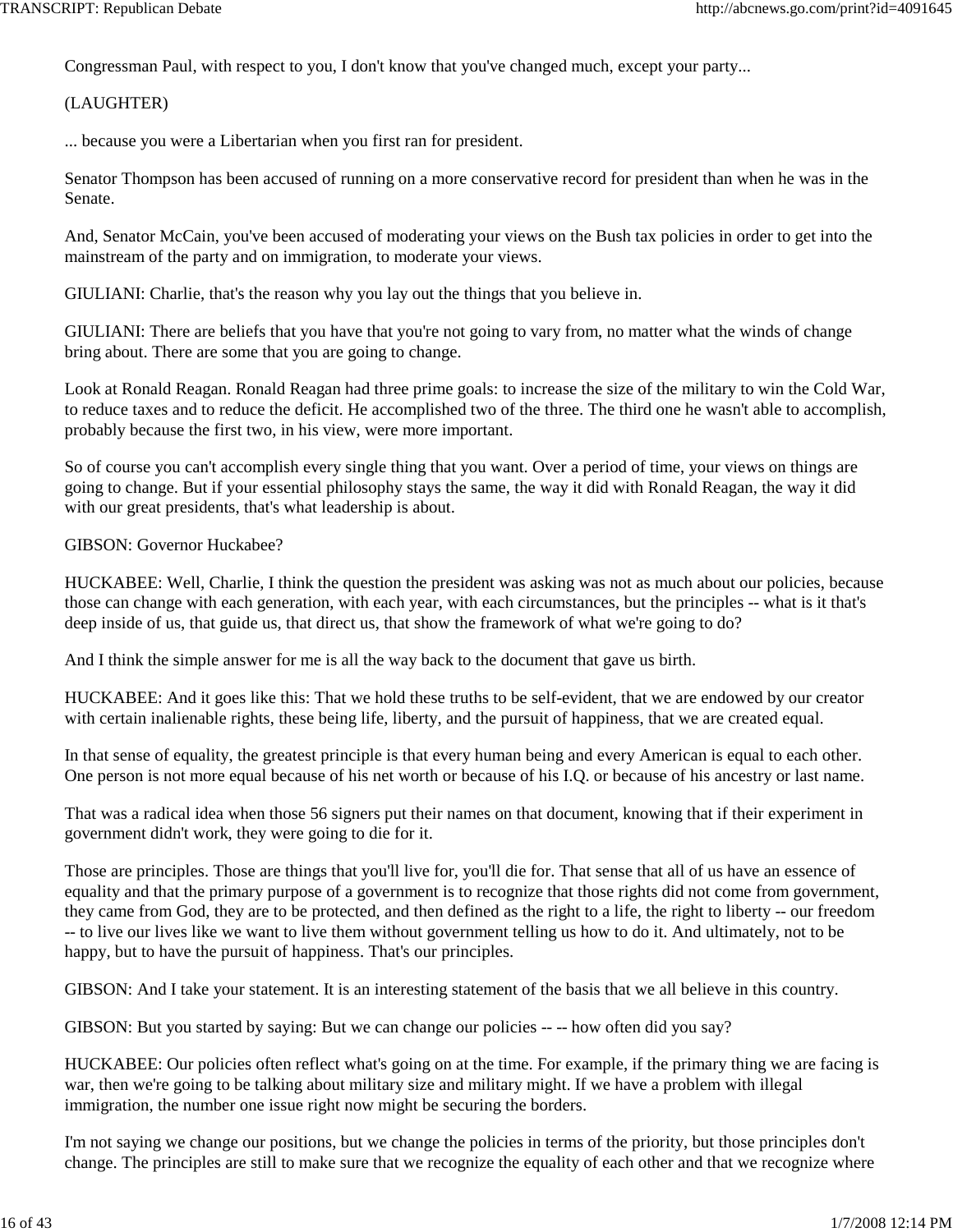Congressman Paul, with respect to you, I don't know that you've changed much, except your party...

(LAUGHTER)

... because you were a Libertarian when you first ran for president.

Senator Thompson has been accused of running on a more conservative record for president than when he was in the Senate.

And, Senator McCain, you've been accused of moderating your views on the Bush tax policies in order to get into the mainstream of the party and on immigration, to moderate your views.

GIULIANI: Charlie, that's the reason why you lay out the things that you believe in.

GIULIANI: There are beliefs that you have that you're not going to vary from, no matter what the winds of change bring about. There are some that you are going to change.

Look at Ronald Reagan. Ronald Reagan had three prime goals: to increase the size of the military to win the Cold War, to reduce taxes and to reduce the deficit. He accomplished two of the three. The third one he wasn't able to accomplish, probably because the first two, in his view, were more important.

So of course you can't accomplish every single thing that you want. Over a period of time, your views on things are going to change. But if your essential philosophy stays the same, the way it did with Ronald Reagan, the way it did with our great presidents, that's what leadership is about.

GIBSON: Governor Huckabee?

HUCKABEE: Well, Charlie, I think the question the president was asking was not as much about our policies, because those can change with each generation, with each year, with each circumstances, but the principles -- what is it that's deep inside of us, that guide us, that direct us, that show the framework of what we're going to do?

And I think the simple answer for me is all the way back to the document that gave us birth.

HUCKABEE: And it goes like this: That we hold these truths to be self-evident, that we are endowed by our creator with certain inalienable rights, these being life, liberty, and the pursuit of happiness, that we are created equal.

In that sense of equality, the greatest principle is that every human being and every American is equal to each other. One person is not more equal because of his net worth or because of his I.Q. or because of his ancestry or last name.

That was a radical idea when those 56 signers put their names on that document, knowing that if their experiment in government didn't work, they were going to die for it.

Those are principles. Those are things that you'll live for, you'll die for. That sense that all of us have an essence of equality and that the primary purpose of a government is to recognize that those rights did not come from government, they came from God, they are to be protected, and then defined as the right to a life, the right to liberty -- our freedom -- to live our lives like we want to live them without government telling us how to do it. And ultimately, not to be happy, but to have the pursuit of happiness. That's our principles.

GIBSON: And I take your statement. It is an interesting statement of the basis that we all believe in this country.

GIBSON: But you started by saying: But we can change our policies -- -- how often did you say?

HUCKABEE: Our policies often reflect what's going on at the time. For example, if the primary thing we are facing is war, then we're going to be talking about military size and military might. If we have a problem with illegal immigration, the number one issue right now might be securing the borders.

I'm not saying we change our positions, but we change the policies in terms of the priority, but those principles don't change. The principles are still to make sure that we recognize the equality of each other and that we recognize where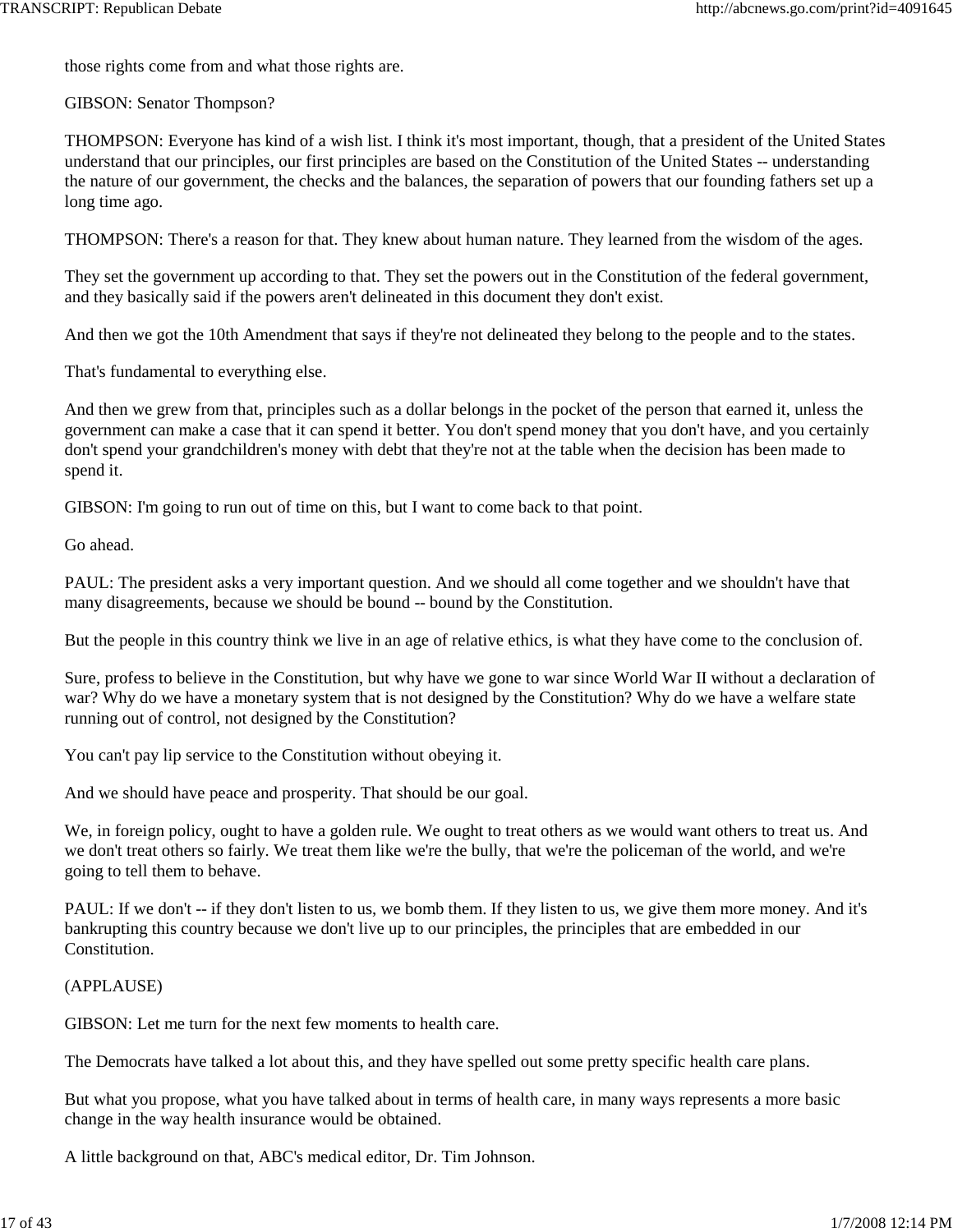those rights come from and what those rights are.

GIBSON: Senator Thompson?

THOMPSON: Everyone has kind of a wish list. I think it's most important, though, that a president of the United States understand that our principles, our first principles are based on the Constitution of the United States -- understanding the nature of our government, the checks and the balances, the separation of powers that our founding fathers set up a long time ago.

THOMPSON: There's a reason for that. They knew about human nature. They learned from the wisdom of the ages.

They set the government up according to that. They set the powers out in the Constitution of the federal government, and they basically said if the powers aren't delineated in this document they don't exist.

And then we got the 10th Amendment that says if they're not delineated they belong to the people and to the states.

That's fundamental to everything else.

And then we grew from that, principles such as a dollar belongs in the pocket of the person that earned it, unless the government can make a case that it can spend it better. You don't spend money that you don't have, and you certainly don't spend your grandchildren's money with debt that they're not at the table when the decision has been made to spend it.

GIBSON: I'm going to run out of time on this, but I want to come back to that point.

Go ahead.

PAUL: The president asks a very important question. And we should all come together and we shouldn't have that many disagreements, because we should be bound -- bound by the Constitution.

But the people in this country think we live in an age of relative ethics, is what they have come to the conclusion of.

Sure, profess to believe in the Constitution, but why have we gone to war since World War II without a declaration of war? Why do we have a monetary system that is not designed by the Constitution? Why do we have a welfare state running out of control, not designed by the Constitution?

You can't pay lip service to the Constitution without obeying it.

And we should have peace and prosperity. That should be our goal.

We, in foreign policy, ought to have a golden rule. We ought to treat others as we would want others to treat us. And we don't treat others so fairly. We treat them like we're the bully, that we're the policeman of the world, and we're going to tell them to behave.

PAUL: If we don't -- if they don't listen to us, we bomb them. If they listen to us, we give them more money. And it's bankrupting this country because we don't live up to our principles, the principles that are embedded in our Constitution.

(APPLAUSE)

GIBSON: Let me turn for the next few moments to health care.

The Democrats have talked a lot about this, and they have spelled out some pretty specific health care plans.

But what you propose, what you have talked about in terms of health care, in many ways represents a more basic change in the way health insurance would be obtained.

A little background on that, ABC's medical editor, Dr. Tim Johnson.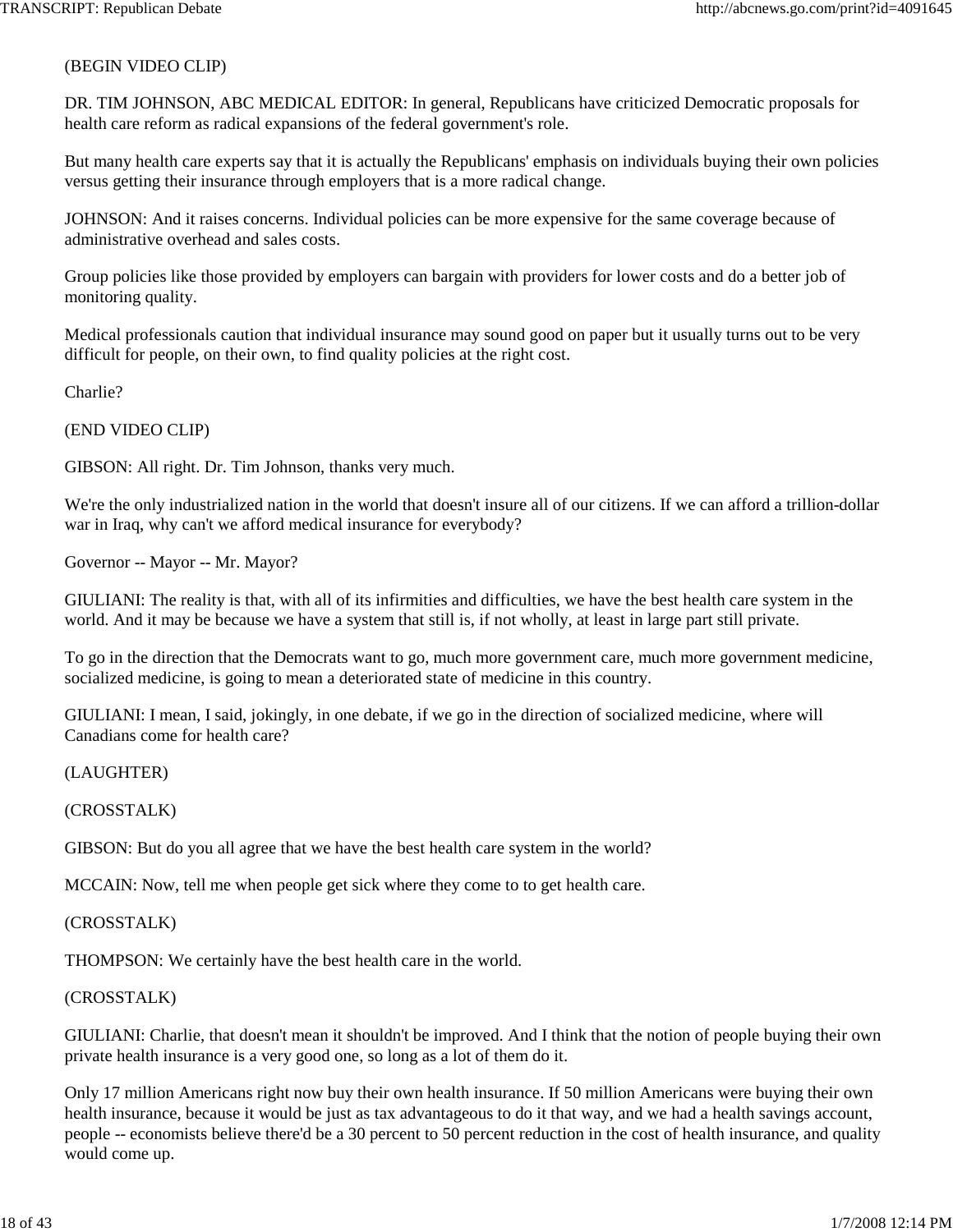(BEGIN VIDEO CLIP)

DR. TIM JOHNSON, ABC MEDICAL EDITOR: In general, Republicans have criticized Democratic proposals for health care reform as radical expansions of the federal government's role.

But many health care experts say that it is actually the Republicans' emphasis on individuals buying their own policies versus getting their insurance through employers that is a more radical change.

JOHNSON: And it raises concerns. Individual policies can be more expensive for the same coverage because of administrative overhead and sales costs.

Group policies like those provided by employers can bargain with providers for lower costs and do a better job of monitoring quality.

Medical professionals caution that individual insurance may sound good on paper but it usually turns out to be very difficult for people, on their own, to find quality policies at the right cost.

Charlie?

(END VIDEO CLIP)

GIBSON: All right. Dr. Tim Johnson, thanks very much.

We're the only industrialized nation in the world that doesn't insure all of our citizens. If we can afford a trillion-dollar war in Iraq, why can't we afford medical insurance for everybody?

Governor -- Mayor -- Mr. Mayor?

GIULIANI: The reality is that, with all of its infirmities and difficulties, we have the best health care system in the world. And it may be because we have a system that still is, if not wholly, at least in large part still private.

To go in the direction that the Democrats want to go, much more government care, much more government medicine, socialized medicine, is going to mean a deteriorated state of medicine in this country.

GIULIANI: I mean, I said, jokingly, in one debate, if we go in the direction of socialized medicine, where will Canadians come for health care?

(LAUGHTER)

(CROSSTALK)

GIBSON: But do you all agree that we have the best health care system in the world?

MCCAIN: Now, tell me when people get sick where they come to to get health care.

(CROSSTALK)

THOMPSON: We certainly have the best health care in the world.

(CROSSTALK)

GIULIANI: Charlie, that doesn't mean it shouldn't be improved. And I think that the notion of people buying their own private health insurance is a very good one, so long as a lot of them do it.

Only 17 million Americans right now buy their own health insurance. If 50 million Americans were buying their own health insurance, because it would be just as tax advantageous to do it that way, and we had a health savings account, people -- economists believe there'd be a 30 percent to 50 percent reduction in the cost of health insurance, and quality would come up.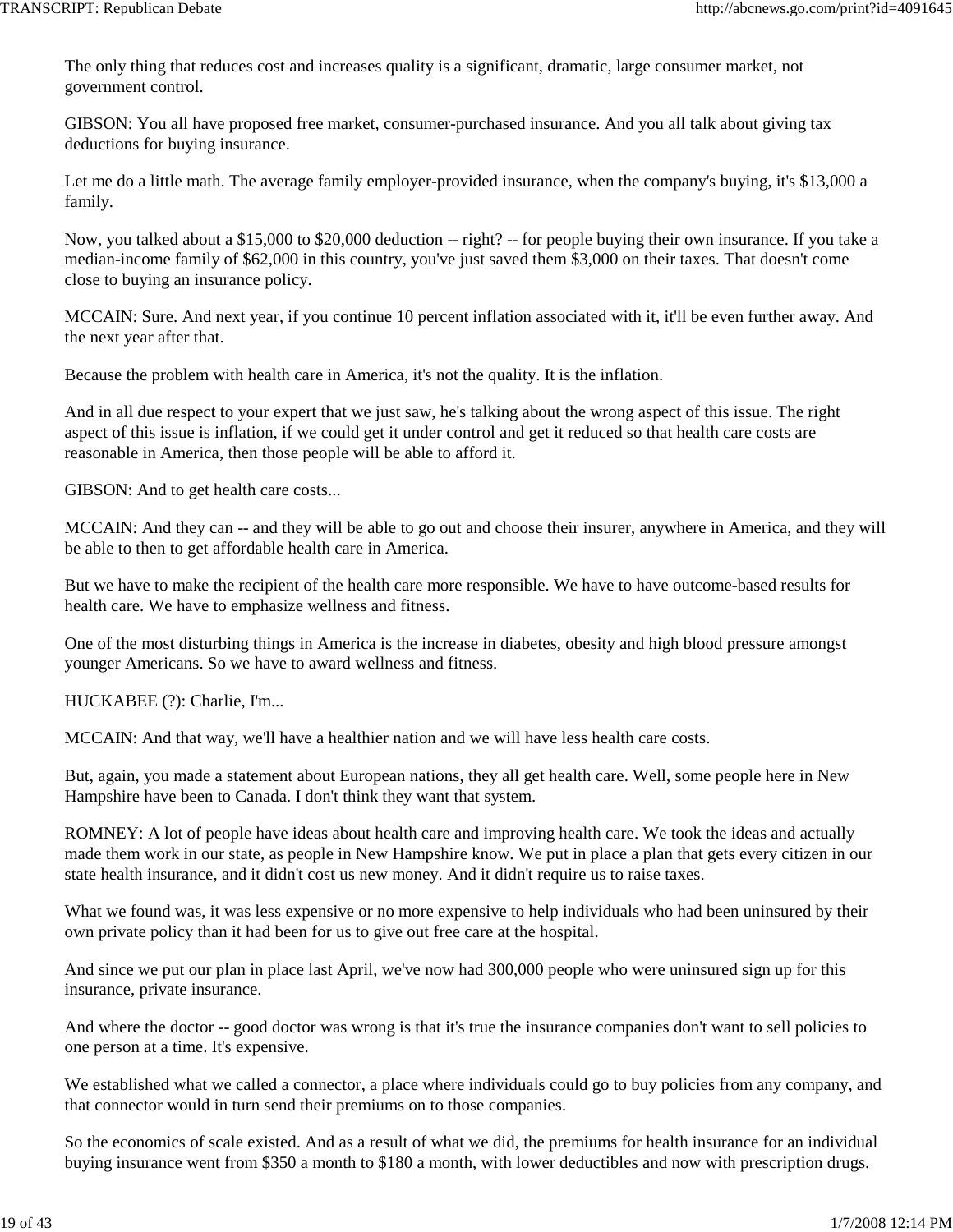The only thing that reduces cost and increases quality is a significant, dramatic, large consumer market, not government control.

GIBSON: You all have proposed free market, consumer-purchased insurance. And you all talk about giving tax deductions for buying insurance.

Let me do a little math. The average family employer-provided insurance, when the company's buying, it's $13,000 a family.

Now, you talked about a $15,000 to $20,000 deduction -- right? -- for people buying their own insurance. If you take a median-income family of $62,000 in this country, you've just saved them $3,000 on their taxes. That doesn't come close to buying an insurance policy.

MCCAIN: Sure. And next year, if you continue 10 percent inflation associated with it, it'll be even further away. And the next year after that.

Because the problem with health care in America, it's not the quality. It is the inflation.

And in all due respect to your expert that we just saw, he's talking about the wrong aspect of this issue. The right aspect of this issue is inflation, if we could get it under control and get it reduced so that health care costs are reasonable in America, then those people will be able to afford it.

GIBSON: And to get health care costs...

MCCAIN: And they can -- and they will be able to go out and choose their insurer, anywhere in America, and they will be able to then to get affordable health care in America.

But we have to make the recipient of the health care more responsible. We have to have outcome-based results for health care. We have to emphasize wellness and fitness.

One of the most disturbing things in America is the increase in diabetes, obesity and high blood pressure amongst younger Americans. So we have to award wellness and fitness.

HUCKABEE (?): Charlie, I'm...

MCCAIN: And that way, we'll have a healthier nation and we will have less health care costs.

But, again, you made a statement about European nations, they all get health care. Well, some people here in New Hampshire have been to Canada. I don't think they want that system.

ROMNEY: A lot of people have ideas about health care and improving health care. We took the ideas and actually made them work in our state, as people in New Hampshire know. We put in place a plan that gets every citizen in our state health insurance, and it didn't cost us new money. And it didn't require us to raise taxes.

What we found was, it was less expensive or no more expensive to help individuals who had been uninsured by their own private policy than it had been for us to give out free care at the hospital.

And since we put our plan in place last April, we've now had 300,000 people who were uninsured sign up for this insurance, private insurance.

And where the doctor -- good doctor was wrong is that it's true the insurance companies don't want to sell policies to one person at a time. It's expensive.

We established what we called a connector, a place where individuals could go to buy policies from any company, and that connector would in turn send their premiums on to those companies.

So the economics of scale existed. And as a result of what we did, the premiums for health insurance for an individual buying insurance went from $350 a month to $180 a month, with lower deductibles and now with prescription drugs.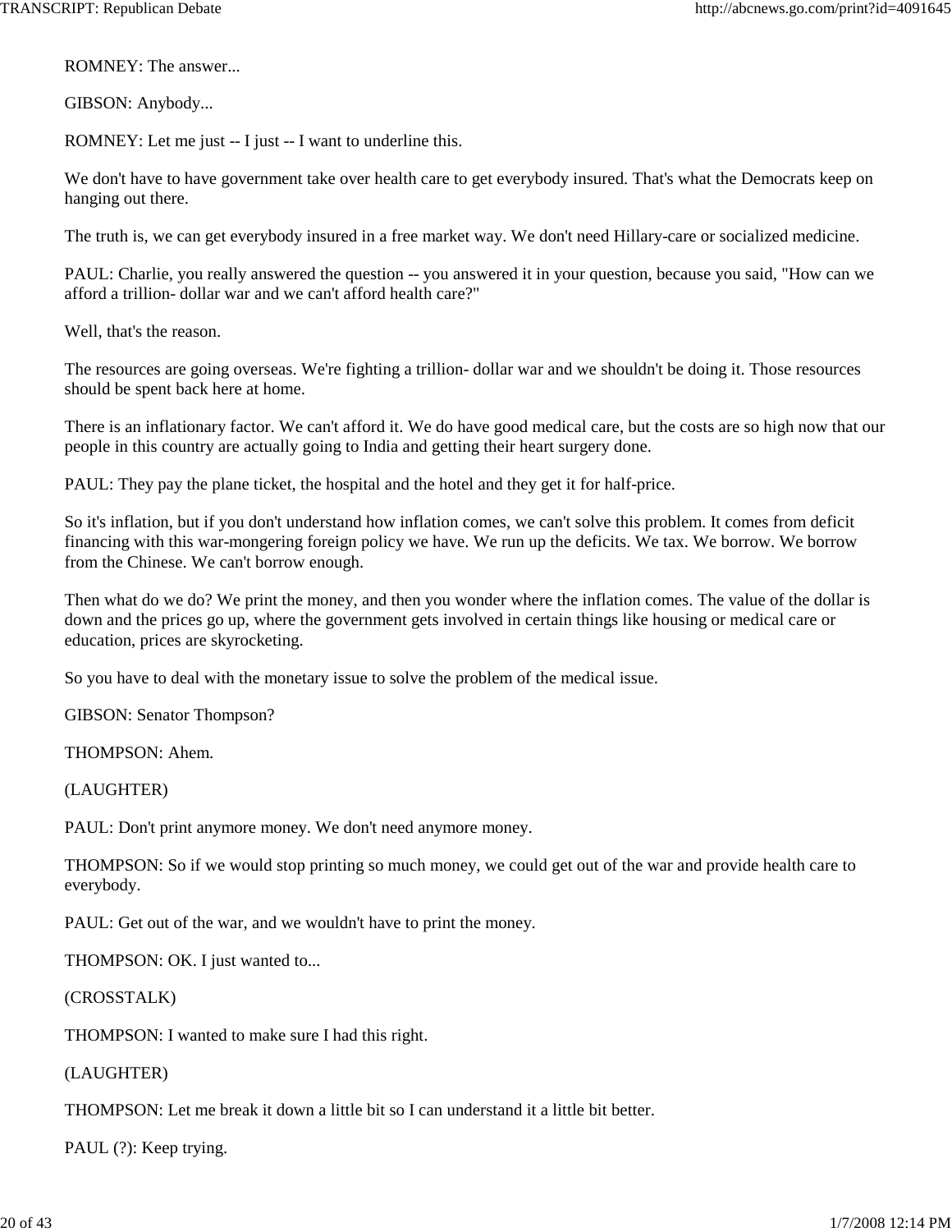ROMNEY: The answer...

GIBSON: Anybody...

ROMNEY: Let me just -- I just -- I want to underline this.

We don't have to have government take over health care to get everybody insured. That's what the Democrats keep on hanging out there.

The truth is, we can get everybody insured in a free market way. We don't need Hillary-care or socialized medicine.

PAUL: Charlie, you really answered the question -- you answered it in your question, because you said, "How can we afford a trillion- dollar war and we can't afford health care?"

Well, that's the reason.

The resources are going overseas. We're fighting a trillion- dollar war and we shouldn't be doing it. Those resources should be spent back here at home.

There is an inflationary factor. We can't afford it. We do have good medical care, but the costs are so high now that our people in this country are actually going to India and getting their heart surgery done.

PAUL: They pay the plane ticket, the hospital and the hotel and they get it for half-price.

So it's inflation, but if you don't understand how inflation comes, we can't solve this problem. It comes from deficit financing with this war-mongering foreign policy we have. We run up the deficits. We tax. We borrow. We borrow from the Chinese. We can't borrow enough.

Then what do we do? We print the money, and then you wonder where the inflation comes. The value of the dollar is down and the prices go up, where the government gets involved in certain things like housing or medical care or education, prices are skyrocketing.

So you have to deal with the monetary issue to solve the problem of the medical issue.

GIBSON: Senator Thompson?

THOMPSON: Ahem.

(LAUGHTER)

PAUL: Don't print anymore money. We don't need anymore money.

THOMPSON: So if we would stop printing so much money, we could get out of the war and provide health care to everybody.

PAUL: Get out of the war, and we wouldn't have to print the money.

THOMPSON: OK. I just wanted to...

(CROSSTALK)

THOMPSON: I wanted to make sure I had this right.

(LAUGHTER)

THOMPSON: Let me break it down a little bit so I can understand it a little bit better.

PAUL (?): Keep trying.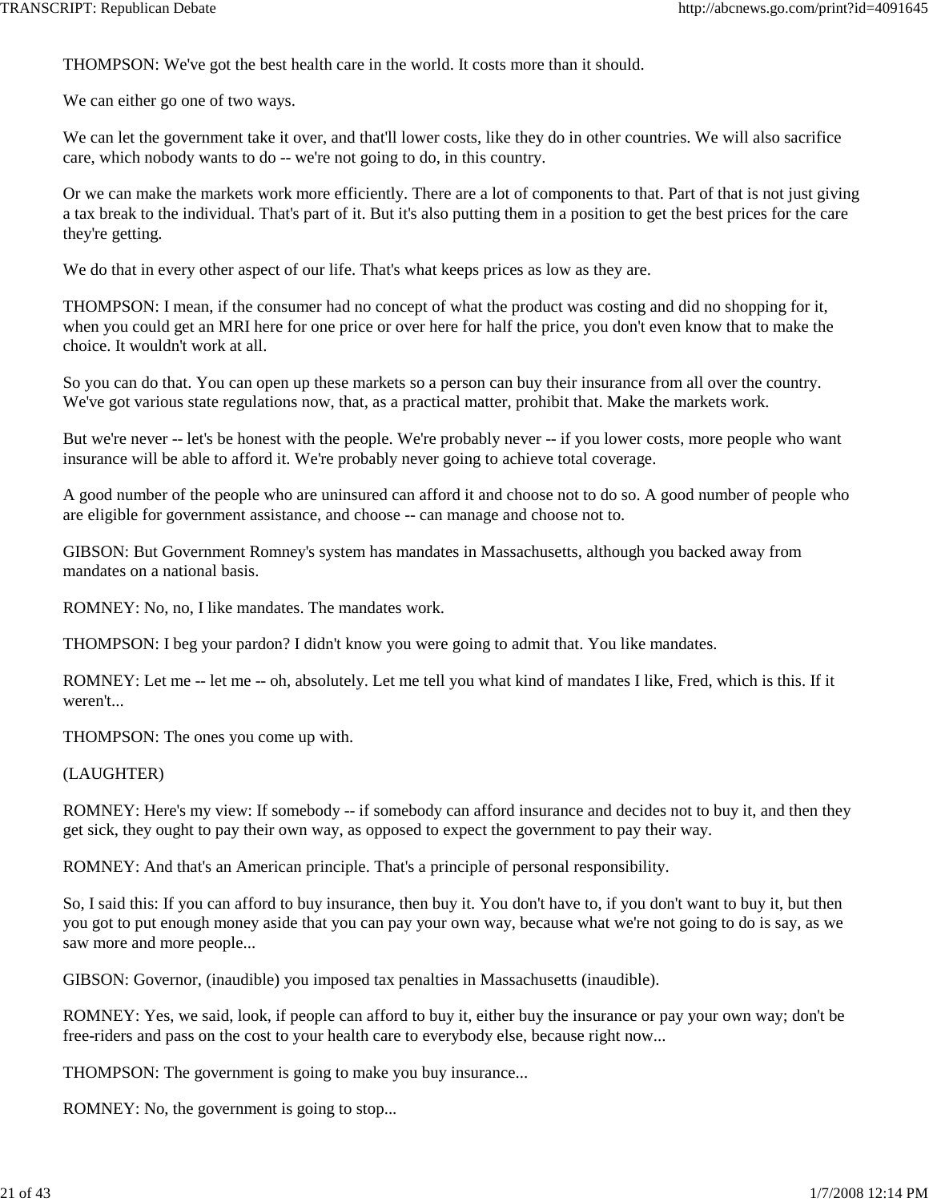THOMPSON: We've got the best health care in the world. It costs more than it should.

We can either go one of two ways.

We can let the government take it over, and that'll lower costs, like they do in other countries. We will also sacrifice care, which nobody wants to do -- we're not going to do, in this country.

Or we can make the markets work more efficiently. There are a lot of components to that. Part of that is not just giving a tax break to the individual. That's part of it. But it's also putting them in a position to get the best prices for the care they're getting.

We do that in every other aspect of our life. That's what keeps prices as low as they are.

THOMPSON: I mean, if the consumer had no concept of what the product was costing and did no shopping for it, when you could get an MRI here for one price or over here for half the price, you don't even know that to make the choice. It wouldn't work at all.

So you can do that. You can open up these markets so a person can buy their insurance from all over the country. We've got various state regulations now, that, as a practical matter, prohibit that. Make the markets work.

But we're never -- let's be honest with the people. We're probably never -- if you lower costs, more people who want insurance will be able to afford it. We're probably never going to achieve total coverage.

A good number of the people who are uninsured can afford it and choose not to do so. A good number of people who are eligible for government assistance, and choose -- can manage and choose not to.

GIBSON: But Government Romney's system has mandates in Massachusetts, although you backed away from mandates on a national basis.

ROMNEY: No, no, I like mandates. The mandates work.

THOMPSON: I beg your pardon? I didn't know you were going to admit that. You like mandates.

ROMNEY: Let me -- let me -- oh, absolutely. Let me tell you what kind of mandates I like, Fred, which is this. If it weren't...

THOMPSON: The ones you come up with.

(LAUGHTER)

ROMNEY: Here's my view: If somebody -- if somebody can afford insurance and decides not to buy it, and then they get sick, they ought to pay their own way, as opposed to expect the government to pay their way.

ROMNEY: And that's an American principle. That's a principle of personal responsibility.

So, I said this: If you can afford to buy insurance, then buy it. You don't have to, if you don't want to buy it, but then you got to put enough money aside that you can pay your own way, because what we're not going to do is say, as we saw more and more people...

GIBSON: Governor, (inaudible) you imposed tax penalties in Massachusetts (inaudible).

ROMNEY: Yes, we said, look, if people can afford to buy it, either buy the insurance or pay your own way; don't be free-riders and pass on the cost to your health care to everybody else, because right now...

THOMPSON: The government is going to make you buy insurance...

ROMNEY: No, the government is going to stop...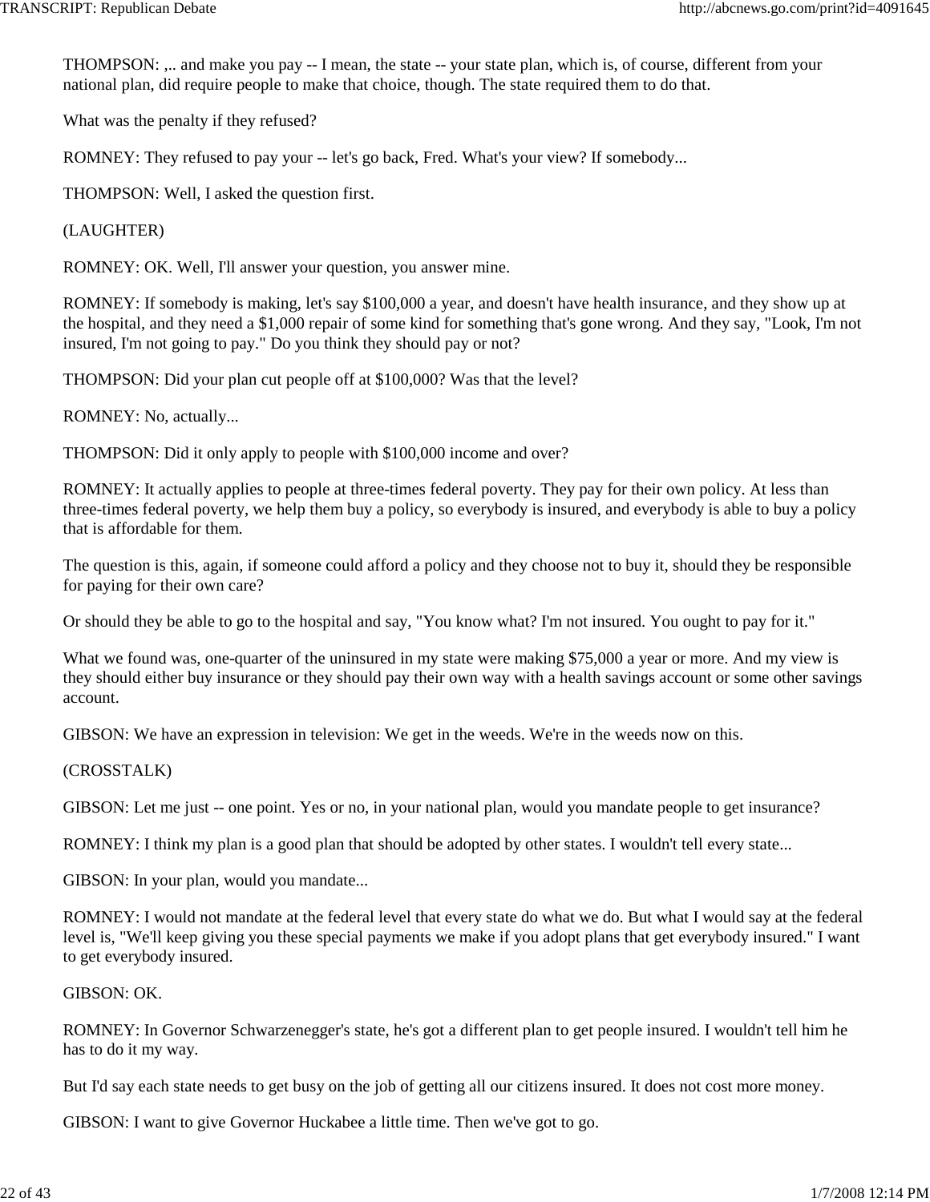THOMPSON: ,.. and make you pay -- I mean, the state -- your state plan, which is, of course, different from your national plan, did require people to make that choice, though. The state required them to do that.

What was the penalty if they refused?

ROMNEY: They refused to pay your -- let's go back, Fred. What's your view? If somebody...

THOMPSON: Well, I asked the question first.

(LAUGHTER)

ROMNEY: OK. Well, I'll answer your question, you answer mine.

ROMNEY: If somebody is making, let's say $100,000 a year, and doesn't have health insurance, and they show up at the hospital, and they need a $1,000 repair of some kind for something that's gone wrong. And they say, "Look, I'm not insured, I'm not going to pay." Do you think they should pay or not?

THOMPSON: Did your plan cut people off at $100,000? Was that the level?

ROMNEY: No, actually...

THOMPSON: Did it only apply to people with $100,000 income and over?

ROMNEY: It actually applies to people at three-times federal poverty. They pay for their own policy. At less than three-times federal poverty, we help them buy a policy, so everybody is insured, and everybody is able to buy a policy that is affordable for them.

The question is this, again, if someone could afford a policy and they choose not to buy it, should they be responsible for paying for their own care?

Or should they be able to go to the hospital and say, "You know what? I'm not insured. You ought to pay for it."

What we found was, one-quarter of the uninsured in my state were making $75,000 a year or more. And my view is they should either buy insurance or they should pay their own way with a health savings account or some other savings account.

GIBSON: We have an expression in television: We get in the weeds. We're in the weeds now on this.

(CROSSTALK)

GIBSON: Let me just -- one point. Yes or no, in your national plan, would you mandate people to get insurance?

ROMNEY: I think my plan is a good plan that should be adopted by other states. I wouldn't tell every state...

GIBSON: In your plan, would you mandate...

ROMNEY: I would not mandate at the federal level that every state do what we do. But what I would say at the federal level is, "We'll keep giving you these special payments we make if you adopt plans that get everybody insured." I want to get everybody insured.

GIBSON: OK.

ROMNEY: In Governor Schwarzenegger's state, he's got a different plan to get people insured. I wouldn't tell him he has to do it my way.

But I'd say each state needs to get busy on the job of getting all our citizens insured. It does not cost more money.

GIBSON: I want to give Governor Huckabee a little time. Then we've got to go.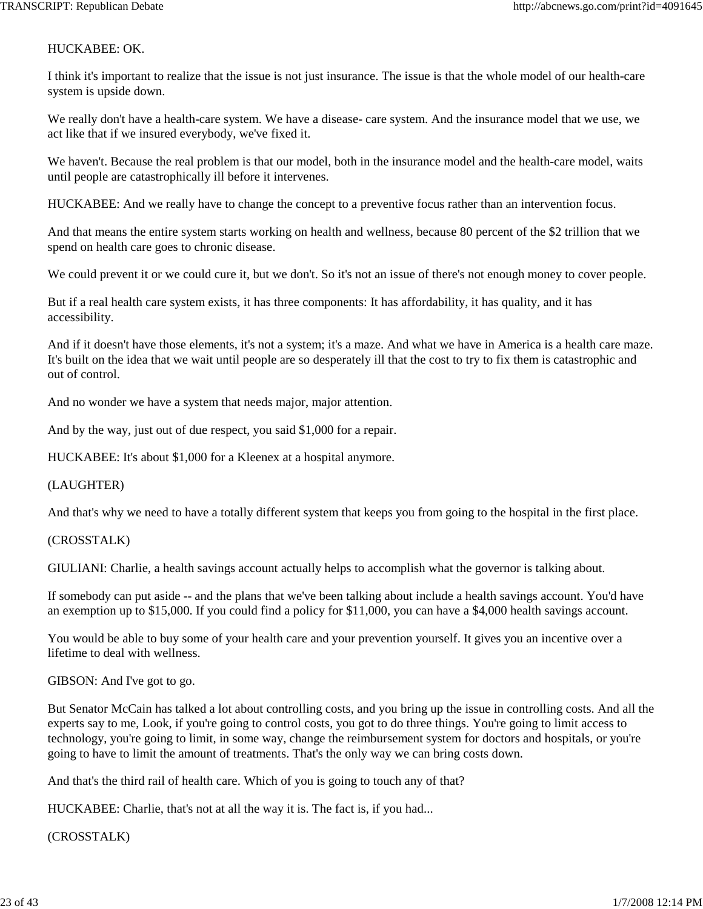HUCKABEE: OK.

I think it's important to realize that the issue is not just insurance. The issue is that the whole model of our health-care system is upside down.

We really don't have a health-care system. We have a disease- care system. And the insurance model that we use, we act like that if we insured everybody, we've fixed it.

We haven't. Because the real problem is that our model, both in the insurance model and the health-care model, waits until people are catastrophically ill before it intervenes.

HUCKABEE: And we really have to change the concept to a preventive focus rather than an intervention focus.

And that means the entire system starts working on health and wellness, because 80 percent of the $2 trillion that we spend on health care goes to chronic disease.

We could prevent it or we could cure it, but we don't. So it's not an issue of there's not enough money to cover people.

But if a real health care system exists, it has three components: It has affordability, it has quality, and it has accessibility.

And if it doesn't have those elements, it's not a system; it's a maze. And what we have in America is a health care maze. It's built on the idea that we wait until people are so desperately ill that the cost to try to fix them is catastrophic and out of control.

And no wonder we have a system that needs major, major attention.

And by the way, just out of due respect, you said $1,000 for a repair.

HUCKABEE: It's about $1,000 for a Kleenex at a hospital anymore.

(LAUGHTER)

And that's why we need to have a totally different system that keeps you from going to the hospital in the first place.

(CROSSTALK)

GIULIANI: Charlie, a health savings account actually helps to accomplish what the governor is talking about.

If somebody can put aside -- and the plans that we've been talking about include a health savings account. You'd have an exemption up to $15,000. If you could find a policy for $11,000, you can have a $4,000 health savings account.

You would be able to buy some of your health care and your prevention yourself. It gives you an incentive over a lifetime to deal with wellness.

GIBSON: And I've got to go.

But Senator McCain has talked a lot about controlling costs, and you bring up the issue in controlling costs. And all the experts say to me, Look, if you're going to control costs, you got to do three things. You're going to limit access to technology, you're going to limit, in some way, change the reimbursement system for doctors and hospitals, or you're going to have to limit the amount of treatments. That's the only way we can bring costs down.

And that's the third rail of health care. Which of you is going to touch any of that?

HUCKABEE: Charlie, that's not at all the way it is. The fact is, if you had...

(CROSSTALK)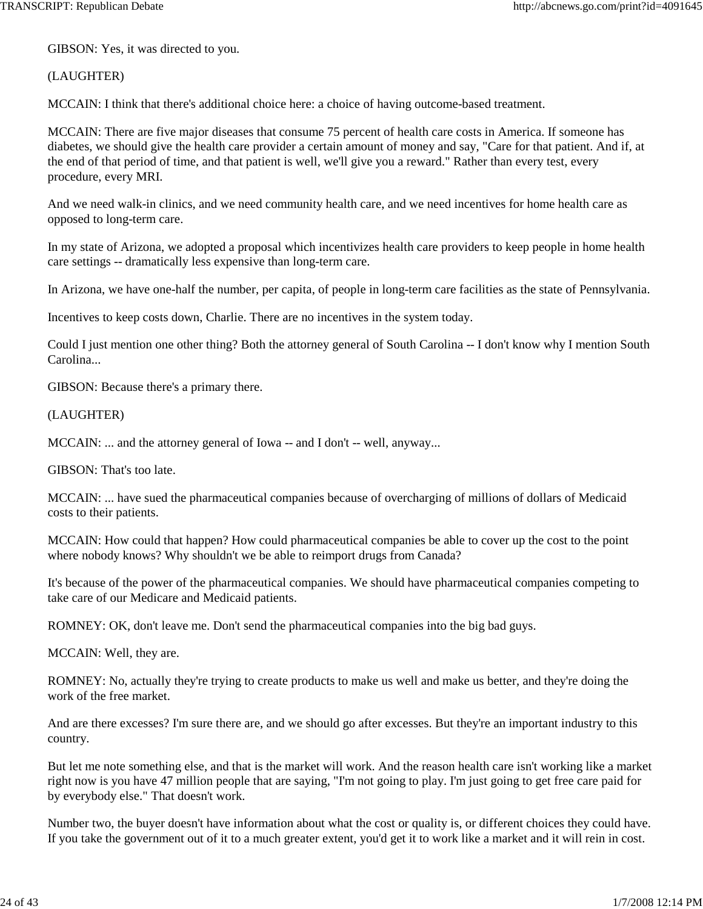GIBSON: Yes, it was directed to you.

(LAUGHTER)

MCCAIN: I think that there's additional choice here: a choice of having outcome-based treatment.

MCCAIN: There are five major diseases that consume 75 percent of health care costs in America. If someone has diabetes, we should give the health care provider a certain amount of money and say, "Care for that patient. And if, at the end of that period of time, and that patient is well, we'll give you a reward." Rather than every test, every procedure, every MRI.

And we need walk-in clinics, and we need community health care, and we need incentives for home health care as opposed to long-term care.

In my state of Arizona, we adopted a proposal which incentivizes health care providers to keep people in home health care settings -- dramatically less expensive than long-term care.

In Arizona, we have one-half the number, per capita, of people in long-term care facilities as the state of Pennsylvania.

Incentives to keep costs down, Charlie. There are no incentives in the system today.

Could I just mention one other thing? Both the attorney general of South Carolina -- I don't know why I mention South Carolina...

GIBSON: Because there's a primary there.

(LAUGHTER)

MCCAIN: ... and the attorney general of Iowa -- and I don't -- well, anyway...

GIBSON: That's too late.

MCCAIN: ... have sued the pharmaceutical companies because of overcharging of millions of dollars of Medicaid costs to their patients.

MCCAIN: How could that happen? How could pharmaceutical companies be able to cover up the cost to the point where nobody knows? Why shouldn't we be able to reimport drugs from Canada?

It's because of the power of the pharmaceutical companies. We should have pharmaceutical companies competing to take care of our Medicare and Medicaid patients.

ROMNEY: OK, don't leave me. Don't send the pharmaceutical companies into the big bad guys.

MCCAIN: Well, they are.

ROMNEY: No, actually they're trying to create products to make us well and make us better, and they're doing the work of the free market.

And are there excesses? I'm sure there are, and we should go after excesses. But they're an important industry to this country.

But let me note something else, and that is the market will work. And the reason health care isn't working like a market right now is you have 47 million people that are saying, "I'm not going to play. I'm just going to get free care paid for by everybody else." That doesn't work.

Number two, the buyer doesn't have information about what the cost or quality is, or different choices they could have. If you take the government out of it to a much greater extent, you'd get it to work like a market and it will rein in cost.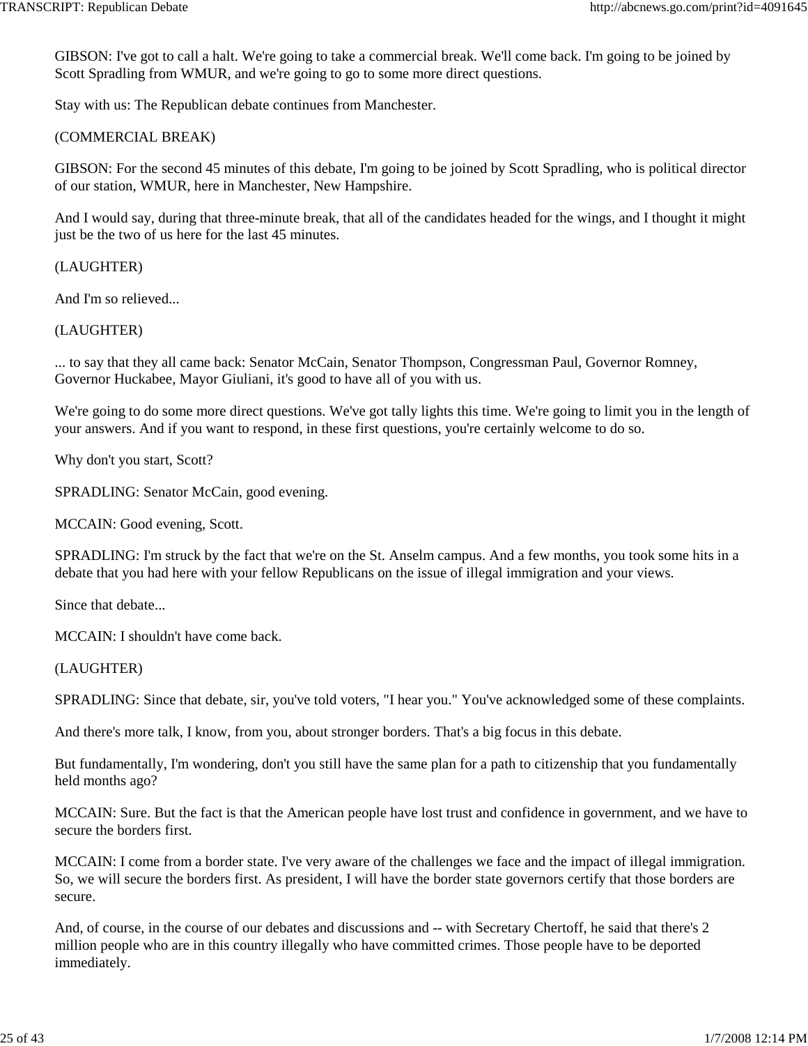GIBSON: I've got to call a halt. We're going to take a commercial break. We'll come back. I'm going to be joined by Scott Spradling from WMUR, and we're going to go to some more direct questions.

Stay with us: The Republican debate continues from Manchester.

(COMMERCIAL BREAK)

GIBSON: For the second 45 minutes of this debate, I'm going to be joined by Scott Spradling, who is political director of our station, WMUR, here in Manchester, New Hampshire.

And I would say, during that three-minute break, that all of the candidates headed for the wings, and I thought it might just be the two of us here for the last 45 minutes.

(LAUGHTER)

And I'm so relieved...

(LAUGHTER)

... to say that they all came back: Senator McCain, Senator Thompson, Congressman Paul, Governor Romney, Governor Huckabee, Mayor Giuliani, it's good to have all of you with us.

We're going to do some more direct questions. We've got tally lights this time. We're going to limit you in the length of your answers. And if you want to respond, in these first questions, you're certainly welcome to do so.

Why don't you start, Scott?

SPRADLING: Senator McCain, good evening.

MCCAIN: Good evening, Scott.

SPRADLING: I'm struck by the fact that we're on the St. Anselm campus. And a few months, you took some hits in a debate that you had here with your fellow Republicans on the issue of illegal immigration and your views.

Since that debate...

MCCAIN: I shouldn't have come back.

(LAUGHTER)

SPRADLING: Since that debate, sir, you've told voters, "I hear you." You've acknowledged some of these complaints.

And there's more talk, I know, from you, about stronger borders. That's a big focus in this debate.

But fundamentally, I'm wondering, don't you still have the same plan for a path to citizenship that you fundamentally held months ago?

MCCAIN: Sure. But the fact is that the American people have lost trust and confidence in government, and we have to secure the borders first.

MCCAIN: I come from a border state. I've very aware of the challenges we face and the impact of illegal immigration. So, we will secure the borders first. As president, I will have the border state governors certify that those borders are secure.

And, of course, in the course of our debates and discussions and -- with Secretary Chertoff, he said that there's 2 million people who are in this country illegally who have committed crimes. Those people have to be deported immediately.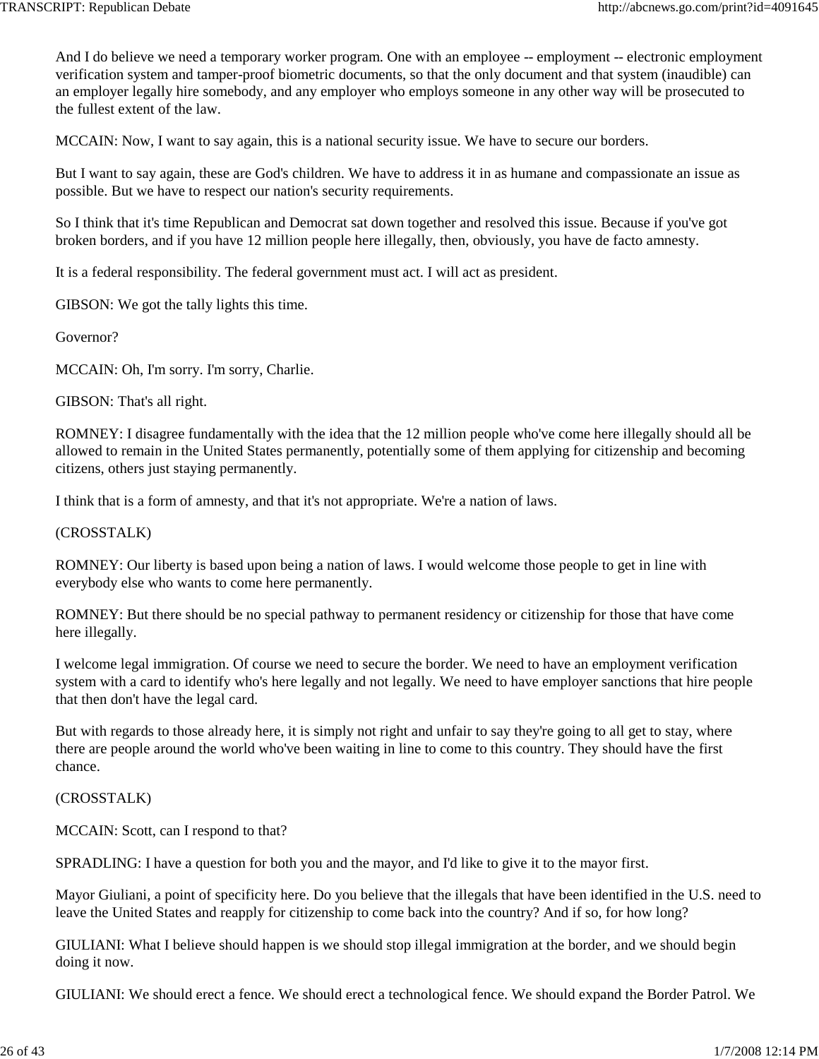And I do believe we need a temporary worker program. One with an employee -- employment -- electronic employment verification system and tamper-proof biometric documents, so that the only document and that system (inaudible) can an employer legally hire somebody, and any employer who employs someone in any other way will be prosecuted to the fullest extent of the law.

MCCAIN: Now, I want to say again, this is a national security issue. We have to secure our borders.

But I want to say again, these are God's children. We have to address it in as humane and compassionate an issue as possible. But we have to respect our nation's security requirements.

So I think that it's time Republican and Democrat sat down together and resolved this issue. Because if you've got broken borders, and if you have 12 million people here illegally, then, obviously, you have de facto amnesty.

It is a federal responsibility. The federal government must act. I will act as president.

GIBSON: We got the tally lights this time.

Governor?

MCCAIN: Oh, I'm sorry. I'm sorry, Charlie.

GIBSON: That's all right.

ROMNEY: I disagree fundamentally with the idea that the 12 million people who've come here illegally should all be allowed to remain in the United States permanently, potentially some of them applying for citizenship and becoming citizens, others just staying permanently.

I think that is a form of amnesty, and that it's not appropriate. We're a nation of laws.

(CROSSTALK)

ROMNEY: Our liberty is based upon being a nation of laws. I would welcome those people to get in line with everybody else who wants to come here permanently.

ROMNEY: But there should be no special pathway to permanent residency or citizenship for those that have come here illegally.

I welcome legal immigration. Of course we need to secure the border. We need to have an employment verification system with a card to identify who's here legally and not legally. We need to have employer sanctions that hire people that then don't have the legal card.

But with regards to those already here, it is simply not right and unfair to say they're going to all get to stay, where there are people around the world who've been waiting in line to come to this country. They should have the first chance.

(CROSSTALK)

MCCAIN: Scott, can I respond to that?

SPRADLING: I have a question for both you and the mayor, and I'd like to give it to the mayor first.

Mayor Giuliani, a point of specificity here. Do you believe that the illegals that have been identified in the U.S. need to leave the United States and reapply for citizenship to come back into the country? And if so, for how long?

GIULIANI: What I believe should happen is we should stop illegal immigration at the border, and we should begin doing it now.

GIULIANI: We should erect a fence. We should erect a technological fence. We should expand the Border Patrol. We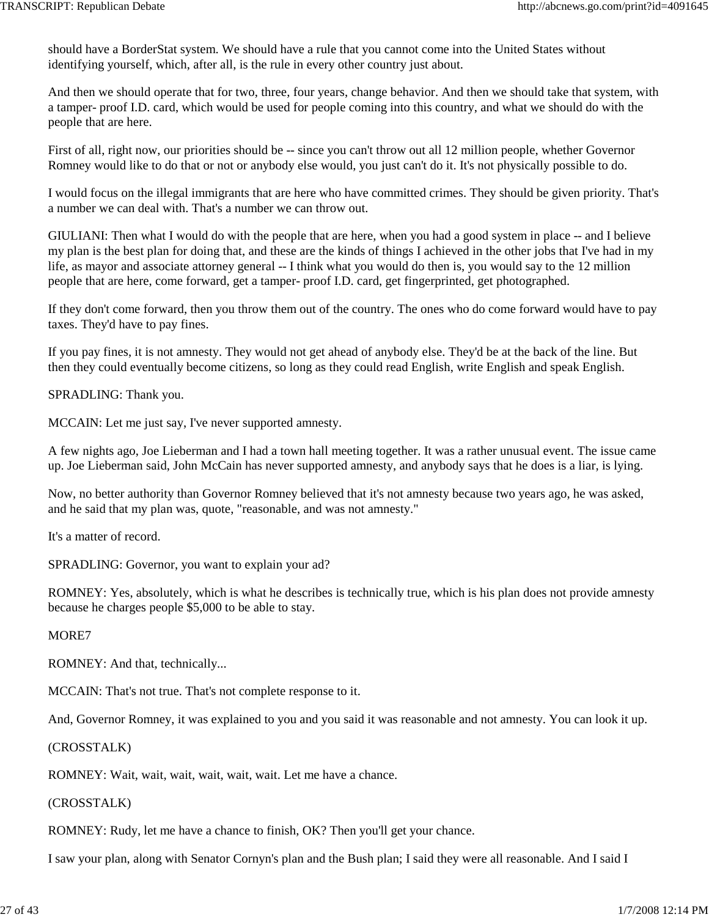should have a BorderStat system. We should have a rule that you cannot come into the United States without identifying yourself, which, after all, is the rule in every other country just about.

And then we should operate that for two, three, four years, change behavior. And then we should take that system, with a tamper- proof I.D. card, which would be used for people coming into this country, and what we should do with the people that are here.

First of all, right now, our priorities should be -- since you can't throw out all 12 million people, whether Governor Romney would like to do that or not or anybody else would, you just can't do it. It's not physically possible to do.

I would focus on the illegal immigrants that are here who have committed crimes. They should be given priority. That's a number we can deal with. That's a number we can throw out.

GIULIANI: Then what I would do with the people that are here, when you had a good system in place -- and I believe my plan is the best plan for doing that, and these are the kinds of things I achieved in the other jobs that I've had in my life, as mayor and associate attorney general -- I think what you would do then is, you would say to the 12 million people that are here, come forward, get a tamper- proof I.D. card, get fingerprinted, get photographed.

If they don't come forward, then you throw them out of the country. The ones who do come forward would have to pay taxes. They'd have to pay fines.

If you pay fines, it is not amnesty. They would not get ahead of anybody else. They'd be at the back of the line. But then they could eventually become citizens, so long as they could read English, write English and speak English.

SPRADLING: Thank you.

MCCAIN: Let me just say, I've never supported amnesty.

A few nights ago, Joe Lieberman and I had a town hall meeting together. It was a rather unusual event. The issue came up. Joe Lieberman said, John McCain has never supported amnesty, and anybody says that he does is a liar, is lying.

Now, no better authority than Governor Romney believed that it's not amnesty because two years ago, he was asked, and he said that my plan was, quote, "reasonable, and was not amnesty."

It's a matter of record.

SPRADLING: Governor, you want to explain your ad?

ROMNEY: Yes, absolutely, which is what he describes is technically true, which is his plan does not provide amnesty because he charges people $5,000 to be able to stay.

MORE7

ROMNEY: And that, technically...

MCCAIN: That's not true. That's not complete response to it.

And, Governor Romney, it was explained to you and you said it was reasonable and not amnesty. You can look it up.

(CROSSTALK)

ROMNEY: Wait, wait, wait, wait, wait, wait. Let me have a chance.

(CROSSTALK)

ROMNEY: Rudy, let me have a chance to finish, OK? Then you'll get your chance.

I saw your plan, along with Senator Cornyn's plan and the Bush plan; I said they were all reasonable. And I said I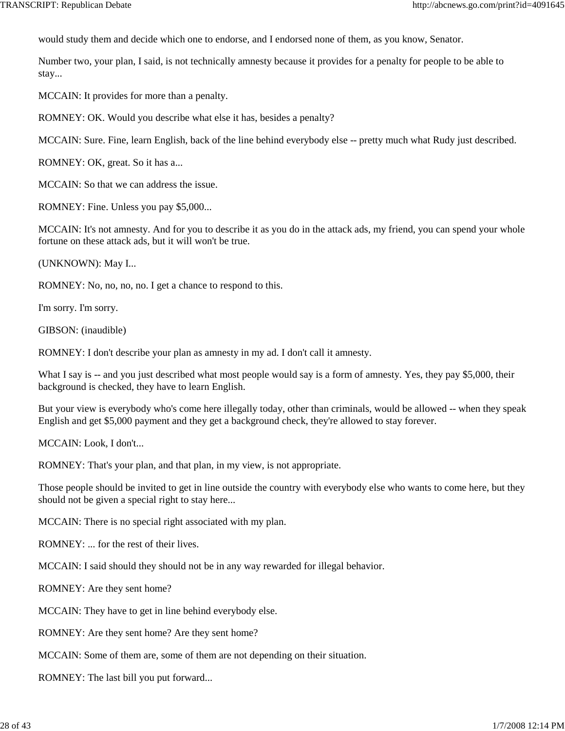would study them and decide which one to endorse, and I endorsed none of them, as you know, Senator.

Number two, your plan, I said, is not technically amnesty because it provides for a penalty for people to be able to stay...

MCCAIN: It provides for more than a penalty.

ROMNEY: OK. Would you describe what else it has, besides a penalty?

MCCAIN: Sure. Fine, learn English, back of the line behind everybody else -- pretty much what Rudy just described.

ROMNEY: OK, great. So it has a...

MCCAIN: So that we can address the issue.

ROMNEY: Fine. Unless you pay $5,000...

MCCAIN: It's not amnesty. And for you to describe it as you do in the attack ads, my friend, you can spend your whole fortune on these attack ads, but it will won't be true.

(UNKNOWN): May I...

ROMNEY: No, no, no, no. I get a chance to respond to this.

I'm sorry. I'm sorry.

GIBSON: (inaudible)

ROMNEY: I don't describe your plan as amnesty in my ad. I don't call it amnesty.

What I say is -- and you just described what most people would say is a form of amnesty. Yes, they pay $5,000, their background is checked, they have to learn English.

But your view is everybody who's come here illegally today, other than criminals, would be allowed -- when they speak English and get $5,000 payment and they get a background check, they're allowed to stay forever.

MCCAIN: Look, I don't...

ROMNEY: That's your plan, and that plan, in my view, is not appropriate.

Those people should be invited to get in line outside the country with everybody else who wants to come here, but they should not be given a special right to stay here...

MCCAIN: There is no special right associated with my plan.

ROMNEY: ... for the rest of their lives.

MCCAIN: I said should they should not be in any way rewarded for illegal behavior.

ROMNEY: Are they sent home?

MCCAIN: They have to get in line behind everybody else.

ROMNEY: Are they sent home? Are they sent home?

MCCAIN: Some of them are, some of them are not depending on their situation.

ROMNEY: The last bill you put forward...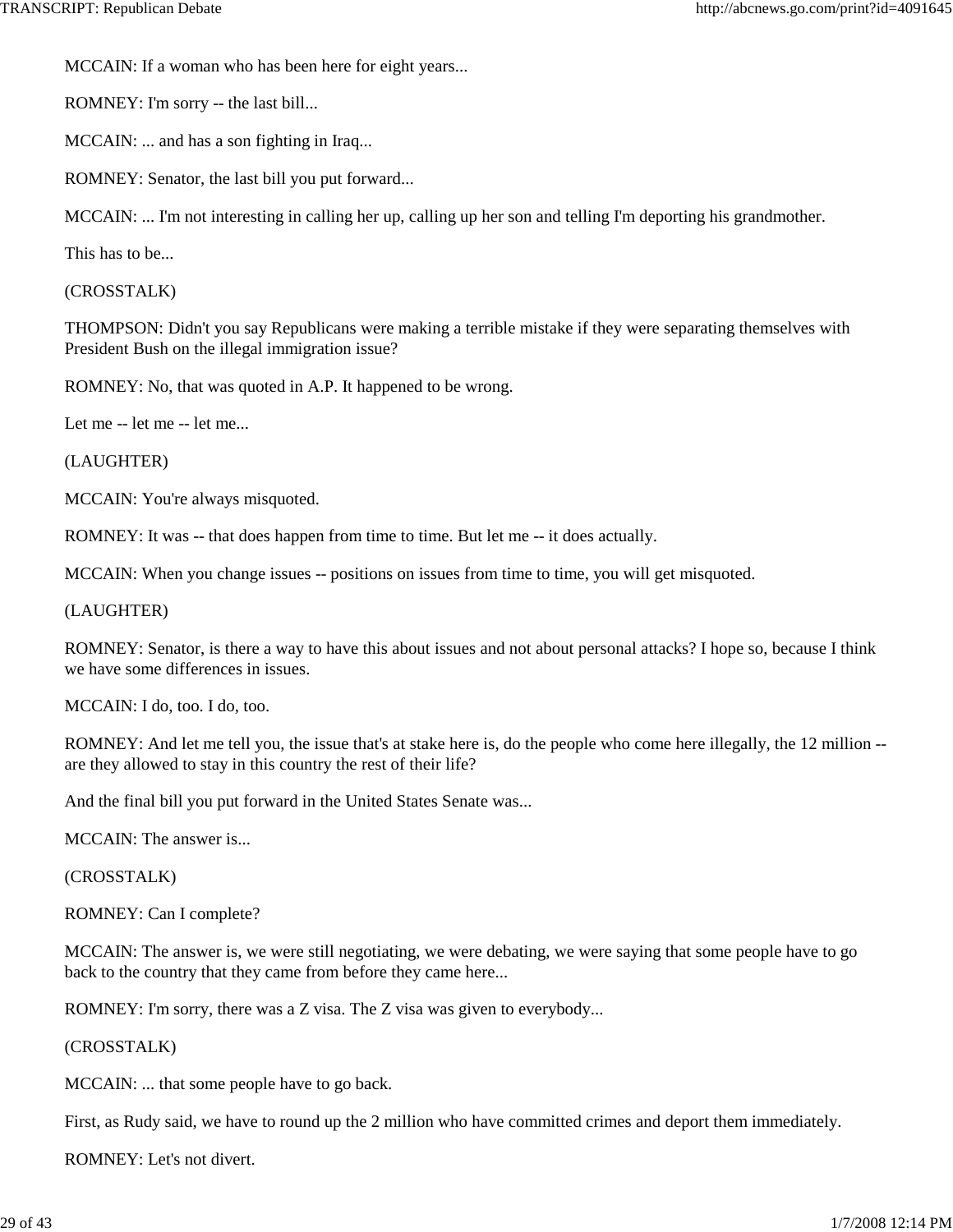MCCAIN: If a woman who has been here for eight years...

ROMNEY: I'm sorry -- the last bill...

MCCAIN: ... and has a son fighting in Iraq...

ROMNEY: Senator, the last bill you put forward...

MCCAIN: ... I'm not interesting in calling her up, calling up her son and telling I'm deporting his grandmother.

This has to be...

(CROSSTALK)

THOMPSON: Didn't you say Republicans were making a terrible mistake if they were separating themselves with President Bush on the illegal immigration issue?

ROMNEY: No, that was quoted in A.P. It happened to be wrong.

Let me -- let me -- let me...

(LAUGHTER)

MCCAIN: You're always misquoted.

ROMNEY: It was -- that does happen from time to time. But let me -- it does actually.

MCCAIN: When you change issues -- positions on issues from time to time, you will get misquoted.

(LAUGHTER)

ROMNEY: Senator, is there a way to have this about issues and not about personal attacks? I hope so, because I think we have some differences in issues.

MCCAIN: I do, too. I do, too.

ROMNEY: And let me tell you, the issue that's at stake here is, do the people who come here illegally, the 12 million -- are they allowed to stay in this country the rest of their life?

And the final bill you put forward in the United States Senate was...

MCCAIN: The answer is...

(CROSSTALK)

ROMNEY: Can I complete?

MCCAIN: The answer is, we were still negotiating, we were debating, we were saying that some people have to go back to the country that they came from before they came here...

ROMNEY: I'm sorry, there was a Z visa. The Z visa was given to everybody...

(CROSSTALK)

MCCAIN: ... that some people have to go back.

First, as Rudy said, we have to round up the 2 million who have committed crimes and deport them immediately.

ROMNEY: Let's not divert.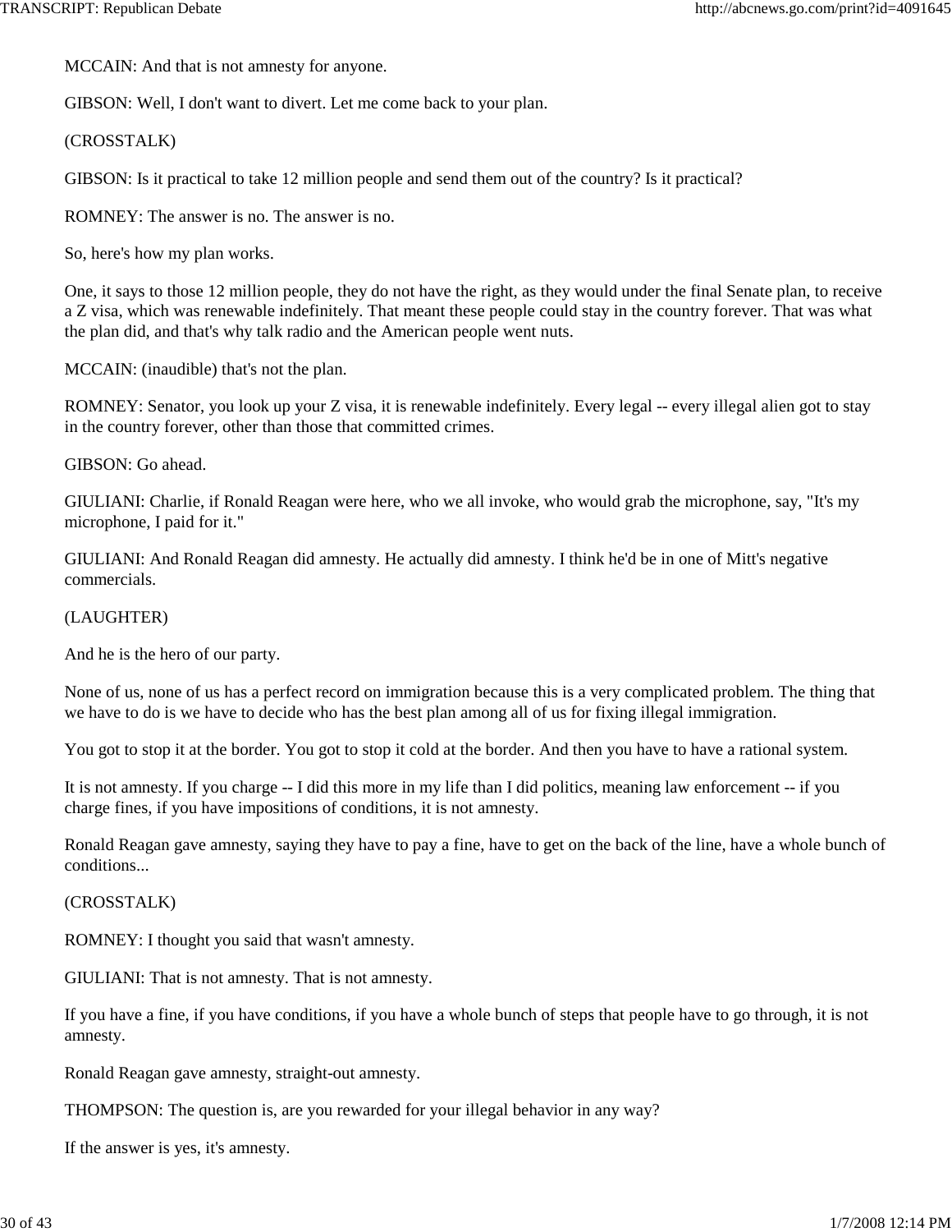MCCAIN: And that is not amnesty for anyone.

GIBSON: Well, I don't want to divert. Let me come back to your plan.

(CROSSTALK)

GIBSON: Is it practical to take 12 million people and send them out of the country? Is it practical?

ROMNEY: The answer is no. The answer is no.

So, here's how my plan works.

One, it says to those 12 million people, they do not have the right, as they would under the final Senate plan, to receive a Z visa, which was renewable indefinitely. That meant these people could stay in the country forever. That was what the plan did, and that's why talk radio and the American people went nuts.

MCCAIN: (inaudible) that's not the plan.

ROMNEY: Senator, you look up your Z visa, it is renewable indefinitely. Every legal -- every illegal alien got to stay in the country forever, other than those that committed crimes.

GIBSON: Go ahead.

GIULIANI: Charlie, if Ronald Reagan were here, who we all invoke, who would grab the microphone, say, "It's my microphone, I paid for it."

GIULIANI: And Ronald Reagan did amnesty. He actually did amnesty. I think he'd be in one of Mitt's negative commercials.

(LAUGHTER)

And he is the hero of our party.

None of us, none of us has a perfect record on immigration because this is a very complicated problem. The thing that we have to do is we have to decide who has the best plan among all of us for fixing illegal immigration.

You got to stop it at the border. You got to stop it cold at the border. And then you have to have a rational system.

It is not amnesty. If you charge -- I did this more in my life than I did politics, meaning law enforcement -- if you charge fines, if you have impositions of conditions, it is not amnesty.

Ronald Reagan gave amnesty, saying they have to pay a fine, have to get on the back of the line, have a whole bunch of conditions...

(CROSSTALK)

ROMNEY: I thought you said that wasn't amnesty.

GIULIANI: That is not amnesty. That is not amnesty.

If you have a fine, if you have conditions, if you have a whole bunch of steps that people have to go through, it is not amnesty.

Ronald Reagan gave amnesty, straight-out amnesty.

THOMPSON: The question is, are you rewarded for your illegal behavior in any way?

If the answer is yes, it's amnesty.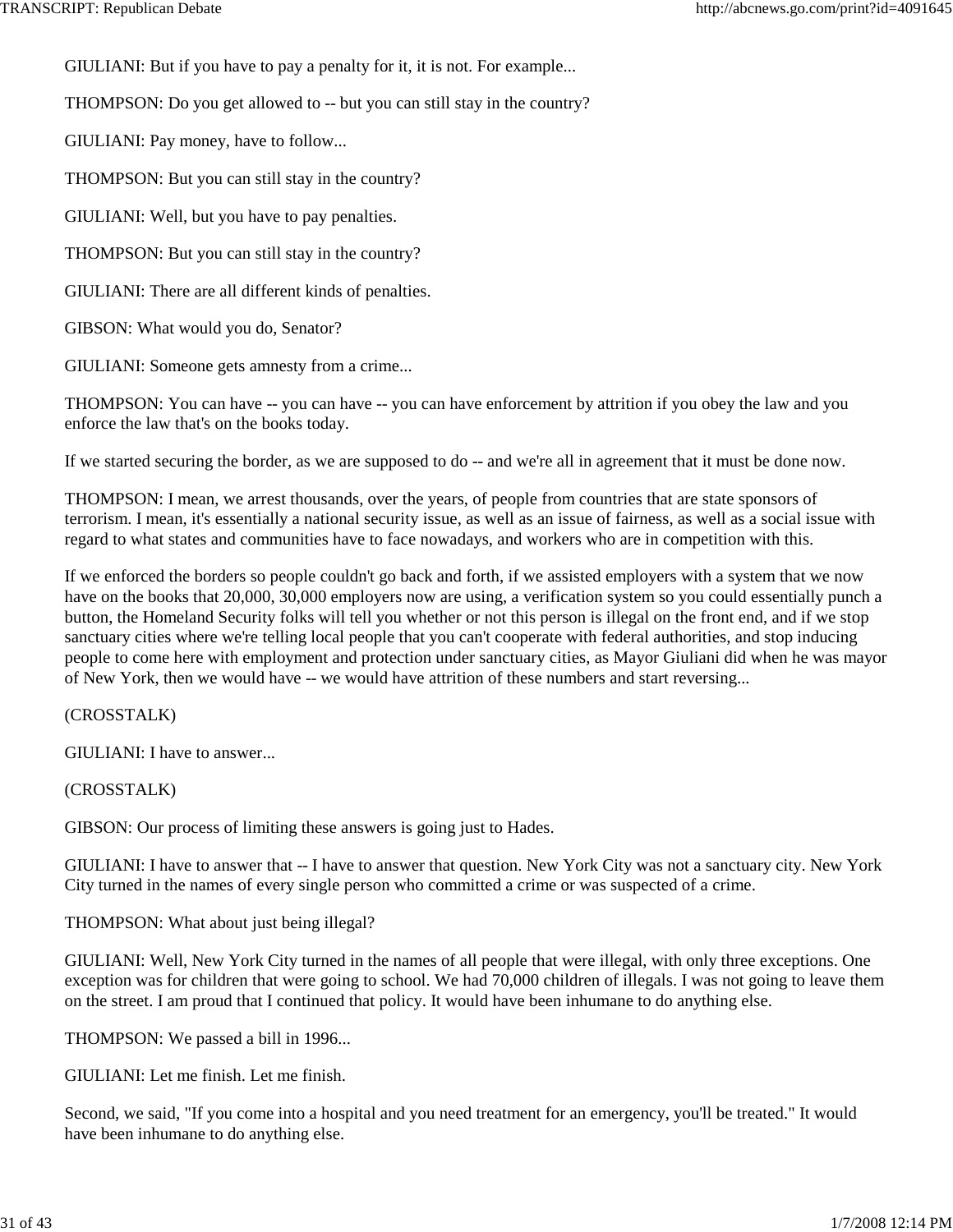GIULIANI: But if you have to pay a penalty for it, it is not. For example...

THOMPSON: Do you get allowed to -- but you can still stay in the country?

GIULIANI: Pay money, have to follow...

THOMPSON: But you can still stay in the country?

GIULIANI: Well, but you have to pay penalties.

THOMPSON: But you can still stay in the country?

GIULIANI: There are all different kinds of penalties.

GIBSON: What would you do, Senator?

GIULIANI: Someone gets amnesty from a crime...

THOMPSON: You can have -- you can have -- you can have enforcement by attrition if you obey the law and you enforce the law that's on the books today.

If we started securing the border, as we are supposed to do -- and we're all in agreement that it must be done now.

THOMPSON: I mean, we arrest thousands, over the years, of people from countries that are state sponsors of terrorism. I mean, it's essentially a national security issue, as well as an issue of fairness, as well as a social issue with regard to what states and communities have to face nowadays, and workers who are in competition with this.

If we enforced the borders so people couldn't go back and forth, if we assisted employers with a system that we now have on the books that 20,000, 30,000 employers now are using, a verification system so you could essentially punch a button, the Homeland Security folks will tell you whether or not this person is illegal on the front end, and if we stop sanctuary cities where we're telling local people that you can't cooperate with federal authorities, and stop inducing people to come here with employment and protection under sanctuary cities, as Mayor Giuliani did when he was mayor of New York, then we would have -- we would have attrition of these numbers and start reversing...

(CROSSTALK)

GIULIANI: I have to answer...

(CROSSTALK)

GIBSON: Our process of limiting these answers is going just to Hades.

GIULIANI: I have to answer that -- I have to answer that question. New York City was not a sanctuary city. New York City turned in the names of every single person who committed a crime or was suspected of a crime.

THOMPSON: What about just being illegal?

GIULIANI: Well, New York City turned in the names of all people that were illegal, with only three exceptions. One exception was for children that were going to school. We had 70,000 children of illegals. I was not going to leave them on the street. I am proud that I continued that policy. It would have been inhumane to do anything else.

THOMPSON: We passed a bill in 1996...

GIULIANI: Let me finish. Let me finish.

Second, we said, "If you come into a hospital and you need treatment for an emergency, you'll be treated." It would have been inhumane to do anything else.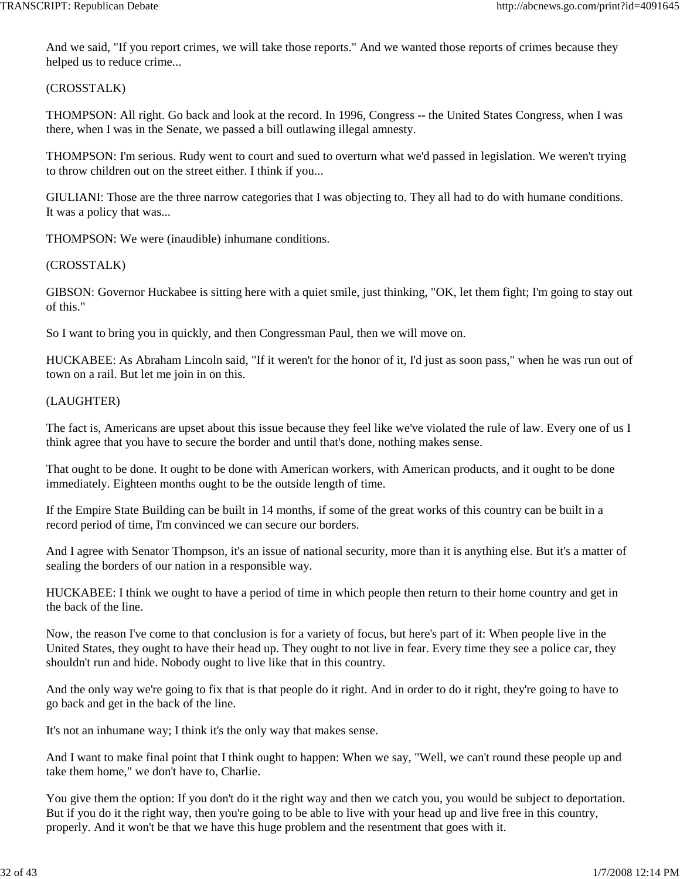And we said, "If you report crimes, we will take those reports." And we wanted those reports of crimes because they helped us to reduce crime...

(CROSSTALK)

THOMPSON: All right. Go back and look at the record. In 1996, Congress -- the United States Congress, when I was there, when I was in the Senate, we passed a bill outlawing illegal amnesty.

THOMPSON: I'm serious. Rudy went to court and sued to overturn what we'd passed in legislation. We weren't trying to throw children out on the street either. I think if you...

GIULIANI: Those are the three narrow categories that I was objecting to. They all had to do with humane conditions. It was a policy that was...

THOMPSON: We were (inaudible) inhumane conditions.

(CROSSTALK)

GIBSON: Governor Huckabee is sitting here with a quiet smile, just thinking, "OK, let them fight; I'm going to stay out of this."

So I want to bring you in quickly, and then Congressman Paul, then we will move on.

HUCKABEE: As Abraham Lincoln said, "If it weren't for the honor of it, I'd just as soon pass," when he was run out of town on a rail. But let me join in on this.

(LAUGHTER)

The fact is, Americans are upset about this issue because they feel like we've violated the rule of law. Every one of us I think agree that you have to secure the border and until that's done, nothing makes sense.

That ought to be done. It ought to be done with American workers, with American products, and it ought to be done immediately. Eighteen months ought to be the outside length of time.

If the Empire State Building can be built in 14 months, if some of the great works of this country can be built in a record period of time, I'm convinced we can secure our borders.

And I agree with Senator Thompson, it's an issue of national security, more than it is anything else. But it's a matter of sealing the borders of our nation in a responsible way.

HUCKABEE: I think we ought to have a period of time in which people then return to their home country and get in the back of the line.

Now, the reason I've come to that conclusion is for a variety of focus, but here's part of it: When people live in the United States, they ought to have their head up. They ought to not live in fear. Every time they see a police car, they shouldn't run and hide. Nobody ought to live like that in this country.

And the only way we're going to fix that is that people do it right. And in order to do it right, they're going to have to go back and get in the back of the line.

It's not an inhumane way; I think it's the only way that makes sense.

And I want to make final point that I think ought to happen: When we say, "Well, we can't round these people up and take them home," we don't have to, Charlie.

You give them the option: If you don't do it the right way and then we catch you, you would be subject to deportation. But if you do it the right way, then you're going to be able to live with your head up and live free in this country, properly. And it won't be that we have this huge problem and the resentment that goes with it.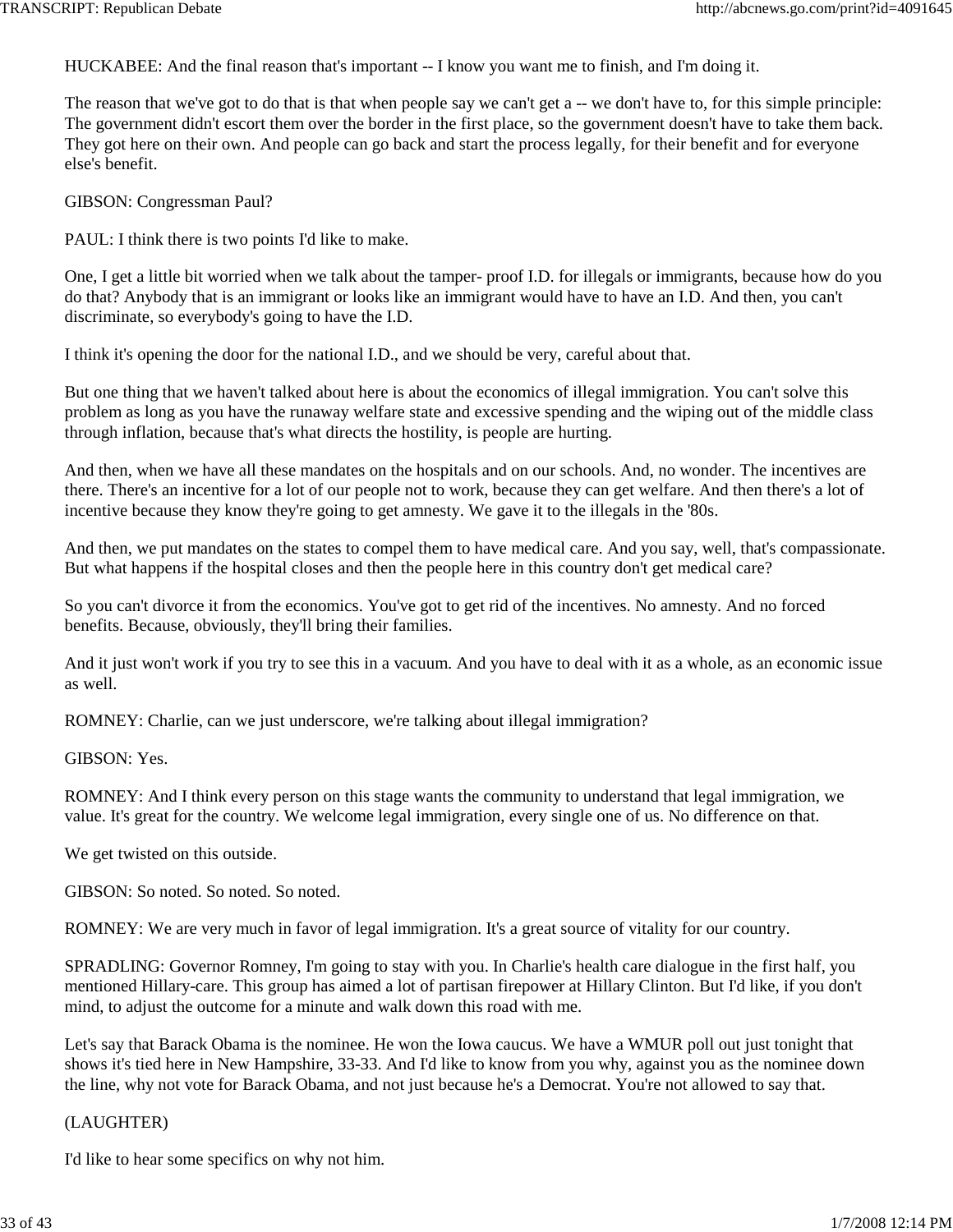HUCKABEE: And the final reason that's important -- I know you want me to finish, and I'm doing it.

The reason that we've got to do that is that when people say we can't get a -- we don't have to, for this simple principle: The government didn't escort them over the border in the first place, so the government doesn't have to take them back. They got here on their own. And people can go back and start the process legally, for their benefit and for everyone else's benefit.

GIBSON: Congressman Paul?

PAUL: I think there is two points I'd like to make.

One, I get a little bit worried when we talk about the tamper- proof I.D. for illegals or immigrants, because how do you do that? Anybody that is an immigrant or looks like an immigrant would have to have an I.D. And then, you can't discriminate, so everybody's going to have the I.D.

I think it's opening the door for the national I.D., and we should be very, careful about that.

But one thing that we haven't talked about here is about the economics of illegal immigration. You can't solve this problem as long as you have the runaway welfare state and excessive spending and the wiping out of the middle class through inflation, because that's what directs the hostility, is people are hurting.

And then, when we have all these mandates on the hospitals and on our schools. And, no wonder. The incentives are there. There's an incentive for a lot of our people not to work, because they can get welfare. And then there's a lot of incentive because they know they're going to get amnesty. We gave it to the illegals in the '80s.

And then, we put mandates on the states to compel them to have medical care. And you say, well, that's compassionate. But what happens if the hospital closes and then the people here in this country don't get medical care?

So you can't divorce it from the economics. You've got to get rid of the incentives. No amnesty. And no forced benefits. Because, obviously, they'll bring their families.

And it just won't work if you try to see this in a vacuum. And you have to deal with it as a whole, as an economic issue as well.

ROMNEY: Charlie, can we just underscore, we're talking about illegal immigration?

GIBSON: Yes.

ROMNEY: And I think every person on this stage wants the community to understand that legal immigration, we value. It's great for the country. We welcome legal immigration, every single one of us. No difference on that.

We get twisted on this outside.

GIBSON: So noted. So noted. So noted.

ROMNEY: We are very much in favor of legal immigration. It's a great source of vitality for our country.

SPRADLING: Governor Romney, I'm going to stay with you. In Charlie's health care dialogue in the first half, you mentioned Hillary-care. This group has aimed a lot of partisan firepower at Hillary Clinton. But I'd like, if you don't mind, to adjust the outcome for a minute and walk down this road with me.

Let's say that Barack Obama is the nominee. He won the Iowa caucus. We have a WMUR poll out just tonight that shows it's tied here in New Hampshire, 33-33. And I'd like to know from you why, against you as the nominee down the line, why not vote for Barack Obama, and not just because he's a Democrat. You're not allowed to say that.

(LAUGHTER)

I'd like to hear some specifics on why not him.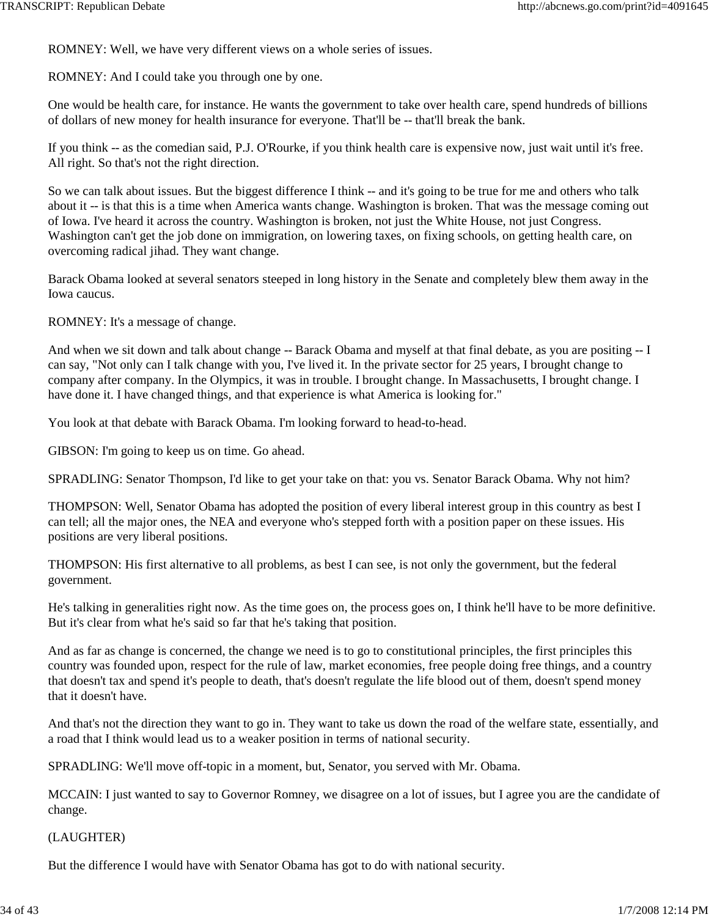ROMNEY: Well, we have very different views on a whole series of issues.

ROMNEY: And I could take you through one by one.

One would be health care, for instance. He wants the government to take over health care, spend hundreds of billions of dollars of new money for health insurance for everyone. That'll be -- that'll break the bank.

If you think -- as the comedian said, P.J. O'Rourke, if you think health care is expensive now, just wait until it's free. All right. So that's not the right direction.

So we can talk about issues. But the biggest difference I think -- and it's going to be true for me and others who talk about it -- is that this is a time when America wants change. Washington is broken. That was the message coming out of Iowa. I've heard it across the country. Washington is broken, not just the White House, not just Congress. Washington can't get the job done on immigration, on lowering taxes, on fixing schools, on getting health care, on overcoming radical jihad. They want change.

Barack Obama looked at several senators steeped in long history in the Senate and completely blew them away in the Iowa caucus.

ROMNEY: It's a message of change.

And when we sit down and talk about change -- Barack Obama and myself at that final debate, as you are positing -- I can say, "Not only can I talk change with you, I've lived it. In the private sector for 25 years, I brought change to company after company. In the Olympics, it was in trouble. I brought change. In Massachusetts, I brought change. I have done it. I have changed things, and that experience is what America is looking for."

You look at that debate with Barack Obama. I'm looking forward to head-to-head.

GIBSON: I'm going to keep us on time. Go ahead.

SPRADLING: Senator Thompson, I'd like to get your take on that: you vs. Senator Barack Obama. Why not him?

THOMPSON: Well, Senator Obama has adopted the position of every liberal interest group in this country as best I can tell; all the major ones, the NEA and everyone who's stepped forth with a position paper on these issues. His positions are very liberal positions.

THOMPSON: His first alternative to all problems, as best I can see, is not only the government, but the federal government.

He's talking in generalities right now. As the time goes on, the process goes on, I think he'll have to be more definitive. But it's clear from what he's said so far that he's taking that position.

And as far as change is concerned, the change we need is to go to constitutional principles, the first principles this country was founded upon, respect for the rule of law, market economies, free people doing free things, and a country that doesn't tax and spend it's people to death, that's doesn't regulate the life blood out of them, doesn't spend money that it doesn't have.

And that's not the direction they want to go in. They want to take us down the road of the welfare state, essentially, and a road that I think would lead us to a weaker position in terms of national security.

SPRADLING: We'll move off-topic in a moment, but, Senator, you served with Mr. Obama.

MCCAIN: I just wanted to say to Governor Romney, we disagree on a lot of issues, but I agree you are the candidate of change.

(LAUGHTER)

But the difference I would have with Senator Obama has got to do with national security.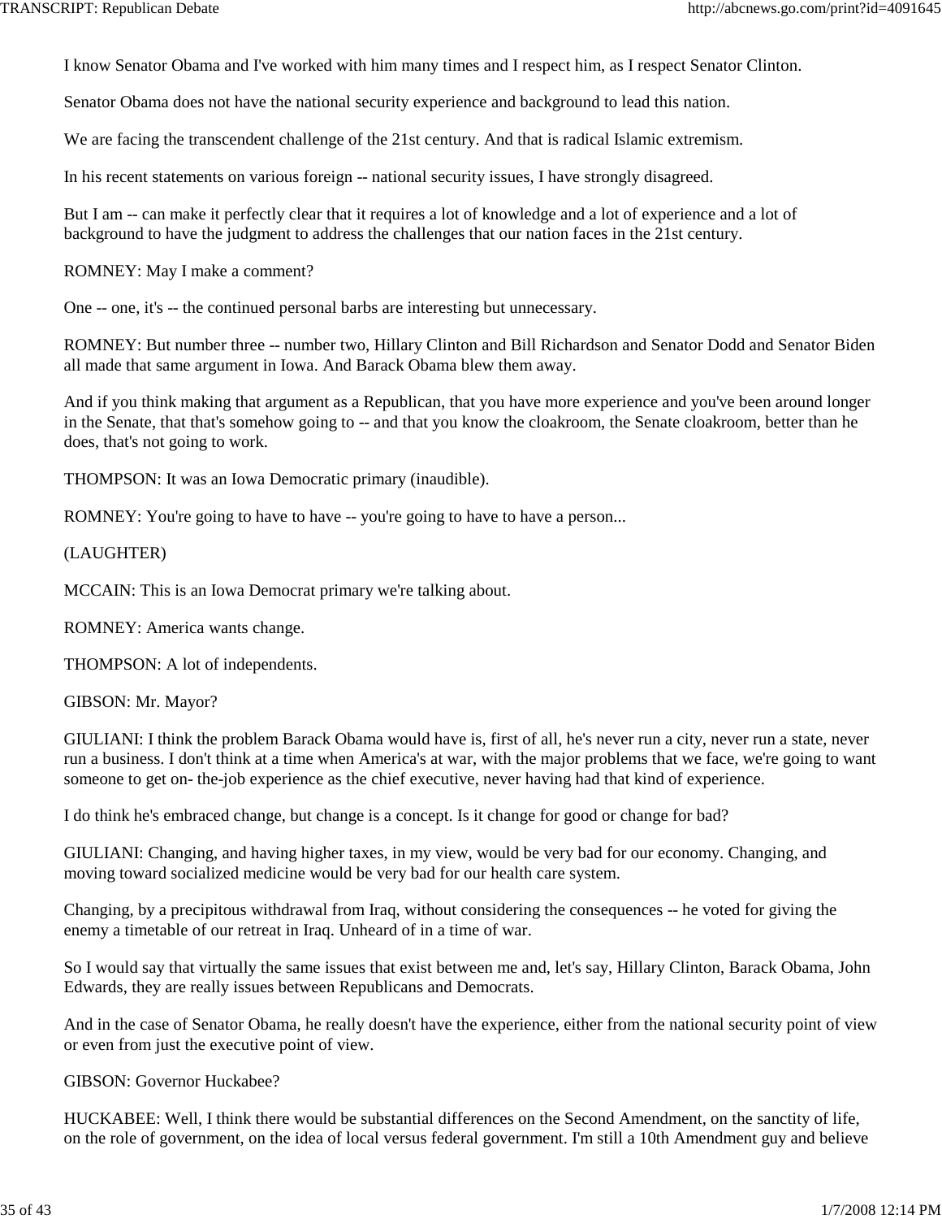I know Senator Obama and I've worked with him many times and I respect him, as I respect Senator Clinton.

Senator Obama does not have the national security experience and background to lead this nation.

We are facing the transcendent challenge of the 21st century. And that is radical Islamic extremism.

In his recent statements on various foreign -- national security issues, I have strongly disagreed.

But I am -- can make it perfectly clear that it requires a lot of knowledge and a lot of experience and a lot of background to have the judgment to address the challenges that our nation faces in the 21st century.

ROMNEY: May I make a comment?

One -- one, it's -- the continued personal barbs are interesting but unnecessary.

ROMNEY: But number three -- number two, Hillary Clinton and Bill Richardson and Senator Dodd and Senator Biden all made that same argument in Iowa. And Barack Obama blew them away.

And if you think making that argument as a Republican, that you have more experience and you've been around longer in the Senate, that that's somehow going to -- and that you know the cloakroom, the Senate cloakroom, better than he does, that's not going to work.

THOMPSON: It was an Iowa Democratic primary (inaudible).

ROMNEY: You're going to have to have -- you're going to have to have a person...

(LAUGHTER)

MCCAIN: This is an Iowa Democrat primary we're talking about.

ROMNEY: America wants change.

THOMPSON: A lot of independents.

GIBSON: Mr. Mayor?

GIULIANI: I think the problem Barack Obama would have is, first of all, he's never run a city, never run a state, never run a business. I don't think at a time when America's at war, with the major problems that we face, we're going to want someone to get on- the-job experience as the chief executive, never having had that kind of experience.

I do think he's embraced change, but change is a concept. Is it change for good or change for bad?

GIULIANI: Changing, and having higher taxes, in my view, would be very bad for our economy. Changing, and moving toward socialized medicine would be very bad for our health care system.

Changing, by a precipitous withdrawal from Iraq, without considering the consequences -- he voted for giving the enemy a timetable of our retreat in Iraq. Unheard of in a time of war.

So I would say that virtually the same issues that exist between me and, let's say, Hillary Clinton, Barack Obama, John Edwards, they are really issues between Republicans and Democrats.

And in the case of Senator Obama, he really doesn't have the experience, either from the national security point of view or even from just the executive point of view.

GIBSON: Governor Huckabee?

HUCKABEE: Well, I think there would be substantial differences on the Second Amendment, on the sanctity of life, on the role of government, on the idea of local versus federal government. I'm still a 10th Amendment guy and believe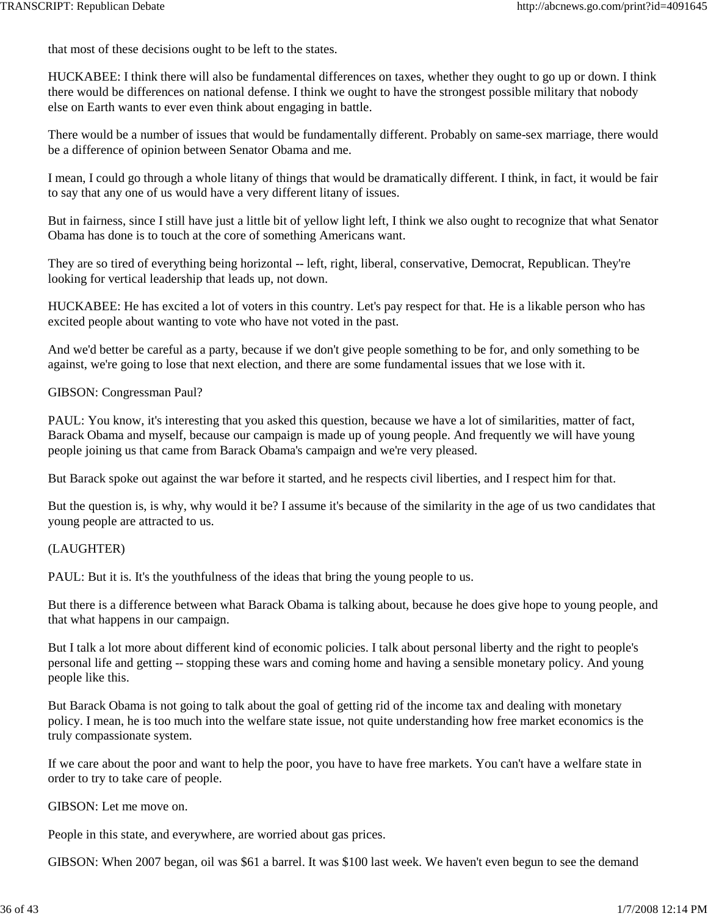that most of these decisions ought to be left to the states.

HUCKABEE: I think there will also be fundamental differences on taxes, whether they ought to go up or down. I think there would be differences on national defense. I think we ought to have the strongest possible military that nobody else on Earth wants to ever even think about engaging in battle.

There would be a number of issues that would be fundamentally different. Probably on same-sex marriage, there would be a difference of opinion between Senator Obama and me.

I mean, I could go through a whole litany of things that would be dramatically different. I think, in fact, it would be fair to say that any one of us would have a very different litany of issues.

But in fairness, since I still have just a little bit of yellow light left, I think we also ought to recognize that what Senator Obama has done is to touch at the core of something Americans want.

They are so tired of everything being horizontal -- left, right, liberal, conservative, Democrat, Republican. They're looking for vertical leadership that leads up, not down.

HUCKABEE: He has excited a lot of voters in this country. Let's pay respect for that. He is a likable person who has excited people about wanting to vote who have not voted in the past.

And we'd better be careful as a party, because if we don't give people something to be for, and only something to be against, we're going to lose that next election, and there are some fundamental issues that we lose with it.

GIBSON: Congressman Paul?

PAUL: You know, it's interesting that you asked this question, because we have a lot of similarities, matter of fact, Barack Obama and myself, because our campaign is made up of young people. And frequently we will have young people joining us that came from Barack Obama's campaign and we're very pleased.

But Barack spoke out against the war before it started, and he respects civil liberties, and I respect him for that.

But the question is, is why, why would it be? I assume it's because of the similarity in the age of us two candidates that young people are attracted to us.

(LAUGHTER)

PAUL: But it is. It's the youthfulness of the ideas that bring the young people to us.

But there is a difference between what Barack Obama is talking about, because he does give hope to young people, and that what happens in our campaign.

But I talk a lot more about different kind of economic policies. I talk about personal liberty and the right to people's personal life and getting -- stopping these wars and coming home and having a sensible monetary policy. And young people like this.

But Barack Obama is not going to talk about the goal of getting rid of the income tax and dealing with monetary policy. I mean, he is too much into the welfare state issue, not quite understanding how free market economics is the truly compassionate system.

If we care about the poor and want to help the poor, you have to have free markets. You can't have a welfare state in order to try to take care of people.

GIBSON: Let me move on.

People in this state, and everywhere, are worried about gas prices.

GIBSON: When 2007 began, oil was $61 a barrel. It was $100 last week. We haven't even begun to see the demand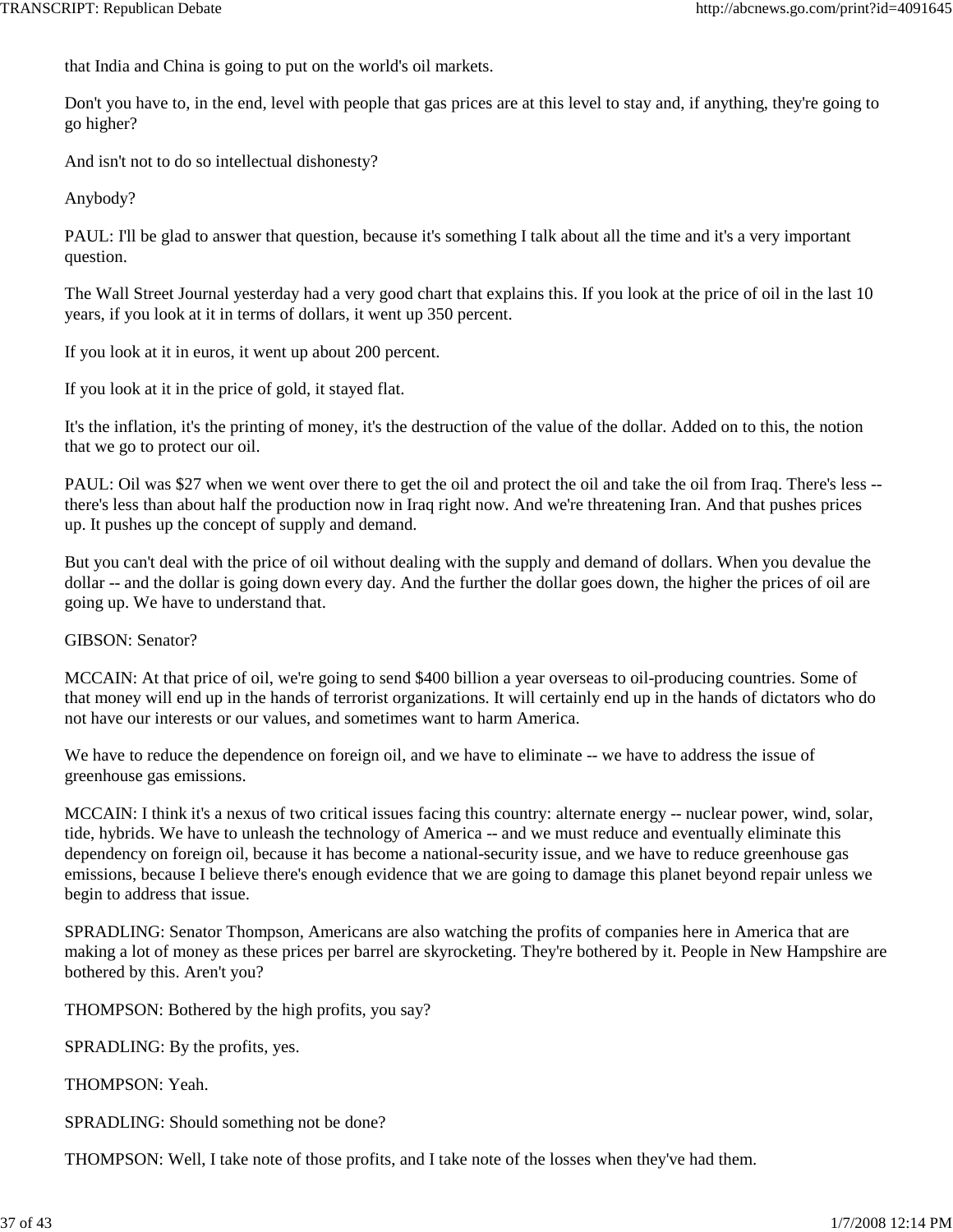that India and China is going to put on the world's oil markets.

Don't you have to, in the end, level with people that gas prices are at this level to stay and, if anything, they're going to go higher?

And isn't not to do so intellectual dishonesty?

Anybody?

PAUL: I'll be glad to answer that question, because it's something I talk about all the time and it's a very important question.

The Wall Street Journal yesterday had a very good chart that explains this. If you look at the price of oil in the last 10 years, if you look at it in terms of dollars, it went up 350 percent.

If you look at it in euros, it went up about 200 percent.

If you look at it in the price of gold, it stayed flat.

It's the inflation, it's the printing of money, it's the destruction of the value of the dollar. Added on to this, the notion that we go to protect our oil.

PAUL: Oil was $27 when we went over there to get the oil and protect the oil and take the oil from Iraq. There's less -- there's less than about half the production now in Iraq right now. And we're threatening Iran. And that pushes prices up. It pushes up the concept of supply and demand.

But you can't deal with the price of oil without dealing with the supply and demand of dollars. When you devalue the dollar -- and the dollar is going down every day. And the further the dollar goes down, the higher the prices of oil are going up. We have to understand that.

GIBSON: Senator?

MCCAIN: At that price of oil, we're going to send $400 billion a year overseas to oil-producing countries. Some of that money will end up in the hands of terrorist organizations. It will certainly end up in the hands of dictators who do not have our interests or our values, and sometimes want to harm America.

We have to reduce the dependence on foreign oil, and we have to eliminate -- we have to address the issue of greenhouse gas emissions.

MCCAIN: I think it's a nexus of two critical issues facing this country: alternate energy -- nuclear power, wind, solar, tide, hybrids. We have to unleash the technology of America -- and we must reduce and eventually eliminate this dependency on foreign oil, because it has become a national-security issue, and we have to reduce greenhouse gas emissions, because I believe there's enough evidence that we are going to damage this planet beyond repair unless we begin to address that issue.

SPRADLING: Senator Thompson, Americans are also watching the profits of companies here in America that are making a lot of money as these prices per barrel are skyrocketing. They're bothered by it. People in New Hampshire are bothered by this. Aren't you?

THOMPSON: Bothered by the high profits, you say?

SPRADLING: By the profits, yes.

THOMPSON: Yeah.

SPRADLING: Should something not be done?

THOMPSON: Well, I take note of those profits, and I take note of the losses when they've had them.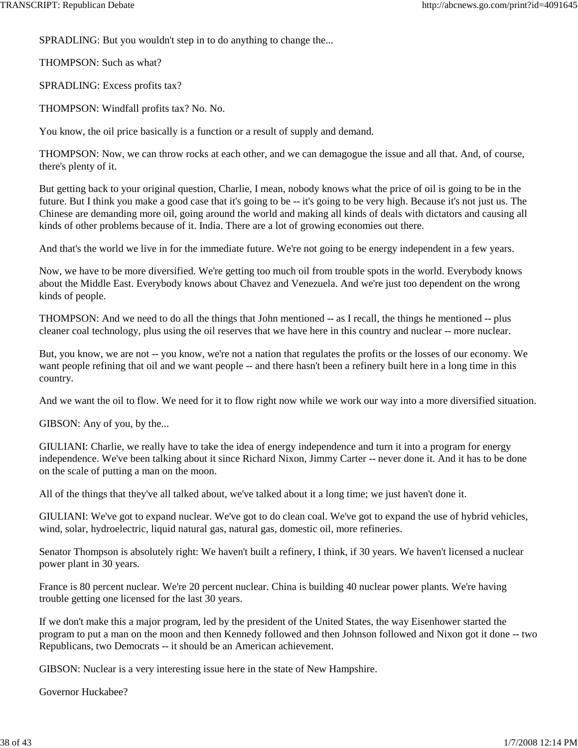SPRADLING: But you wouldn't step in to do anything to change the...

THOMPSON: Such as what?

SPRADLING: Excess profits tax?

THOMPSON: Windfall profits tax? No. No.

You know, the oil price basically is a function or a result of supply and demand.

THOMPSON: Now, we can throw rocks at each other, and we can demagogue the issue and all that. And, of course, there's plenty of it.

But getting back to your original question, Charlie, I mean, nobody knows what the price of oil is going to be in the future. But I think you make a good case that it's going to be -- it's going to be very high. Because it's not just us. The Chinese are demanding more oil, going around the world and making all kinds of deals with dictators and causing all kinds of other problems because of it. India. There are a lot of growing economies out there.

And that's the world we live in for the immediate future. We're not going to be energy independent in a few years.

Now, we have to be more diversified. We're getting too much oil from trouble spots in the world. Everybody knows about the Middle East. Everybody knows about Chavez and Venezuela. And we're just too dependent on the wrong kinds of people.

THOMPSON: And we need to do all the things that John mentioned -- as I recall, the things he mentioned -- plus cleaner coal technology, plus using the oil reserves that we have here in this country and nuclear -- more nuclear.

But, you know, we are not -- you know, we're not a nation that regulates the profits or the losses of our economy. We want people refining that oil and we want people -- and there hasn't been a refinery built here in a long time in this country.

And we want the oil to flow. We need for it to flow right now while we work our way into a more diversified situation.

GIBSON: Any of you, by the...

GIULIANI: Charlie, we really have to take the idea of energy independence and turn it into a program for energy independence. We've been talking about it since Richard Nixon, Jimmy Carter -- never done it. And it has to be done on the scale of putting a man on the moon.

All of the things that they've all talked about, we've talked about it a long time; we just haven't done it.

GIULIANI: We've got to expand nuclear. We've got to do clean coal. We've got to expand the use of hybrid vehicles, wind, solar, hydroelectric, liquid natural gas, natural gas, domestic oil, more refineries.

Senator Thompson is absolutely right: We haven't built a refinery, I think, if 30 years. We haven't licensed a nuclear power plant in 30 years.

France is 80 percent nuclear. We're 20 percent nuclear. China is building 40 nuclear power plants. We're having trouble getting one licensed for the last 30 years.

If we don't make this a major program, led by the president of the United States, the way Eisenhower started the program to put a man on the moon and then Kennedy followed and then Johnson followed and Nixon got it done -- two Republicans, two Democrats -- it should be an American achievement.

GIBSON: Nuclear is a very interesting issue here in the state of New Hampshire.

Governor Huckabee?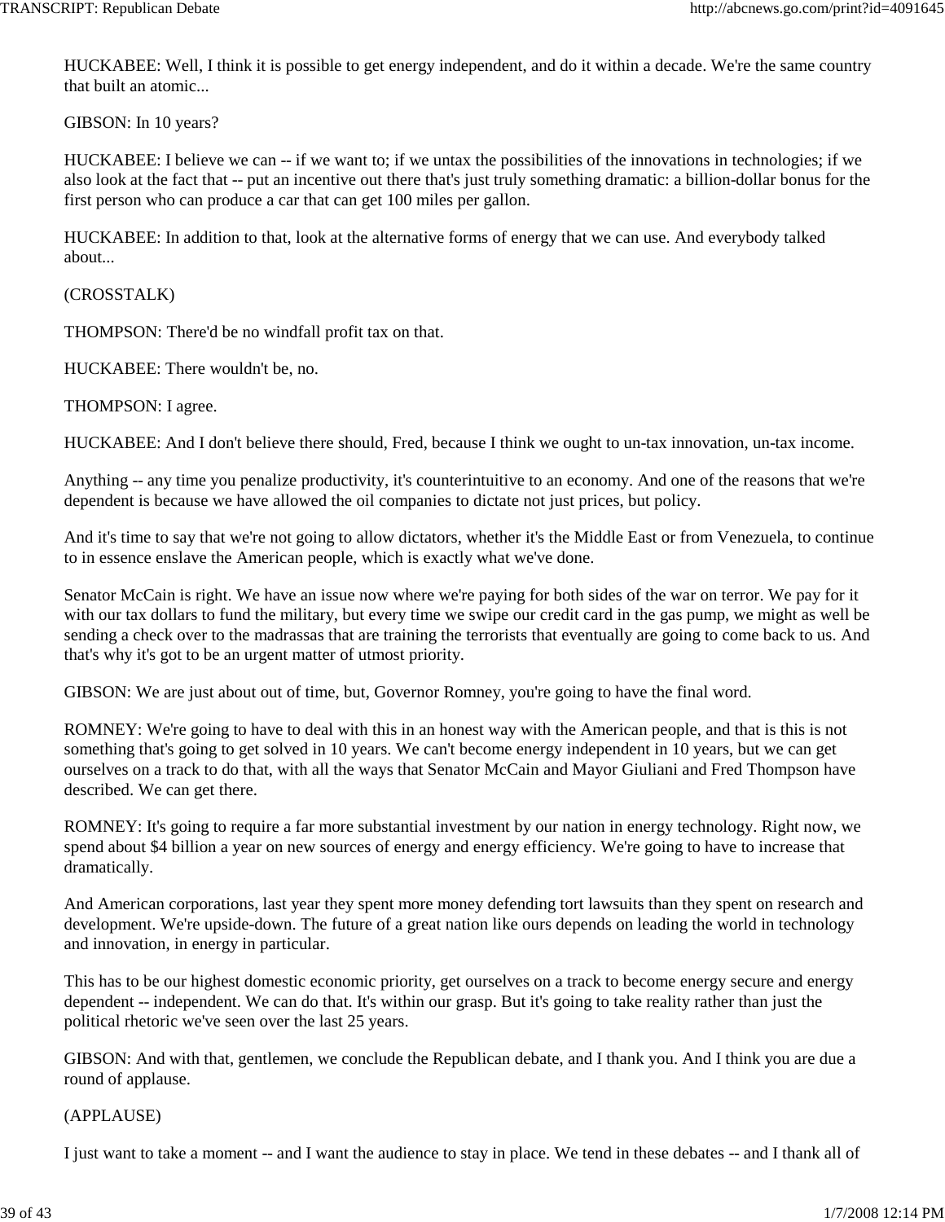HUCKABEE: Well, I think it is possible to get energy independent, and do it within a decade. We're the same country that built an atomic...

GIBSON: In 10 years?

HUCKABEE: I believe we can -- if we want to; if we untax the possibilities of the innovations in technologies; if we also look at the fact that -- put an incentive out there that's just truly something dramatic: a billion-dollar bonus for the first person who can produce a car that can get 100 miles per gallon.

HUCKABEE: In addition to that, look at the alternative forms of energy that we can use. And everybody talked about...

(CROSSTALK)

THOMPSON: There'd be no windfall profit tax on that.

HUCKABEE: There wouldn't be, no.

THOMPSON: I agree.

HUCKABEE: And I don't believe there should, Fred, because I think we ought to un-tax innovation, un-tax income.

Anything -- any time you penalize productivity, it's counterintuitive to an economy. And one of the reasons that we're dependent is because we have allowed the oil companies to dictate not just prices, but policy.

And it's time to say that we're not going to allow dictators, whether it's the Middle East or from Venezuela, to continue to in essence enslave the American people, which is exactly what we've done.

Senator McCain is right. We have an issue now where we're paying for both sides of the war on terror. We pay for it with our tax dollars to fund the military, but every time we swipe our credit card in the gas pump, we might as well be sending a check over to the madrassas that are training the terrorists that eventually are going to come back to us. And that's why it's got to be an urgent matter of utmost priority.

GIBSON: We are just about out of time, but, Governor Romney, you're going to have the final word.

ROMNEY: We're going to have to deal with this in an honest way with the American people, and that is this is not something that's going to get solved in 10 years. We can't become energy independent in 10 years, but we can get ourselves on a track to do that, with all the ways that Senator McCain and Mayor Giuliani and Fred Thompson have described. We can get there.

ROMNEY: It's going to require a far more substantial investment by our nation in energy technology. Right now, we spend about $4 billion a year on new sources of energy and energy efficiency. We're going to have to increase that dramatically.

And American corporations, last year they spent more money defending tort lawsuits than they spent on research and development. We're upside-down. The future of a great nation like ours depends on leading the world in technology and innovation, in energy in particular.

This has to be our highest domestic economic priority, get ourselves on a track to become energy secure and energy dependent -- independent. We can do that. It's within our grasp. But it's going to take reality rather than just the political rhetoric we've seen over the last 25 years.

GIBSON: And with that, gentlemen, we conclude the Republican debate, and I thank you. And I think you are due a round of applause.

(APPLAUSE)

I just want to take a moment -- and I want the audience to stay in place. We tend in these debates -- and I thank all of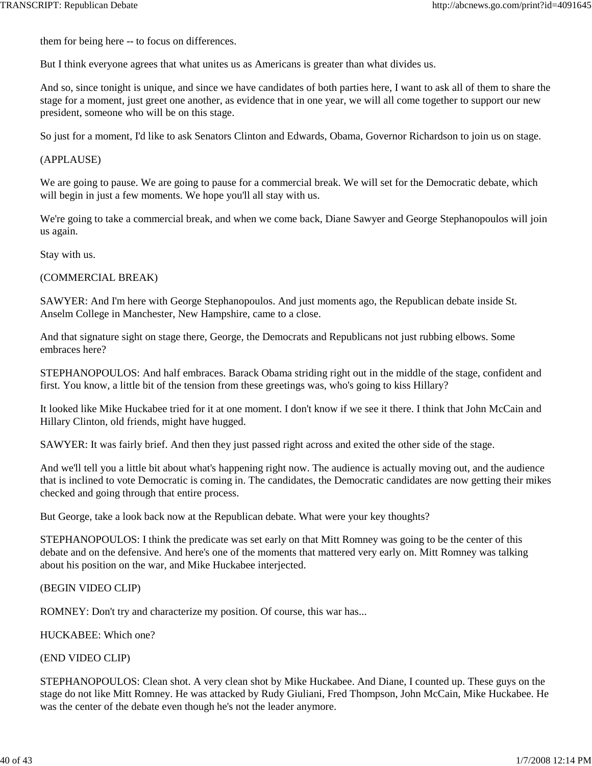them for being here -- to focus on differences.

But I think everyone agrees that what unites us as Americans is greater than what divides us.

And so, since tonight is unique, and since we have candidates of both parties here, I want to ask all of them to share the stage for a moment, just greet one another, as evidence that in one year, we will all come together to support our new president, someone who will be on this stage.

So just for a moment, I'd like to ask Senators Clinton and Edwards, Obama, Governor Richardson to join us on stage.

(APPLAUSE)

We are going to pause. We are going to pause for a commercial break. We will set for the Democratic debate, which will begin in just a few moments. We hope you'll all stay with us.

We're going to take a commercial break, and when we come back, Diane Sawyer and George Stephanopoulos will join us again.

Stay with us.

(COMMERCIAL BREAK)

SAWYER: And I'm here with George Stephanopoulos. And just moments ago, the Republican debate inside St. Anselm College in Manchester, New Hampshire, came to a close.

And that signature sight on stage there, George, the Democrats and Republicans not just rubbing elbows. Some embraces here?

STEPHANOPOULOS: And half embraces. Barack Obama striding right out in the middle of the stage, confident and first. You know, a little bit of the tension from these greetings was, who's going to kiss Hillary?

It looked like Mike Huckabee tried for it at one moment. I don't know if we see it there. I think that John McCain and Hillary Clinton, old friends, might have hugged.

SAWYER: It was fairly brief. And then they just passed right across and exited the other side of the stage.

And we'll tell you a little bit about what's happening right now. The audience is actually moving out, and the audience that is inclined to vote Democratic is coming in. The candidates, the Democratic candidates are now getting their mikes checked and going through that entire process.

But George, take a look back now at the Republican debate. What were your key thoughts?

STEPHANOPOULOS: I think the predicate was set early on that Mitt Romney was going to be the center of this debate and on the defensive. And here's one of the moments that mattered very early on. Mitt Romney was talking about his position on the war, and Mike Huckabee interjected.

(BEGIN VIDEO CLIP)

ROMNEY: Don't try and characterize my position. Of course, this war has...

HUCKABEE: Which one?

(END VIDEO CLIP)

STEPHANOPOULOS: Clean shot. A very clean shot by Mike Huckabee. And Diane, I counted up. These guys on the stage do not like Mitt Romney. He was attacked by Rudy Giuliani, Fred Thompson, John McCain, Mike Huckabee. He was the center of the debate even though he's not the leader anymore.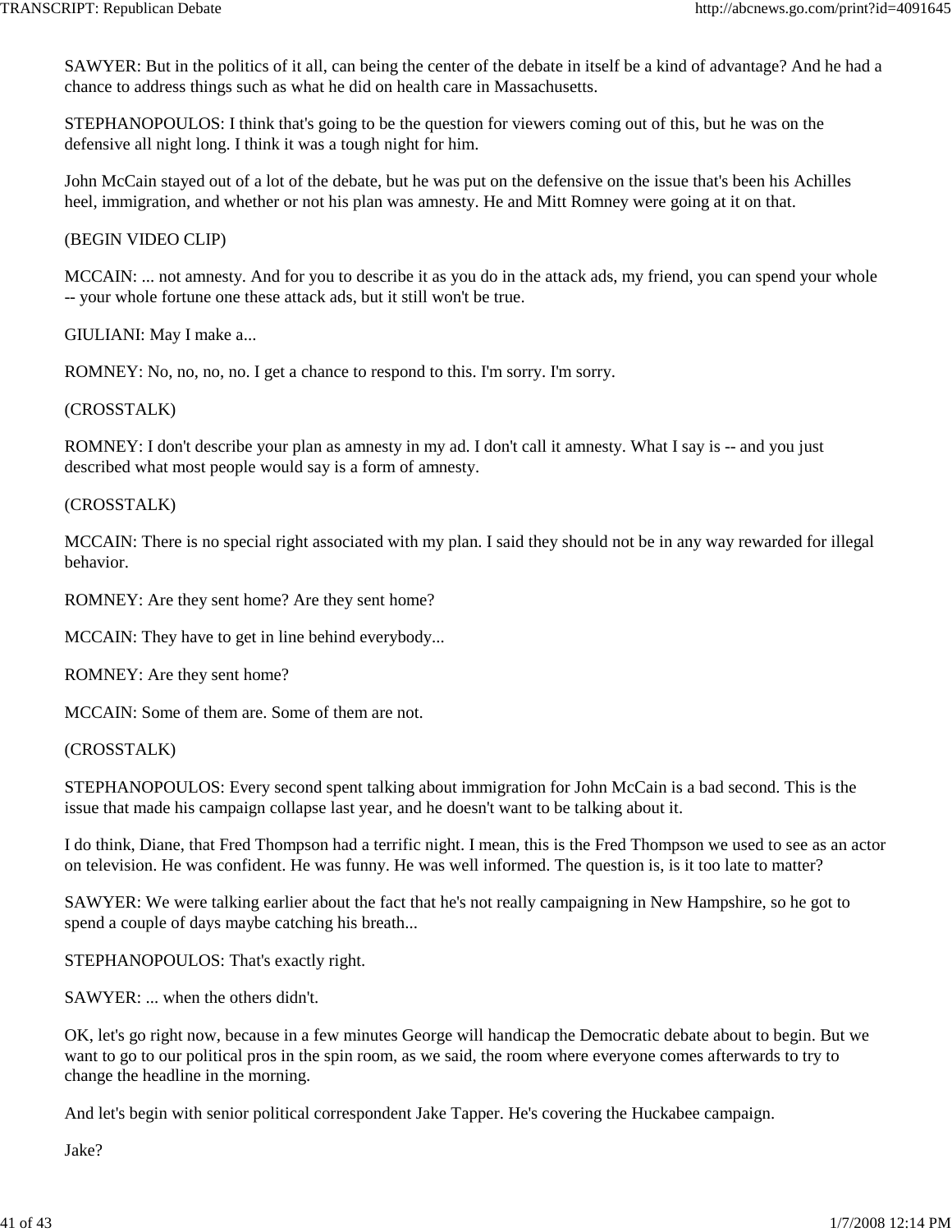SAWYER: But in the politics of it all, can being the center of the debate in itself be a kind of advantage? And he had a chance to address things such as what he did on health care in Massachusetts.

STEPHANOPOULOS: I think that's going to be the question for viewers coming out of this, but he was on the defensive all night long. I think it was a tough night for him.

John McCain stayed out of a lot of the debate, but he was put on the defensive on the issue that's been his Achilles heel, immigration, and whether or not his plan was amnesty. He and Mitt Romney were going at it on that.

(BEGIN VIDEO CLIP)

MCCAIN: ... not amnesty. And for you to describe it as you do in the attack ads, my friend, you can spend your whole -- your whole fortune one these attack ads, but it still won't be true.

GIULIANI: May I make a...

ROMNEY: No, no, no, no. I get a chance to respond to this. I'm sorry. I'm sorry.

(CROSSTALK)

ROMNEY: I don't describe your plan as amnesty in my ad. I don't call it amnesty. What I say is -- and you just described what most people would say is a form of amnesty.

(CROSSTALK)

MCCAIN: There is no special right associated with my plan. I said they should not be in any way rewarded for illegal behavior.

ROMNEY: Are they sent home? Are they sent home?

MCCAIN: They have to get in line behind everybody...

ROMNEY: Are they sent home?

MCCAIN: Some of them are. Some of them are not.

(CROSSTALK)

STEPHANOPOULOS: Every second spent talking about immigration for John McCain is a bad second. This is the issue that made his campaign collapse last year, and he doesn't want to be talking about it.

I do think, Diane, that Fred Thompson had a terrific night. I mean, this is the Fred Thompson we used to see as an actor on television. He was confident. He was funny. He was well informed. The question is, is it too late to matter?

SAWYER: We were talking earlier about the fact that he's not really campaigning in New Hampshire, so he got to spend a couple of days maybe catching his breath...

STEPHANOPOULOS: That's exactly right.

SAWYER: ... when the others didn't.

OK, let's go right now, because in a few minutes George will handicap the Democratic debate about to begin. But we want to go to our political pros in the spin room, as we said, the room where everyone comes afterwards to try to change the headline in the morning.

And let's begin with senior political correspondent Jake Tapper. He's covering the Huckabee campaign.

Jake?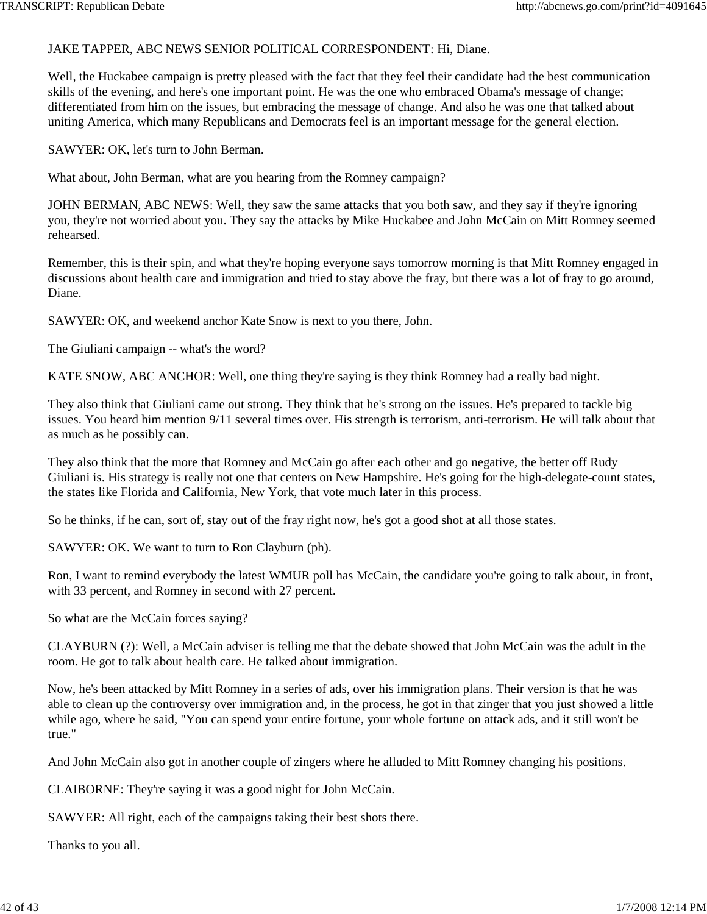JAKE TAPPER, ABC NEWS SENIOR POLITICAL CORRESPONDENT: Hi, Diane.

Well, the Huckabee campaign is pretty pleased with the fact that they feel their candidate had the best communication skills of the evening, and here's one important point. He was the one who embraced Obama's message of change; differentiated from him on the issues, but embracing the message of change. And also he was one that talked about uniting America, which many Republicans and Democrats feel is an important message for the general election.

SAWYER: OK, let's turn to John Berman.

What about, John Berman, what are you hearing from the Romney campaign?

JOHN BERMAN, ABC NEWS: Well, they saw the same attacks that you both saw, and they say if they're ignoring you, they're not worried about you. They say the attacks by Mike Huckabee and John McCain on Mitt Romney seemed rehearsed.

Remember, this is their spin, and what they're hoping everyone says tomorrow morning is that Mitt Romney engaged in discussions about health care and immigration and tried to stay above the fray, but there was a lot of fray to go around, Diane.

SAWYER: OK, and weekend anchor Kate Snow is next to you there, John.

The Giuliani campaign -- what's the word?

KATE SNOW, ABC ANCHOR: Well, one thing they're saying is they think Romney had a really bad night.

They also think that Giuliani came out strong. They think that he's strong on the issues. He's prepared to tackle big issues. You heard him mention 9/11 several times over. His strength is terrorism, anti-terrorism. He will talk about that as much as he possibly can.

They also think that the more that Romney and McCain go after each other and go negative, the better off Rudy Giuliani is. His strategy is really not one that centers on New Hampshire. He's going for the high-delegate-count states, the states like Florida and California, New York, that vote much later in this process.

So he thinks, if he can, sort of, stay out of the fray right now, he's got a good shot at all those states.

SAWYER: OK. We want to turn to Ron Clayburn (ph).

Ron, I want to remind everybody the latest WMUR poll has McCain, the candidate you're going to talk about, in front, with 33 percent, and Romney in second with 27 percent.

So what are the McCain forces saying?

CLAYBURN (?): Well, a McCain adviser is telling me that the debate showed that John McCain was the adult in the room. He got to talk about health care. He talked about immigration.

Now, he's been attacked by Mitt Romney in a series of ads, over his immigration plans. Their version is that he was able to clean up the controversy over immigration and, in the process, he got in that zinger that you just showed a little while ago, where he said, "You can spend your entire fortune, your whole fortune on attack ads, and it still won't be true."

And John McCain also got in another couple of zingers where he alluded to Mitt Romney changing his positions.

CLAIBORNE: They're saying it was a good night for John McCain.

SAWYER: All right, each of the campaigns taking their best shots there.

Thanks to you all.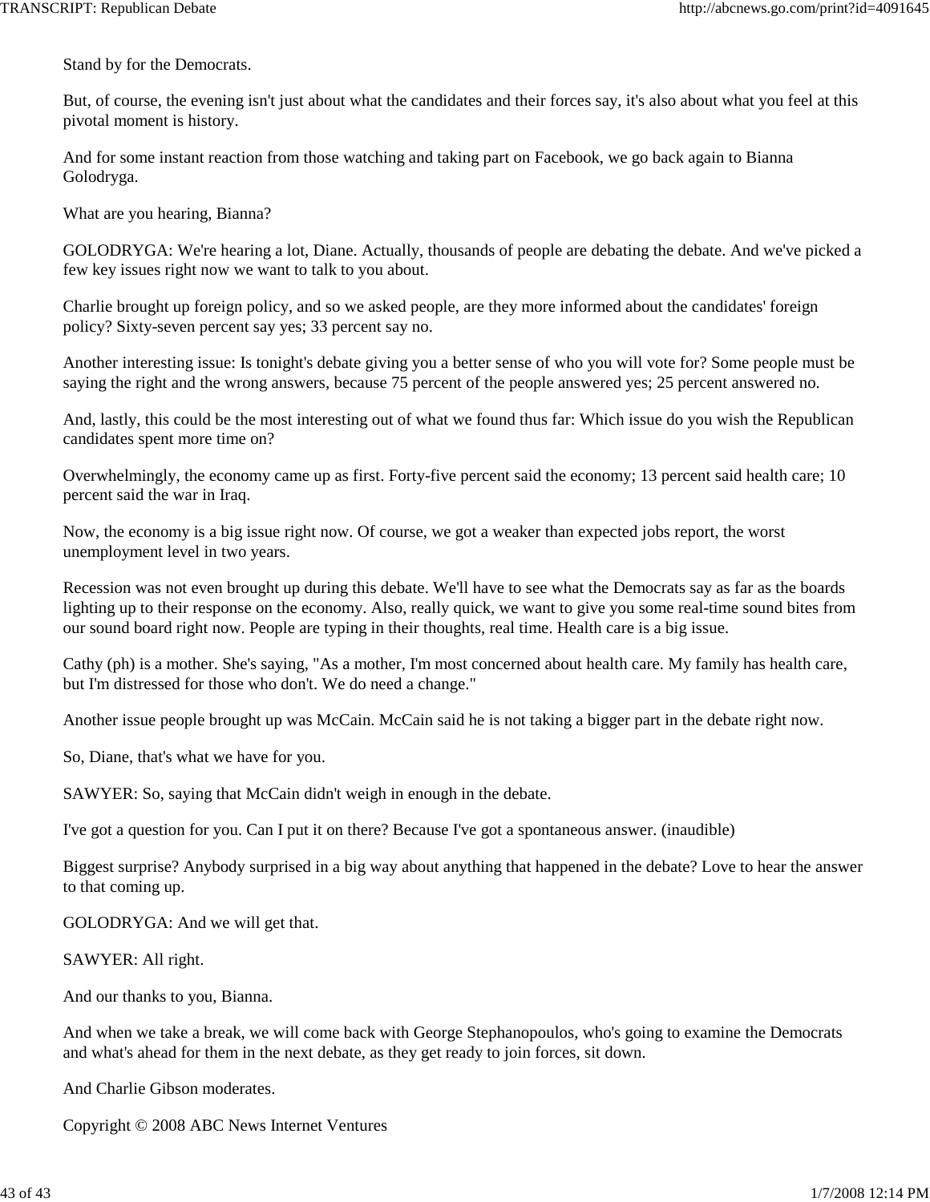Stand by for the Democrats.

But, of course, the evening isn't just about what the candidates and their forces say, it's also about what you feel at this pivotal moment is history.

And for some instant reaction from those watching and taking part on Facebook, we go back again to Bianna Golodryga.

What are you hearing, Bianna?

GOLODRYGA: We're hearing a lot, Diane. Actually, thousands of people are debating the debate. And we've picked a few key issues right now we want to talk to you about.

Charlie brought up foreign policy, and so we asked people, are they more informed about the candidates' foreign policy? Sixty-seven percent say yes; 33 percent say no.

Another interesting issue: Is tonight's debate giving you a better sense of who you will vote for? Some people must be saying the right and the wrong answers, because 75 percent of the people answered yes; 25 percent answered no.

And, lastly, this could be the most interesting out of what we found thus far: Which issue do you wish the Republican candidates spent more time on?

Overwhelmingly, the economy came up as first. Forty-five percent said the economy; 13 percent said health care; 10 percent said the war in Iraq.

Now, the economy is a big issue right now. Of course, we got a weaker than expected jobs report, the worst unemployment level in two years.

Recession was not even brought up during this debate. We'll have to see what the Democrats say as far as the boards lighting up to their response on the economy. Also, really quick, we want to give you some real-time sound bites from our sound board right now. People are typing in their thoughts, real time. Health care is a big issue.

Cathy (ph) is a mother. She's saying, "As a mother, I'm most concerned about health care. My family has health care, but I'm distressed for those who don't. We do need a change."

Another issue people brought up was McCain. McCain said he is not taking a bigger part in the debate right now.

So, Diane, that's what we have for you.

SAWYER: So, saying that McCain didn't weigh in enough in the debate.

I've got a question for you. Can I put it on there? Because I've got a spontaneous answer. (inaudible)

Biggest surprise? Anybody surprised in a big way about anything that happened in the debate? Love to hear the answer to that coming up.

GOLODRYGA: And we will get that.

SAWYER: All right.

And our thanks to you, Bianna.

And when we take a break, we will come back with George Stephanopoulos, who's going to examine the Democrats and what's ahead for them in the next debate, as they get ready to join forces, sit down.

And Charlie Gibson moderates.

Copyright © 2008 ABC News Internet Ventures